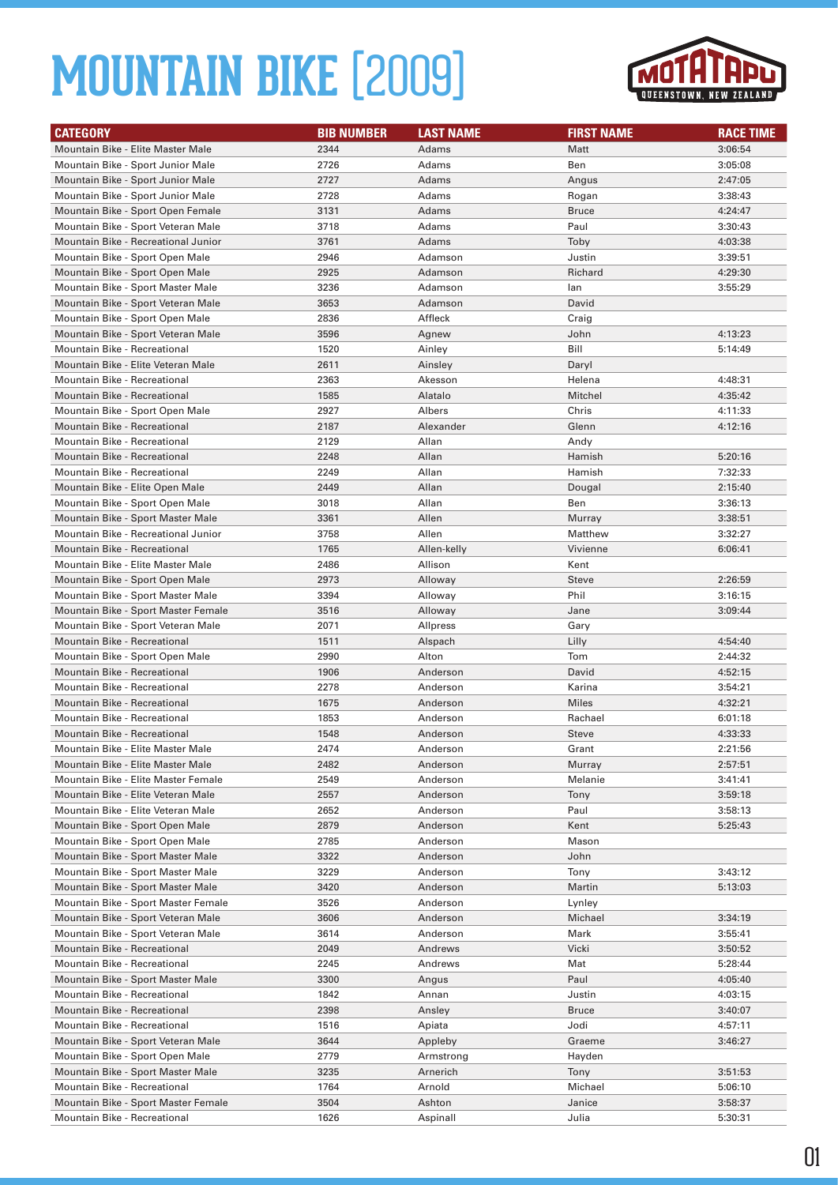# MOUNTAIN BIKE [2009]

| CATEGORY | BIB NUMBER | LAST NAME | FIRST NAME | RACE TIME |
|---|---|---|---|---|
| Mountain Bike - Elite Master Male | 2344 | Adams | Matt | 3:06:54 |
| Mountain Bike - Sport Junior Male | 2726 | Adams | Ben | 3:05:08 |
| Mountain Bike - Sport Junior Male | 2727 | Adams | Angus | 2:47:05 |
| Mountain Bike - Sport Junior Male | 2728 | Adams | Rogan | 3:38:43 |
| Mountain Bike - Sport Open Female | 3131 | Adams | Bruce | 4:24:47 |
| Mountain Bike - Sport Veteran Male | 3718 | Adams | Paul | 3:30:43 |
| Mountain Bike - Recreational Junior | 3761 | Adams | Toby | 4:03:38 |
| Mountain Bike - Sport Open Male | 2946 | Adamson | Justin | 3:39:51 |
| Mountain Bike - Sport Open Male | 2925 | Adamson | Richard | 4:29:30 |
| Mountain Bike - Sport Master Male | 3236 | Adamson | Ian | 3:55:29 |
| Mountain Bike - Sport Veteran Male | 3653 | Adamson | David | |
| Mountain Bike - Sport Open Male | 2836 | Affleck | Craig | |
| Mountain Bike - Sport Veteran Male | 3596 | Agnew | John | 4:13:23 |
| Mountain Bike - Recreational | 1520 | Ainley | Bill | 5:14:49 |
| Mountain Bike - Elite Veteran Male | 2611 | Ainsley | Daryl | |
| Mountain Bike - Recreational | 2363 | Akesson | Helena | 4:48:31 |
| Mountain Bike - Recreational | 1585 | Alatalo | Mitchel | 4:35:42 |
| Mountain Bike - Sport Open Male | 2927 | Albers | Chris | 4:11:33 |
| Mountain Bike - Recreational | 2187 | Alexander | Glenn | 4:12:16 |
| Mountain Bike - Recreational | 2129 | Allan | Andy | |
| Mountain Bike - Recreational | 2248 | Allan | Hamish | 5:20:16 |
| Mountain Bike - Recreational | 2249 | Allan | Hamish | 7:32:33 |
| Mountain Bike - Elite Open Male | 2449 | Allan | Dougal | 2:15:40 |
| Mountain Bike - Sport Open Male | 3018 | Allan | Ben | 3:36:13 |
| Mountain Bike - Sport Master Male | 3361 | Allen | Murray | 3:38:51 |
| Mountain Bike - Recreational Junior | 3758 | Allen | Matthew | 3:32:27 |
| Mountain Bike - Recreational | 1765 | Allen-kelly | Vivienne | 6:06:41 |
| Mountain Bike - Elite Master Male | 2486 | Allison | Kent | |
| Mountain Bike - Sport Open Male | 2973 | Alloway | Steve | 2:26:59 |
| Mountain Bike - Sport Master Male | 3394 | Alloway | Phil | 3:16:15 |
| Mountain Bike - Sport Master Female | 3516 | Alloway | Jane | 3:09:44 |
| Mountain Bike - Sport Veteran Male | 2071 | Allpress | Gary | |
| Mountain Bike - Recreational | 1511 | Alspach | Lilly | 4:54:40 |
| Mountain Bike - Sport Open Male | 2990 | Alton | Tom | 2:44:32 |
| Mountain Bike - Recreational | 1906 | Anderson | David | 4:52:15 |
| Mountain Bike - Recreational | 2278 | Anderson | Karina | 3:54:21 |
| Mountain Bike - Recreational | 1675 | Anderson | Miles | 4:32:21 |
| Mountain Bike - Recreational | 1853 | Anderson | Rachael | 6:01:18 |
| Mountain Bike - Recreational | 1548 | Anderson | Steve | 4:33:33 |
| Mountain Bike - Elite Master Male | 2474 | Anderson | Grant | 2:21:56 |
| Mountain Bike - Elite Master Male | 2482 | Anderson | Murray | 2:57:51 |
| Mountain Bike - Elite Master Female | 2549 | Anderson | Melanie | 3:41:41 |
| Mountain Bike - Elite Veteran Male | 2557 | Anderson | Tony | 3:59:18 |
| Mountain Bike - Elite Veteran Male | 2652 | Anderson | Paul | 3:58:13 |
| Mountain Bike - Sport Open Male | 2879 | Anderson | Kent | 5:25:43 |
| Mountain Bike - Sport Open Male | 2785 | Anderson | Mason | |
| Mountain Bike - Sport Master Male | 3322 | Anderson | John | |
| Mountain Bike - Sport Master Male | 3229 | Anderson | Tony | 3:43:12 |
| Mountain Bike - Sport Master Male | 3420 | Anderson | Martin | 5:13:03 |
| Mountain Bike - Sport Master Female | 3526 | Anderson | Lynley | |
| Mountain Bike - Sport Veteran Male | 3606 | Anderson | Michael | 3:34:19 |
| Mountain Bike - Sport Veteran Male | 3614 | Anderson | Mark | 3:55:41 |
| Mountain Bike - Recreational | 2049 | Andrews | Vicki | 3:50:52 |
| Mountain Bike - Recreational | 2245 | Andrews | Mat | 5:28:44 |
| Mountain Bike - Sport Master Male | 3300 | Angus | Paul | 4:05:40 |
| Mountain Bike - Recreational | 1842 | Annan | Justin | 4:03:15 |
| Mountain Bike - Recreational | 2398 | Ansley | Bruce | 3:40:07 |
| Mountain Bike - Recreational | 1516 | Apiata | Jodi | 4:57:11 |
| Mountain Bike - Sport Veteran Male | 3644 | Appleby | Graeme | 3:46:27 |
| Mountain Bike - Sport Open Male | 2779 | Armstrong | Hayden | |
| Mountain Bike - Sport Master Male | 3235 | Arnerich | Tony | 3:51:53 |
| Mountain Bike - Recreational | 1764 | Arnold | Michael | 5:06:10 |
| Mountain Bike - Sport Master Female | 3504 | Ashton | Janice | 3:58:37 |
| Mountain Bike - Recreational | 1626 | Aspinall | Julia | 5:30:31 |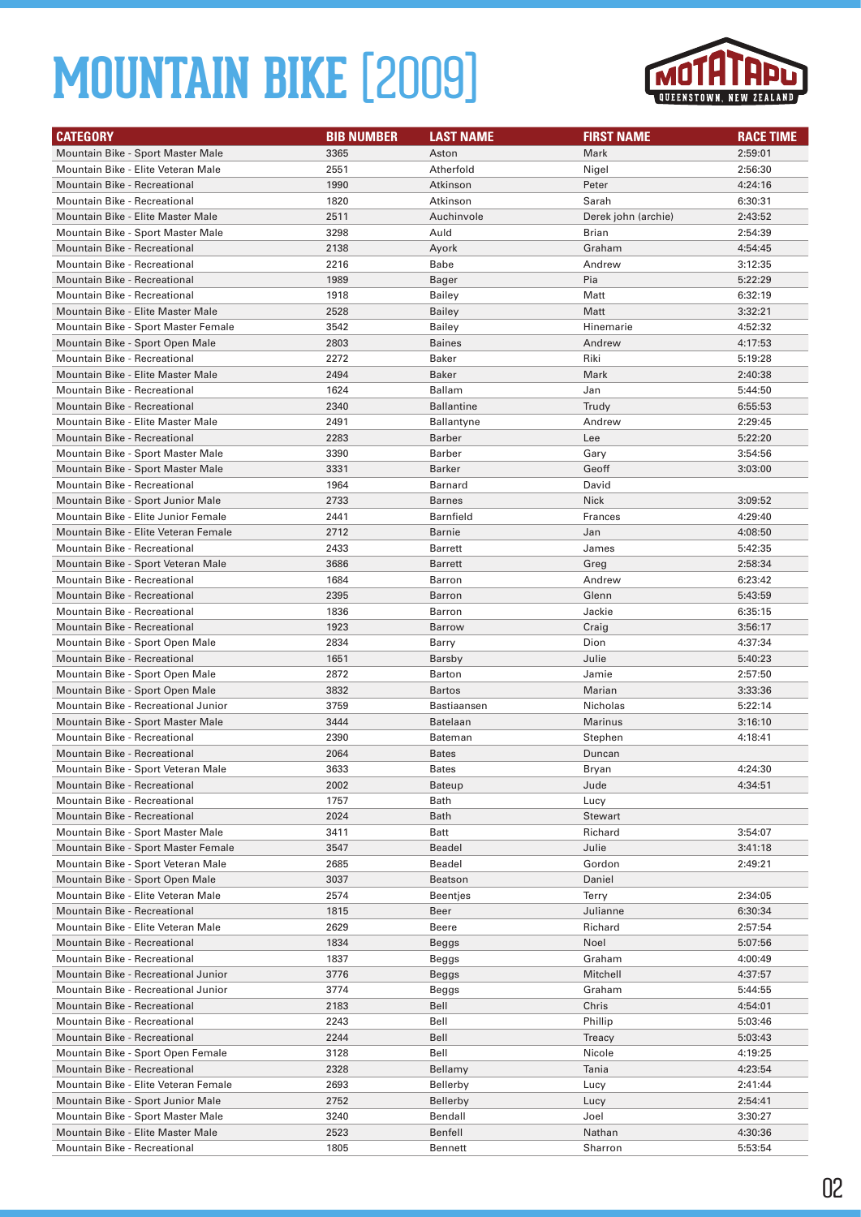# MOUNTAIN BIKE [2009]

| CATEGORY | BIB NUMBER | LAST NAME | FIRST NAME | RACE TIME |
|---|---|---|---|---|
| Mountain Bike - Sport Master Male | 3365 | Aston | Mark | 2:59:01 |
| Mountain Bike - Elite Veteran Male | 2551 | Atherfold | Nigel | 2:56:30 |
| Mountain Bike - Recreational | 1990 | Atkinson | Peter | 4:24:16 |
| Mountain Bike - Recreational | 1820 | Atkinson | Sarah | 6:30:31 |
| Mountain Bike - Elite Master Male | 2511 | Auchinvole | Derek john (archie) | 2:43:52 |
| Mountain Bike - Sport Master Male | 3298 | Auld | Brian | 2:54:39 |
| Mountain Bike - Recreational | 2138 | Ayork | Graham | 4:54:45 |
| Mountain Bike - Recreational | 2216 | Babe | Andrew | 3:12:35 |
| Mountain Bike - Recreational | 1989 | Bager | Pia | 5:22:29 |
| Mountain Bike - Recreational | 1918 | Bailey | Matt | 6:32:19 |
| Mountain Bike - Elite Master Male | 2528 | Bailey | Matt | 3:32:21 |
| Mountain Bike - Sport Master Female | 3542 | Bailey | Hinemarie | 4:52:32 |
| Mountain Bike - Sport Open Male | 2803 | Baines | Andrew | 4:17:53 |
| Mountain Bike - Recreational | 2272 | Baker | Riki | 5:19:28 |
| Mountain Bike - Elite Master Male | 2494 | Baker | Mark | 2:40:38 |
| Mountain Bike - Recreational | 1624 | Ballam | Jan | 5:44:50 |
| Mountain Bike - Recreational | 2340 | Ballantine | Trudy | 6:55:53 |
| Mountain Bike - Elite Master Male | 2491 | Ballantyne | Andrew | 2:29:45 |
| Mountain Bike - Recreational | 2283 | Barber | Lee | 5:22:20 |
| Mountain Bike - Sport Master Male | 3390 | Barber | Gary | 3:54:56 |
| Mountain Bike - Sport Master Male | 3331 | Barker | Geoff | 3:03:00 |
| Mountain Bike - Recreational | 1964 | Barnard | David | |
| Mountain Bike - Sport Junior Male | 2733 | Barnes | Nick | 3:09:52 |
| Mountain Bike - Elite Junior Female | 2441 | Barnfield | Frances | 4:29:40 |
| Mountain Bike - Elite Veteran Female | 2712 | Barnie | Jan | 4:08:50 |
| Mountain Bike - Recreational | 2433 | Barrett | James | 5:42:35 |
| Mountain Bike - Sport Veteran Male | 3686 | Barrett | Greg | 2:58:34 |
| Mountain Bike - Recreational | 1684 | Barron | Andrew | 6:23:42 |
| Mountain Bike - Recreational | 2395 | Barron | Glenn | 5:43:59 |
| Mountain Bike - Recreational | 1836 | Barron | Jackie | 6:35:15 |
| Mountain Bike - Recreational | 1923 | Barrow | Craig | 3:56:17 |
| Mountain Bike - Sport Open Male | 2834 | Barry | Dion | 4:37:34 |
| Mountain Bike - Recreational | 1651 | Barsby | Julie | 5:40:23 |
| Mountain Bike - Sport Open Male | 2872 | Barton | Jamie | 2:57:50 |
| Mountain Bike - Sport Open Male | 3832 | Bartos | Marian | 3:33:36 |
| Mountain Bike - Recreational Junior | 3759 | Bastiaansen | Nicholas | 5:22:14 |
| Mountain Bike - Sport Master Male | 3444 | Batelaan | Marinus | 3:16:10 |
| Mountain Bike - Recreational | 2390 | Bateman | Stephen | 4:18:41 |
| Mountain Bike - Recreational | 2064 | Bates | Duncan | |
| Mountain Bike - Sport Veteran Male | 3633 | Bates | Bryan | 4:24:30 |
| Mountain Bike - Recreational | 2002 | Bateup | Jude | 4:34:51 |
| Mountain Bike - Recreational | 1757 | Bath | Lucy | |
| Mountain Bike - Recreational | 2024 | Bath | Stewart | |
| Mountain Bike - Sport Master Male | 3411 | Batt | Richard | 3:54:07 |
| Mountain Bike - Sport Master Female | 3547 | Beadel | Julie | 3:41:18 |
| Mountain Bike - Sport Veteran Male | 2685 | Beadel | Gordon | 2:49:21 |
| Mountain Bike - Sport Open Male | 3037 | Beatson | Daniel | |
| Mountain Bike - Elite Veteran Male | 2574 | Beentjes | Terry | 2:34:05 |
| Mountain Bike - Recreational | 1815 | Beer | Julianne | 6:30:34 |
| Mountain Bike - Elite Veteran Male | 2629 | Beere | Richard | 2:57:54 |
| Mountain Bike - Recreational | 1834 | Beggs | Noel | 5:07:56 |
| Mountain Bike - Recreational | 1837 | Beggs | Graham | 4:00:49 |
| Mountain Bike - Recreational Junior | 3776 | Beggs | Mitchell | 4:37:57 |
| Mountain Bike - Recreational Junior | 3774 | Beggs | Graham | 5:44:55 |
| Mountain Bike - Recreational | 2183 | Bell | Chris | 4:54:01 |
| Mountain Bike - Recreational | 2243 | Bell | Phillip | 5:03:46 |
| Mountain Bike - Recreational | 2244 | Bell | Treacy | 5:03:43 |
| Mountain Bike - Sport Open Female | 3128 | Bell | Nicole | 4:19:25 |
| Mountain Bike - Recreational | 2328 | Bellamy | Tania | 4:23:54 |
| Mountain Bike - Elite Veteran Female | 2693 | Bellerby | Lucy | 2:41:44 |
| Mountain Bike - Sport Junior Male | 2752 | Bellerby | Lucy | 2:54:41 |
| Mountain Bike - Sport Master Male | 3240 | Bendall | Joel | 3:30:27 |
| Mountain Bike - Elite Master Male | 2523 | Benfell | Nathan | 4:30:36 |
| Mountain Bike - Recreational | 1805 | Bennett | Sharron | 5:53:54 |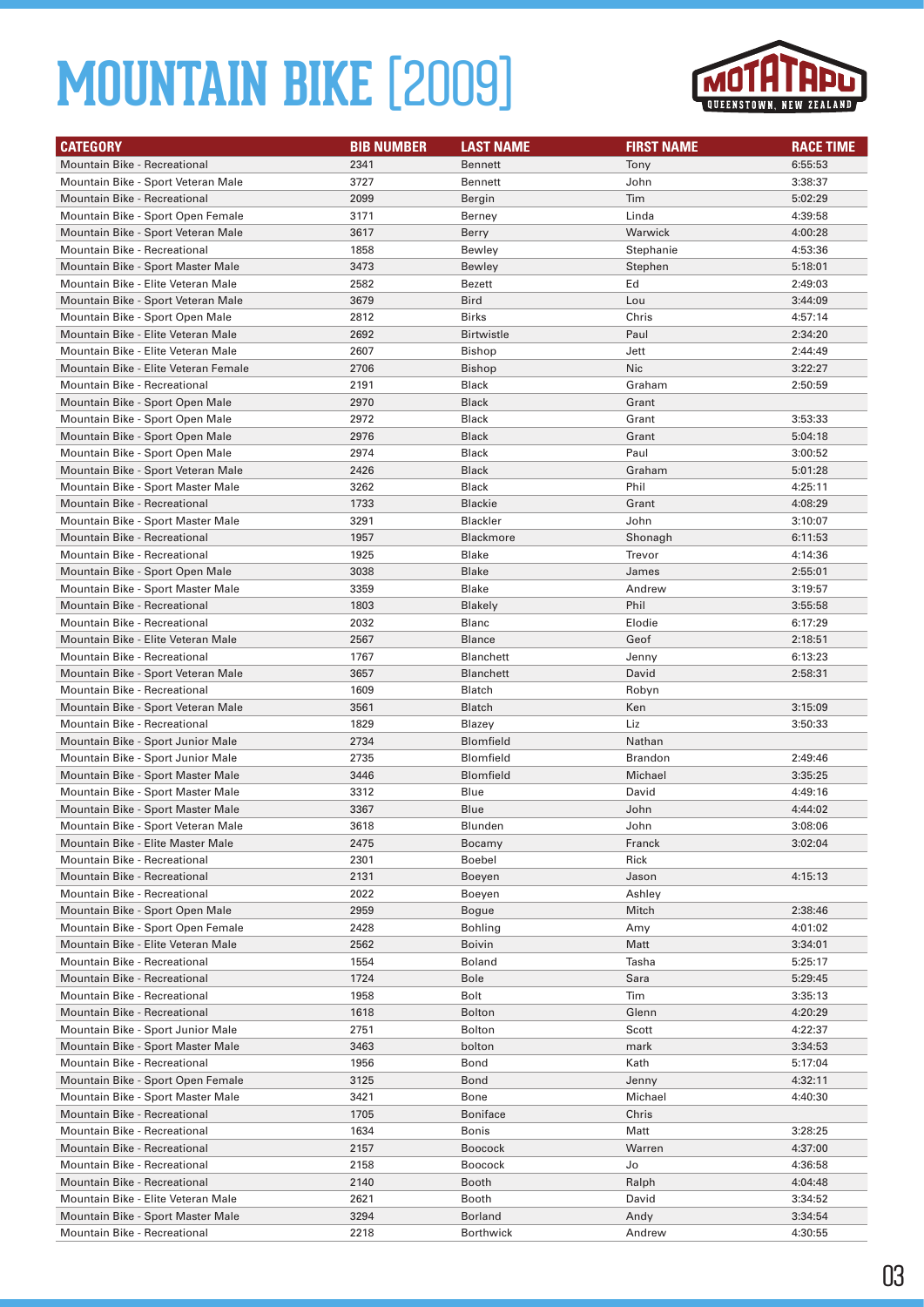# MOUNTAIN BIKE [2009]

| CATEGORY | BIB NUMBER | LAST NAME | FIRST NAME | RACE TIME |
|---|---|---|---|---|
| Mountain Bike - Recreational | 2341 | Bennett | Tony | 6:55:53 |
| Mountain Bike - Sport Veteran Male | 3727 | Bennett | John | 3:38:37 |
| Mountain Bike - Recreational | 2099 | Bergin | Tim | 5:02:29 |
| Mountain Bike - Sport Open Female | 3171 | Berney | Linda | 4:39:58 |
| Mountain Bike - Sport Veteran Male | 3617 | Berry | Warwick | 4:00:28 |
| Mountain Bike - Recreational | 1858 | Bewley | Stephanie | 4:53:36 |
| Mountain Bike - Sport Master Male | 3473 | Bewley | Stephen | 5:18:01 |
| Mountain Bike - Elite Veteran Male | 2582 | Bezett | Ed | 2:49:03 |
| Mountain Bike - Sport Veteran Male | 3679 | Bird | Lou | 3:44:09 |
| Mountain Bike - Sport Open Male | 2812 | Birks | Chris | 4:57:14 |
| Mountain Bike - Elite Veteran Male | 2692 | Birtwistle | Paul | 2:34:20 |
| Mountain Bike - Elite Veteran Male | 2607 | Bishop | Jett | 2:44:49 |
| Mountain Bike - Elite Veteran Female | 2706 | Bishop | Nic | 3:22:27 |
| Mountain Bike - Recreational | 2191 | Black | Graham | 2:50:59 |
| Mountain Bike - Sport Open Male | 2970 | Black | Grant | |
| Mountain Bike - Sport Open Male | 2972 | Black | Grant | 3:53:33 |
| Mountain Bike - Sport Open Male | 2976 | Black | Grant | 5:04:18 |
| Mountain Bike - Sport Open Male | 2974 | Black | Paul | 3:00:52 |
| Mountain Bike - Sport Veteran Male | 2426 | Black | Graham | 5:01:28 |
| Mountain Bike - Sport Master Male | 3262 | Black | Phil | 4:25:11 |
| Mountain Bike - Recreational | 1733 | Blackie | Grant | 4:08:29 |
| Mountain Bike - Sport Master Male | 3291 | Blackler | John | 3:10:07 |
| Mountain Bike - Recreational | 1957 | Blackmore | Shonagh | 6:11:53 |
| Mountain Bike - Recreational | 1925 | Blake | Trevor | 4:14:36 |
| Mountain Bike - Sport Open Male | 3038 | Blake | James | 2:55:01 |
| Mountain Bike - Sport Master Male | 3359 | Blake | Andrew | 3:19:57 |
| Mountain Bike - Recreational | 1803 | Blakely | Phil | 3:55:58 |
| Mountain Bike - Recreational | 2032 | Blanc | Elodie | 6:17:29 |
| Mountain Bike - Elite Veteran Male | 2567 | Blance | Geof | 2:18:51 |
| Mountain Bike - Recreational | 1767 | Blanchett | Jenny | 6:13:23 |
| Mountain Bike - Sport Veteran Male | 3657 | Blanchett | David | 2:58:31 |
| Mountain Bike - Recreational | 1609 | Blatch | Robyn | |
| Mountain Bike - Sport Veteran Male | 3561 | Blatch | Ken | 3:15:09 |
| Mountain Bike - Recreational | 1829 | Blazey | Liz | 3:50:33 |
| Mountain Bike - Sport Junior Male | 2734 | Blomfield | Nathan | |
| Mountain Bike - Sport Junior Male | 2735 | Blomfield | Brandon | 2:49:46 |
| Mountain Bike - Sport Master Male | 3446 | Blomfield | Michael | 3:35:25 |
| Mountain Bike - Sport Master Male | 3312 | Blue | David | 4:49:16 |
| Mountain Bike - Sport Master Male | 3367 | Blue | John | 4:44:02 |
| Mountain Bike - Sport Veteran Male | 3618 | Blunden | John | 3:08:06 |
| Mountain Bike - Elite Master Male | 2475 | Bocamy | Franck | 3:02:04 |
| Mountain Bike - Recreational | 2301 | Boebel | Rick | |
| Mountain Bike - Recreational | 2131 | Boeyen | Jason | 4:15:13 |
| Mountain Bike - Recreational | 2022 | Boeyen | Ashley | |
| Mountain Bike - Sport Open Male | 2959 | Bogue | Mitch | 2:38:46 |
| Mountain Bike - Sport Open Female | 2428 | Bohling | Amy | 4:01:02 |
| Mountain Bike - Elite Veteran Male | 2562 | Boivin | Matt | 3:34:01 |
| Mountain Bike - Recreational | 1554 | Boland | Tasha | 5:25:17 |
| Mountain Bike - Recreational | 1724 | Bole | Sara | 5:29:45 |
| Mountain Bike - Recreational | 1958 | Bolt | Tim | 3:35:13 |
| Mountain Bike - Recreational | 1618 | Bolton | Glenn | 4:20:29 |
| Mountain Bike - Sport Junior Male | 2751 | Bolton | Scott | 4:22:37 |
| Mountain Bike - Sport Master Male | 3463 | bolton | mark | 3:34:53 |
| Mountain Bike - Recreational | 1956 | Bond | Kath | 5:17:04 |
| Mountain Bike - Sport Open Female | 3125 | Bond | Jenny | 4:32:11 |
| Mountain Bike - Sport Master Male | 3421 | Bone | Michael | 4:40:30 |
| Mountain Bike - Recreational | 1705 | Boniface | Chris | |
| Mountain Bike - Recreational | 1634 | Bonis | Matt | 3:28:25 |
| Mountain Bike - Recreational | 2157 | Boocock | Warren | 4:37:00 |
| Mountain Bike - Recreational | 2158 | Boocock | Jo | 4:36:58 |
| Mountain Bike - Recreational | 2140 | Booth | Ralph | 4:04:48 |
| Mountain Bike - Elite Veteran Male | 2621 | Booth | David | 3:34:52 |
| Mountain Bike - Sport Master Male | 3294 | Borland | Andy | 3:34:54 |
| Mountain Bike - Recreational | 2218 | Borthwick | Andrew | 4:30:55 |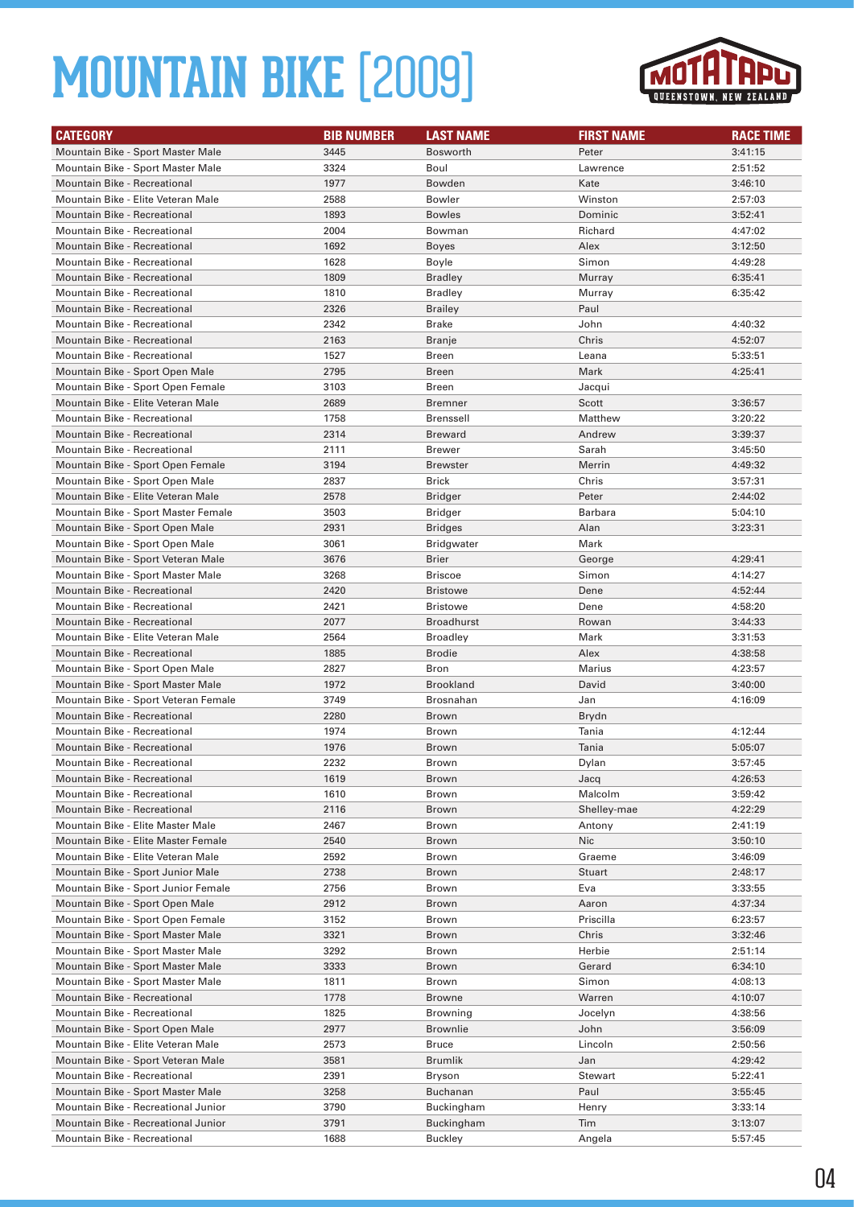# MOUNTAIN BIKE [2009]

| CATEGORY | BIB NUMBER | LAST NAME | FIRST NAME | RACE TIME |
|---|---|---|---|---|
| Mountain Bike - Sport Master Male | 3445 | Bosworth | Peter | 3:41:15 |
| Mountain Bike - Sport Master Male | 3324 | Boul | Lawrence | 2:51:52 |
| Mountain Bike - Recreational | 1977 | Bowden | Kate | 3:46:10 |
| Mountain Bike - Elite Veteran Male | 2588 | Bowler | Winston | 2:57:03 |
| Mountain Bike - Recreational | 1893 | Bowles | Dominic | 3:52:41 |
| Mountain Bike - Recreational | 2004 | Bowman | Richard | 4:47:02 |
| Mountain Bike - Recreational | 1692 | Boyes | Alex | 3:12:50 |
| Mountain Bike - Recreational | 1628 | Boyle | Simon | 4:49:28 |
| Mountain Bike - Recreational | 1809 | Bradley | Murray | 6:35:41 |
| Mountain Bike - Recreational | 1810 | Bradley | Murray | 6:35:42 |
| Mountain Bike - Recreational | 2326 | Brailey | Paul | |
| Mountain Bike - Recreational | 2342 | Brake | John | 4:40:32 |
| Mountain Bike - Recreational | 2163 | Branje | Chris | 4:52:07 |
| Mountain Bike - Recreational | 1527 | Breen | Leana | 5:33:51 |
| Mountain Bike - Sport Open Male | 2795 | Breen | Mark | 4:25:41 |
| Mountain Bike - Sport Open Female | 3103 | Breen | Jacqui | |
| Mountain Bike - Elite Veteran Male | 2689 | Bremner | Scott | 3:36:57 |
| Mountain Bike - Recreational | 1758 | Brenssell | Matthew | 3:20:22 |
| Mountain Bike - Recreational | 2314 | Breward | Andrew | 3:39:37 |
| Mountain Bike - Recreational | 2111 | Brewer | Sarah | 3:45:50 |
| Mountain Bike - Sport Open Female | 3194 | Brewster | Merrin | 4:49:32 |
| Mountain Bike - Sport Open Male | 2837 | Brick | Chris | 3:57:31 |
| Mountain Bike - Elite Veteran Male | 2578 | Bridger | Peter | 2:44:02 |
| Mountain Bike - Sport Master Female | 3503 | Bridger | Barbara | 5:04:10 |
| Mountain Bike - Sport Open Male | 2931 | Bridges | Alan | 3:23:31 |
| Mountain Bike - Sport Open Male | 3061 | Bridgwater | Mark | |
| Mountain Bike - Sport Veteran Male | 3676 | Brier | George | 4:29:41 |
| Mountain Bike - Sport Master Male | 3268 | Briscoe | Simon | 4:14:27 |
| Mountain Bike - Recreational | 2420 | Bristowe | Dene | 4:52:44 |
| Mountain Bike - Recreational | 2421 | Bristowe | Dene | 4:58:20 |
| Mountain Bike - Recreational | 2077 | Broadhurst | Rowan | 3:44:33 |
| Mountain Bike - Elite Veteran Male | 2564 | Broadley | Mark | 3:31:53 |
| Mountain Bike - Recreational | 1885 | Brodie | Alex | 4:38:58 |
| Mountain Bike - Sport Open Male | 2827 | Bron | Marius | 4:23:57 |
| Mountain Bike - Sport Master Male | 1972 | Brookland | David | 3:40:00 |
| Mountain Bike - Sport Veteran Female | 3749 | Brosnahan | Jan | 4:16:09 |
| Mountain Bike - Recreational | 2280 | Brown | Brydn | |
| Mountain Bike - Recreational | 1974 | Brown | Tania | 4:12:44 |
| Mountain Bike - Recreational | 1976 | Brown | Tania | 5:05:07 |
| Mountain Bike - Recreational | 2232 | Brown | Dylan | 3:57:45 |
| Mountain Bike - Recreational | 1619 | Brown | Jacq | 4:26:53 |
| Mountain Bike - Recreational | 1610 | Brown | Malcolm | 3:59:42 |
| Mountain Bike - Recreational | 2116 | Brown | Shelley-mae | 4:22:29 |
| Mountain Bike - Elite Master Male | 2467 | Brown | Antony | 2:41:19 |
| Mountain Bike - Elite Master Female | 2540 | Brown | Nic | 3:50:10 |
| Mountain Bike - Elite Veteran Male | 2592 | Brown | Graeme | 3:46:09 |
| Mountain Bike - Sport Junior Male | 2738 | Brown | Stuart | 2:48:17 |
| Mountain Bike - Sport Junior Female | 2756 | Brown | Eva | 3:33:55 |
| Mountain Bike - Sport Open Male | 2912 | Brown | Aaron | 4:37:34 |
| Mountain Bike - Sport Open Female | 3152 | Brown | Priscilla | 6:23:57 |
| Mountain Bike - Sport Master Male | 3321 | Brown | Chris | 3:32:46 |
| Mountain Bike - Sport Master Male | 3292 | Brown | Herbie | 2:51:14 |
| Mountain Bike - Sport Master Male | 3333 | Brown | Gerard | 6:34:10 |
| Mountain Bike - Sport Master Male | 1811 | Brown | Simon | 4:08:13 |
| Mountain Bike - Recreational | 1778 | Browne | Warren | 4:10:07 |
| Mountain Bike - Recreational | 1825 | Browning | Jocelyn | 4:38:56 |
| Mountain Bike - Sport Open Male | 2977 | Brownlie | John | 3:56:09 |
| Mountain Bike - Elite Veteran Male | 2573 | Bruce | Lincoln | 2:50:56 |
| Mountain Bike - Sport Veteran Male | 3581 | Brumlik | Jan | 4:29:42 |
| Mountain Bike - Recreational | 2391 | Bryson | Stewart | 5:22:41 |
| Mountain Bike - Sport Master Male | 3258 | Buchanan | Paul | 3:55:45 |
| Mountain Bike - Recreational Junior | 3790 | Buckingham | Henry | 3:33:14 |
| Mountain Bike - Recreational Junior | 3791 | Buckingham | Tim | 3:13:07 |
| Mountain Bike - Recreational | 1688 | Buckley | Angela | 5:57:45 |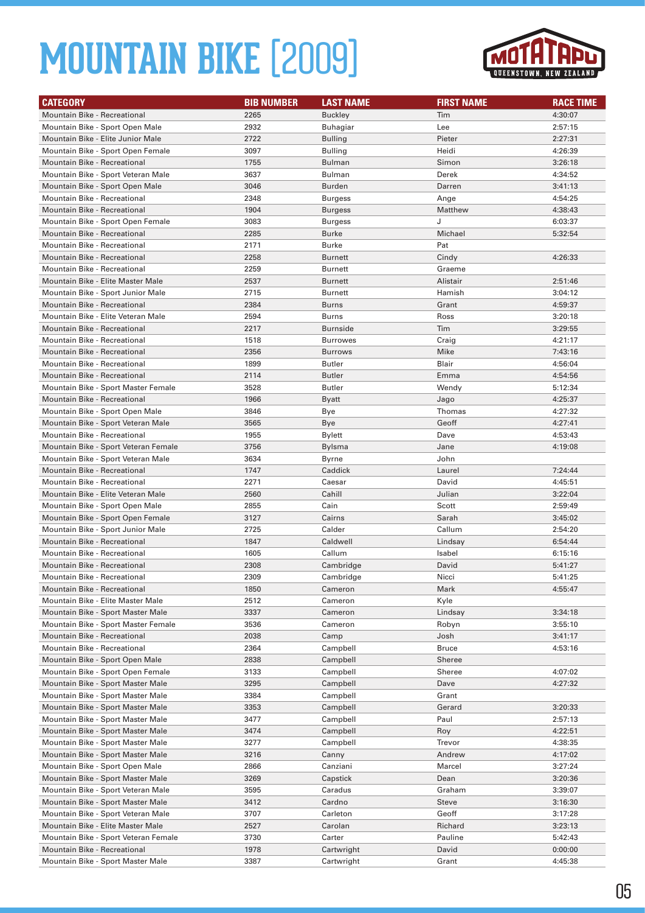# MOUNTAIN BIKE [2009]

| CATEGORY | BIB NUMBER | LAST NAME | FIRST NAME | RACE TIME |
|---|---|---|---|---|
| Mountain Bike - Recreational | 2265 | Buckley | Tim | 4:30:07 |
| Mountain Bike - Sport Open Male | 2932 | Buhagiar | Lee | 2:57:15 |
| Mountain Bike - Elite Junior Male | 2722 | Bulling | Pieter | 2:27:31 |
| Mountain Bike - Sport Open Female | 3097 | Bulling | Heidi | 4:26:39 |
| Mountain Bike - Recreational | 1755 | Bulman | Simon | 3:26:18 |
| Mountain Bike - Sport Veteran Male | 3637 | Bulman | Derek | 4:34:52 |
| Mountain Bike - Sport Open Male | 3046 | Burden | Darren | 3:41:13 |
| Mountain Bike - Recreational | 2348 | Burgess | Ange | 4:54:25 |
| Mountain Bike - Recreational | 1904 | Burgess | Matthew | 4:38:43 |
| Mountain Bike - Sport Open Female | 3083 | Burgess | J | 6:03:37 |
| Mountain Bike - Recreational | 2285 | Burke | Michael | 5:32:54 |
| Mountain Bike - Recreational | 2171 | Burke | Pat | |
| Mountain Bike - Recreational | 2258 | Burnett | Cindy | 4:26:33 |
| Mountain Bike - Recreational | 2259 | Burnett | Graeme | |
| Mountain Bike - Elite Master Male | 2537 | Burnett | Alistair | 2:51:46 |
| Mountain Bike - Sport Junior Male | 2715 | Burnett | Hamish | 3:04:12 |
| Mountain Bike - Recreational | 2384 | Burns | Grant | 4:59:37 |
| Mountain Bike - Elite Veteran Male | 2594 | Burns | Ross | 3:20:18 |
| Mountain Bike - Recreational | 2217 | Burnside | Tim | 3:29:55 |
| Mountain Bike - Recreational | 1518 | Burrowes | Craig | 4:21:17 |
| Mountain Bike - Recreational | 2356 | Burrows | Mike | 7:43:16 |
| Mountain Bike - Recreational | 1899 | Butler | Blair | 4:56:04 |
| Mountain Bike - Recreational | 2114 | Butler | Emma | 4:54:56 |
| Mountain Bike - Sport Master Female | 3528 | Butler | Wendy | 5:12:34 |
| Mountain Bike - Recreational | 1966 | Byatt | Jago | 4:25:37 |
| Mountain Bike - Sport Open Male | 3846 | Bye | Thomas | 4:27:32 |
| Mountain Bike - Sport Veteran Male | 3565 | Bye | Geoff | 4:27:41 |
| Mountain Bike - Recreational | 1955 | Bylett | Dave | 4:53:43 |
| Mountain Bike - Sport Veteran Female | 3756 | Bylsma | Jane | 4:19:08 |
| Mountain Bike - Sport Veteran Male | 3634 | Byrne | John | |
| Mountain Bike - Recreational | 1747 | Caddick | Laurel | 7:24:44 |
| Mountain Bike - Recreational | 2271 | Caesar | David | 4:45:51 |
| Mountain Bike - Elite Veteran Male | 2560 | Cahill | Julian | 3:22:04 |
| Mountain Bike - Sport Open Male | 2855 | Cain | Scott | 2:59:49 |
| Mountain Bike - Sport Open Female | 3127 | Cairns | Sarah | 3:45:02 |
| Mountain Bike - Sport Junior Male | 2725 | Calder | Callum | 2:54:20 |
| Mountain Bike - Recreational | 1847 | Caldwell | Lindsay | 6:54:44 |
| Mountain Bike - Recreational | 1605 | Callum | Isabel | 6:15:16 |
| Mountain Bike - Recreational | 2308 | Cambridge | David | 5:41:27 |
| Mountain Bike - Recreational | 2309 | Cambridge | Nicci | 5:41:25 |
| Mountain Bike - Recreational | 1850 | Cameron | Mark | 4:55:47 |
| Mountain Bike - Elite Master Male | 2512 | Cameron | Kyle | |
| Mountain Bike - Sport Master Male | 3337 | Cameron | Lindsay | 3:34:18 |
| Mountain Bike - Sport Master Female | 3536 | Cameron | Robyn | 3:55:10 |
| Mountain Bike - Recreational | 2038 | Camp | Josh | 3:41:17 |
| Mountain Bike - Recreational | 2364 | Campbell | Bruce | 4:53:16 |
| Mountain Bike - Sport Open Male | 2838 | Campbell | Sheree | |
| Mountain Bike - Sport Open Female | 3133 | Campbell | Sheree | 4:07:02 |
| Mountain Bike - Sport Master Male | 3295 | Campbell | Dave | 4:27:32 |
| Mountain Bike - Sport Master Male | 3384 | Campbell | Grant | |
| Mountain Bike - Sport Master Male | 3353 | Campbell | Gerard | 3:20:33 |
| Mountain Bike - Sport Master Male | 3477 | Campbell | Paul | 2:57:13 |
| Mountain Bike - Sport Master Male | 3474 | Campbell | Roy | 4:22:51 |
| Mountain Bike - Sport Master Male | 3277 | Campbell | Trevor | 4:38:35 |
| Mountain Bike - Sport Master Male | 3216 | Canny | Andrew | 4:17:02 |
| Mountain Bike - Sport Open Male | 2866 | Canziani | Marcel | 3:27:24 |
| Mountain Bike - Sport Master Male | 3269 | Capstick | Dean | 3:20:36 |
| Mountain Bike - Sport Veteran Male | 3595 | Caradus | Graham | 3:39:07 |
| Mountain Bike - Sport Master Male | 3412 | Cardno | Steve | 3:16:30 |
| Mountain Bike - Sport Veteran Male | 3707 | Carleton | Geoff | 3:17:28 |
| Mountain Bike - Elite Master Male | 2527 | Carolan | Richard | 3:23:13 |
| Mountain Bike - Sport Veteran Female | 3730 | Carter | Pauline | 5:42:43 |
| Mountain Bike - Recreational | 1978 | Cartwright | David | 0:00:00 |
| Mountain Bike - Sport Master Male | 3387 | Cartwright | Grant | 4:45:38 |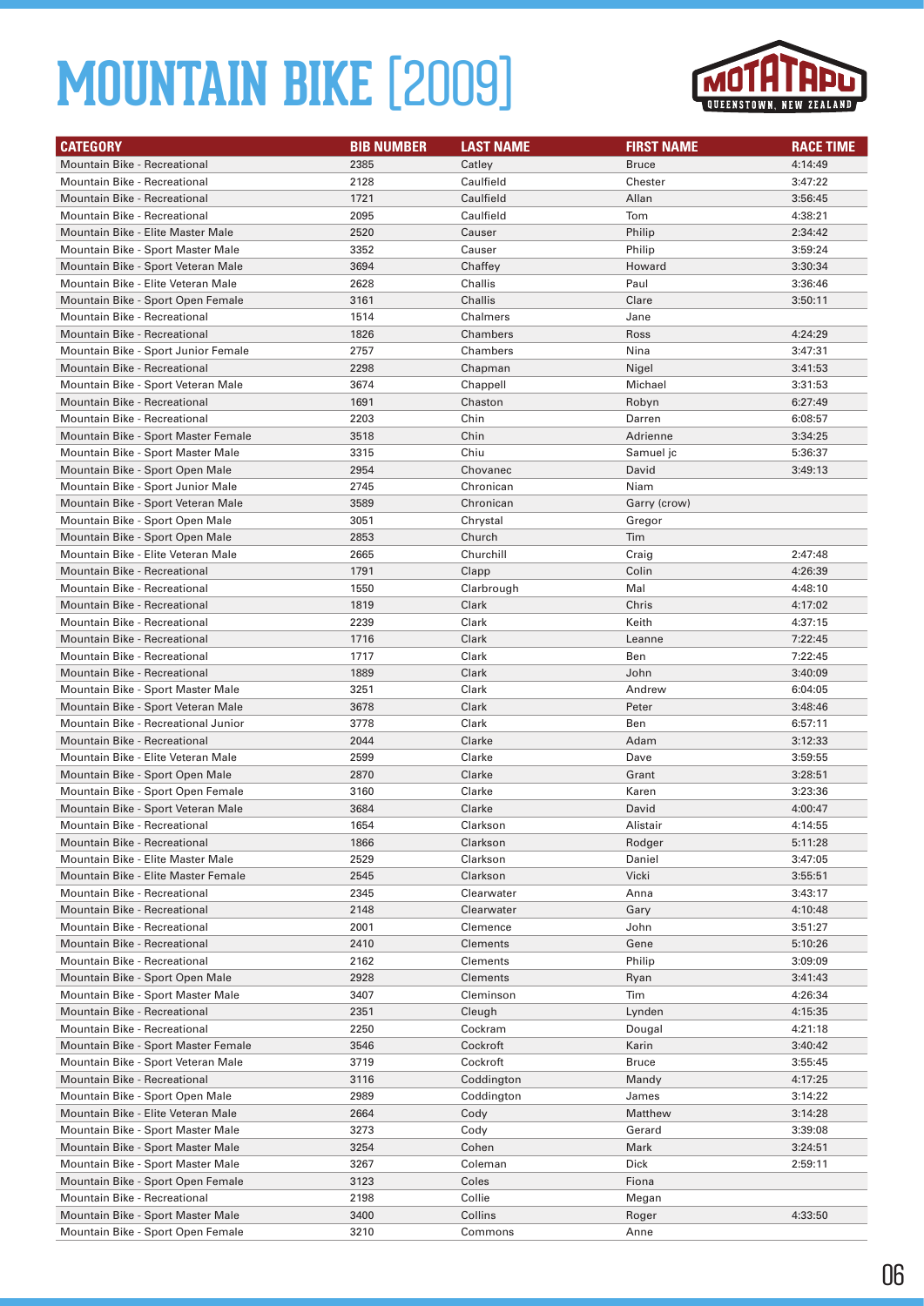# MOUNTAIN BIKE [2009]

| CATEGORY | BIB NUMBER | LAST NAME | FIRST NAME | RACE TIME |
|---|---|---|---|---|
| Mountain Bike - Recreational | 2385 | Catley | Bruce | 4:14:49 |
| Mountain Bike - Recreational | 2128 | Caulfield | Chester | 3:47:22 |
| Mountain Bike - Recreational | 1721 | Caulfield | Allan | 3:56:45 |
| Mountain Bike - Recreational | 2095 | Caulfield | Tom | 4:38:21 |
| Mountain Bike - Elite Master Male | 2520 | Causer | Philip | 2:34:42 |
| Mountain Bike - Sport Master Male | 3352 | Causer | Philip | 3:59:24 |
| Mountain Bike - Sport Veteran Male | 3694 | Chaffey | Howard | 3:30:34 |
| Mountain Bike - Elite Veteran Male | 2628 | Challis | Paul | 3:36:46 |
| Mountain Bike - Sport Open Female | 3161 | Challis | Clare | 3:50:11 |
| Mountain Bike - Recreational | 1514 | Chalmers | Jane | |
| Mountain Bike - Recreational | 1826 | Chambers | Ross | 4:24:29 |
| Mountain Bike - Sport Junior Female | 2757 | Chambers | Nina | 3:47:31 |
| Mountain Bike - Recreational | 2298 | Chapman | Nigel | 3:41:53 |
| Mountain Bike - Sport Veteran Male | 3674 | Chappell | Michael | 3:31:53 |
| Mountain Bike - Recreational | 1691 | Chaston | Robyn | 6:27:49 |
| Mountain Bike - Recreational | 2203 | Chin | Darren | 6:08:57 |
| Mountain Bike - Sport Master Female | 3518 | Chin | Adrienne | 3:34:25 |
| Mountain Bike - Sport Master Male | 3315 | Chiu | Samuel jc | 5:36:37 |
| Mountain Bike - Sport Open Male | 2954 | Chovanec | David | 3:49:13 |
| Mountain Bike - Sport Junior Male | 2745 | Chronican | Niam | |
| Mountain Bike - Sport Veteran Male | 3589 | Chronican | Garry (crow) | |
| Mountain Bike - Sport Open Male | 3051 | Chrystal | Gregor | |
| Mountain Bike - Sport Open Male | 2853 | Church | Tim | |
| Mountain Bike - Elite Veteran Male | 2665 | Churchill | Craig | 2:47:48 |
| Mountain Bike - Recreational | 1791 | Clapp | Colin | 4:26:39 |
| Mountain Bike - Recreational | 1550 | Clarbrough | Mal | 4:48:10 |
| Mountain Bike - Recreational | 1819 | Clark | Chris | 4:17:02 |
| Mountain Bike - Recreational | 2239 | Clark | Keith | 4:37:15 |
| Mountain Bike - Recreational | 1716 | Clark | Leanne | 7:22:45 |
| Mountain Bike - Recreational | 1717 | Clark | Ben | 7:22:45 |
| Mountain Bike - Recreational | 1889 | Clark | John | 3:40:09 |
| Mountain Bike - Sport Master Male | 3251 | Clark | Andrew | 6:04:05 |
| Mountain Bike - Sport Veteran Male | 3678 | Clark | Peter | 3:48:46 |
| Mountain Bike - Recreational Junior | 3778 | Clark | Ben | 6:57:11 |
| Mountain Bike - Recreational | 2044 | Clarke | Adam | 3:12:33 |
| Mountain Bike - Elite Veteran Male | 2599 | Clarke | Dave | 3:59:55 |
| Mountain Bike - Sport Open Male | 2870 | Clarke | Grant | 3:28:51 |
| Mountain Bike - Sport Open Female | 3160 | Clarke | Karen | 3:23:36 |
| Mountain Bike - Sport Veteran Male | 3684 | Clarke | David | 4:00:47 |
| Mountain Bike - Recreational | 1654 | Clarkson | Alistair | 4:14:55 |
| Mountain Bike - Recreational | 1866 | Clarkson | Rodger | 5:11:28 |
| Mountain Bike - Elite Master Male | 2529 | Clarkson | Daniel | 3:47:05 |
| Mountain Bike - Elite Master Female | 2545 | Clarkson | Vicki | 3:55:51 |
| Mountain Bike - Recreational | 2345 | Clearwater | Anna | 3:43:17 |
| Mountain Bike - Recreational | 2148 | Clearwater | Gary | 4:10:48 |
| Mountain Bike - Recreational | 2001 | Clemence | John | 3:51:27 |
| Mountain Bike - Recreational | 2410 | Clements | Gene | 5:10:26 |
| Mountain Bike - Recreational | 2162 | Clements | Philip | 3:09:09 |
| Mountain Bike - Sport Open Male | 2928 | Clements | Ryan | 3:41:43 |
| Mountain Bike - Sport Master Male | 3407 | Cleminson | Tim | 4:26:34 |
| Mountain Bike - Recreational | 2351 | Cleugh | Lynden | 4:15:35 |
| Mountain Bike - Recreational | 2250 | Cockram | Dougal | 4:21:18 |
| Mountain Bike - Sport Master Female | 3546 | Cockroft | Karin | 3:40:42 |
| Mountain Bike - Sport Veteran Male | 3719 | Cockroft | Bruce | 3:55:45 |
| Mountain Bike - Recreational | 3116 | Coddington | Mandy | 4:17:25 |
| Mountain Bike - Sport Open Male | 2989 | Coddington | James | 3:14:22 |
| Mountain Bike - Elite Veteran Male | 2664 | Cody | Matthew | 3:14:28 |
| Mountain Bike - Sport Master Male | 3273 | Cody | Gerard | 3:39:08 |
| Mountain Bike - Sport Master Male | 3254 | Cohen | Mark | 3:24:51 |
| Mountain Bike - Sport Master Male | 3267 | Coleman | Dick | 2:59:11 |
| Mountain Bike - Sport Open Female | 3123 | Coles | Fiona | |
| Mountain Bike - Recreational | 2198 | Collie | Megan | |
| Mountain Bike - Sport Master Male | 3400 | Collins | Roger | 4:33:50 |
| Mountain Bike - Sport Open Female | 3210 | Commons | Anne | |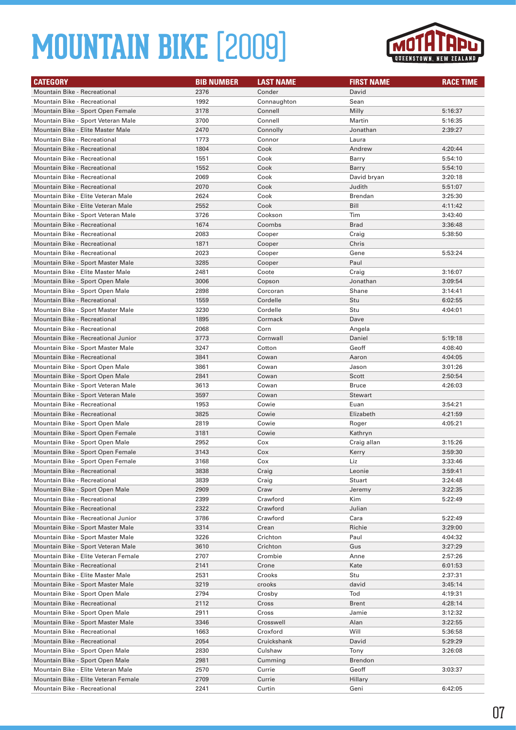# MOUNTAIN BIKE [2009]

MOTATAPU QUEENSTOWN, NEW ZEALAND

| CATEGORY | BIB NUMBER | LAST NAME | FIRST NAME | RACE TIME |
|---|---|---|---|---|
| Mountain Bike - Recreational | 2376 | Conder | David | |
| Mountain Bike - Recreational | 1992 | Connaughton | Sean | |
| Mountain Bike - Sport Open Female | 3178 | Connell | Milly | 5:16:37 |
| Mountain Bike - Sport Veteran Male | 3700 | Connell | Martin | 5:16:35 |
| Mountain Bike - Elite Master Male | 2470 | Connolly | Jonathan | 2:39:27 |
| Mountain Bike - Recreational | 1773 | Connor | Laura | |
| Mountain Bike - Recreational | 1804 | Cook | Andrew | 4:20:44 |
| Mountain Bike - Recreational | 1551 | Cook | Barry | 5:54:10 |
| Mountain Bike - Recreational | 1552 | Cook | Barry | 5:54:10 |
| Mountain Bike - Recreational | 2069 | Cook | David bryan | 3:20:18 |
| Mountain Bike - Recreational | 2070 | Cook | Judith | 5:51:07 |
| Mountain Bike - Elite Veteran Male | 2624 | Cook | Brendan | 3:25:30 |
| Mountain Bike - Elite Veteran Male | 2552 | Cook | Bill | 4:11:42 |
| Mountain Bike - Sport Veteran Male | 3726 | Cookson | Tim | 3:43:40 |
| Mountain Bike - Recreational | 1674 | Coombs | Brad | 3:36:48 |
| Mountain Bike - Recreational | 2083 | Cooper | Craig | 5:38:50 |
| Mountain Bike - Recreational | 1871 | Cooper | Chris | |
| Mountain Bike - Recreational | 2023 | Cooper | Gene | 5:53:24 |
| Mountain Bike - Sport Master Male | 3285 | Cooper | Paul | |
| Mountain Bike - Elite Master Male | 2481 | Coote | Craig | 3:16:07 |
| Mountain Bike - Sport Open Male | 3006 | Copson | Jonathan | 3:09:54 |
| Mountain Bike - Sport Open Male | 2898 | Corcoran | Shane | 3:14:41 |
| Mountain Bike - Recreational | 1559 | Cordelle | Stu | 6:02:55 |
| Mountain Bike - Sport Master Male | 3230 | Cordelle | Stu | 4:04:01 |
| Mountain Bike - Recreational | 1895 | Cormack | Dave | |
| Mountain Bike - Recreational | 2068 | Corn | Angela | |
| Mountain Bike - Recreational Junior | 3773 | Cornwall | Daniel | 5:19:18 |
| Mountain Bike - Sport Master Male | 3247 | Cotton | Geoff | 4:08:40 |
| Mountain Bike - Recreational | 3841 | Cowan | Aaron | 4:04:05 |
| Mountain Bike - Sport Open Male | 3861 | Cowan | Jason | 3:01:26 |
| Mountain Bike - Sport Open Male | 2841 | Cowan | Scott | 2:50:54 |
| Mountain Bike - Sport Veteran Male | 3613 | Cowan | Bruce | 4:26:03 |
| Mountain Bike - Sport Veteran Male | 3597 | Cowan | Stewart | |
| Mountain Bike - Recreational | 1953 | Cowie | Euan | 3:54:21 |
| Mountain Bike - Recreational | 3825 | Cowie | Elizabeth | 4:21:59 |
| Mountain Bike - Sport Open Male | 2819 | Cowie | Roger | 4:05:21 |
| Mountain Bike - Sport Open Female | 3181 | Cowie | Kathryn | |
| Mountain Bike - Sport Open Male | 2952 | Cox | Craig allan | 3:15:26 |
| Mountain Bike - Sport Open Female | 3143 | Cox | Kerry | 3:59:30 |
| Mountain Bike - Sport Open Female | 3168 | Cox | Liz | 3:33:46 |
| Mountain Bike - Recreational | 3838 | Craig | Leonie | 3:59:41 |
| Mountain Bike - Recreational | 3839 | Craig | Stuart | 3:24:48 |
| Mountain Bike - Sport Open Male | 2909 | Craw | Jeremy | 3:22:35 |
| Mountain Bike - Recreational | 2399 | Crawford | Kim | 5:22:49 |
| Mountain Bike - Recreational | 2322 | Crawford | Julian | |
| Mountain Bike - Recreational Junior | 3786 | Crawford | Cara | 5:22:49 |
| Mountain Bike - Sport Master Male | 3314 | Crean | Richie | 3:29:00 |
| Mountain Bike - Sport Master Male | 3226 | Crichton | Paul | 4:04:32 |
| Mountain Bike - Sport Veteran Male | 3610 | Crichton | Gus | 3:27:29 |
| Mountain Bike - Elite Veteran Female | 2707 | Crombie | Anne | 2:57:26 |
| Mountain Bike - Recreational | 2141 | Crone | Kate | 6:01:53 |
| Mountain Bike - Elite Master Male | 2531 | Crooks | Stu | 2:37:31 |
| Mountain Bike - Sport Master Male | 3219 | crooks | david | 3:45:14 |
| Mountain Bike - Sport Open Male | 2794 | Crosby | Tod | 4:19:31 |
| Mountain Bike - Recreational | 2112 | Cross | Brent | 4:28:14 |
| Mountain Bike - Sport Open Male | 2911 | Cross | Jamie | 3:12:32 |
| Mountain Bike - Sport Master Male | 3346 | Crosswell | Alan | 3:22:55 |
| Mountain Bike - Recreational | 1663 | Croxford | Will | 5:36:58 |
| Mountain Bike - Recreational | 2054 | Cruickshank | David | 5:29:29 |
| Mountain Bike - Sport Open Male | 2830 | Culshaw | Tony | 3:26:08 |
| Mountain Bike - Sport Open Male | 2981 | Cumming | Brendon | |
| Mountain Bike - Elite Veteran Male | 2570 | Currie | Geoff | 3:03:37 |
| Mountain Bike - Elite Veteran Female | 2709 | Currie | Hillary | |
| Mountain Bike - Recreational | 2241 | Curtin | Geni | 6:42:05 |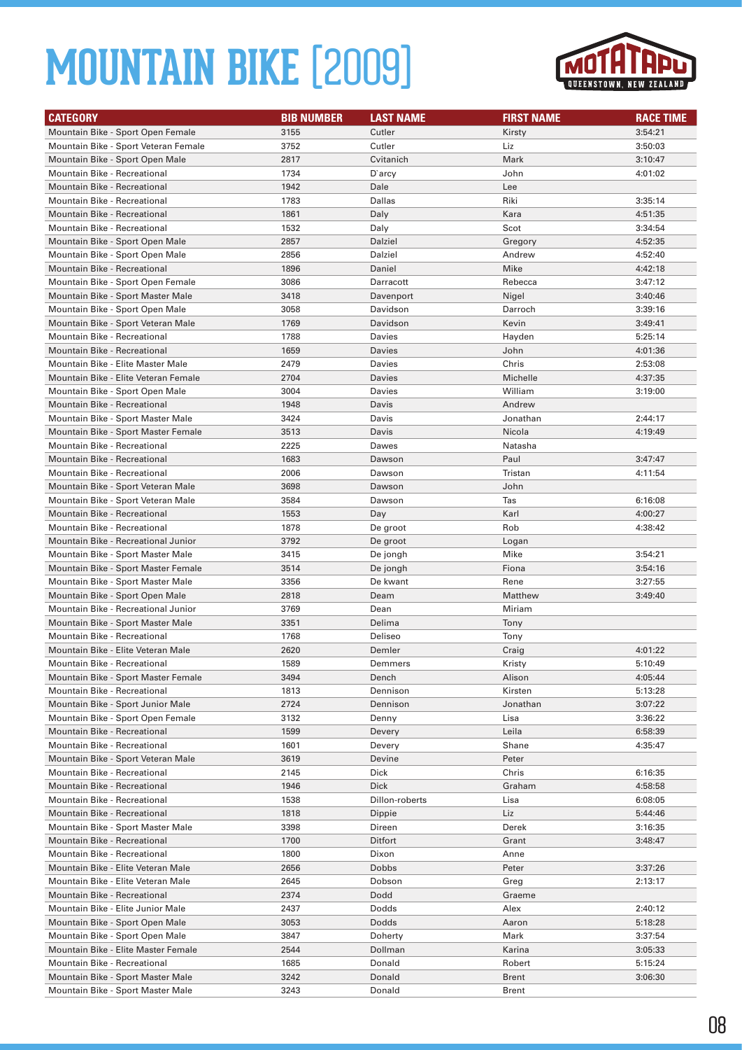# MOUNTAIN BIKE [2009]

| CATEGORY | BIB NUMBER | LAST NAME | FIRST NAME | RACE TIME |
|---|---|---|---|---|
| Mountain Bike - Sport Open Female | 3155 | Cutler | Kirsty | 3:54:21 |
| Mountain Bike - Sport Veteran Female | 3752 | Cutler | Liz | 3:50:03 |
| Mountain Bike - Sport Open Male | 2817 | Cvitanich | Mark | 3:10:47 |
| Mountain Bike - Recreational | 1734 | D`arcy | John | 4:01:02 |
| Mountain Bike - Recreational | 1942 | Dale | Lee | |
| Mountain Bike - Recreational | 1783 | Dallas | Riki | 3:35:14 |
| Mountain Bike - Recreational | 1861 | Daly | Kara | 4:51:35 |
| Mountain Bike - Recreational | 1532 | Daly | Scot | 3:34:54 |
| Mountain Bike - Sport Open Male | 2857 | Dalziel | Gregory | 4:52:35 |
| Mountain Bike - Sport Open Male | 2856 | Dalziel | Andrew | 4:52:40 |
| Mountain Bike - Recreational | 1896 | Daniel | Mike | 4:42:18 |
| Mountain Bike - Sport Open Female | 3086 | Darracott | Rebecca | 3:47:12 |
| Mountain Bike - Sport Master Male | 3418 | Davenport | Nigel | 3:40:46 |
| Mountain Bike - Sport Open Male | 3058 | Davidson | Darroch | 3:39:16 |
| Mountain Bike - Sport Veteran Male | 1769 | Davidson | Kevin | 3:49:41 |
| Mountain Bike - Recreational | 1788 | Davies | Hayden | 5:25:14 |
| Mountain Bike - Recreational | 1659 | Davies | John | 4:01:36 |
| Mountain Bike - Elite Master Male | 2479 | Davies | Chris | 2:53:08 |
| Mountain Bike - Elite Veteran Female | 2704 | Davies | Michelle | 4:37:35 |
| Mountain Bike - Sport Open Male | 3004 | Davies | William | 3:19:00 |
| Mountain Bike - Recreational | 1948 | Davis | Andrew | |
| Mountain Bike - Sport Master Male | 3424 | Davis | Jonathan | 2:44:17 |
| Mountain Bike - Sport Master Female | 3513 | Davis | Nicola | 4:19:49 |
| Mountain Bike - Recreational | 2225 | Dawes | Natasha | |
| Mountain Bike - Recreational | 1683 | Dawson | Paul | 3:47:47 |
| Mountain Bike - Recreational | 2006 | Dawson | Tristan | 4:11:54 |
| Mountain Bike - Sport Veteran Male | 3698 | Dawson | John | |
| Mountain Bike - Sport Veteran Male | 3584 | Dawson | Tas | 6:16:08 |
| Mountain Bike - Recreational | 1553 | Day | Karl | 4:00:27 |
| Mountain Bike - Recreational | 1878 | De groot | Rob | 4:38:42 |
| Mountain Bike - Recreational Junior | 3792 | De groot | Logan | |
| Mountain Bike - Sport Master Male | 3415 | De jongh | Mike | 3:54:21 |
| Mountain Bike - Sport Master Female | 3514 | De jongh | Fiona | 3:54:16 |
| Mountain Bike - Sport Master Male | 3356 | De kwant | Rene | 3:27:55 |
| Mountain Bike - Sport Open Male | 2818 | Deam | Matthew | 3:49:40 |
| Mountain Bike - Recreational Junior | 3769 | Dean | Miriam | |
| Mountain Bike - Sport Master Male | 3351 | Delima | Tony | |
| Mountain Bike - Recreational | 1768 | Deliseo | Tony | |
| Mountain Bike - Elite Veteran Male | 2620 | Demler | Craig | 4:01:22 |
| Mountain Bike - Recreational | 1589 | Demmers | Kristy | 5:10:49 |
| Mountain Bike - Sport Master Female | 3494 | Dench | Alison | 4:05:44 |
| Mountain Bike - Recreational | 1813 | Dennison | Kirsten | 5:13:28 |
| Mountain Bike - Sport Junior Male | 2724 | Dennison | Jonathan | 3:07:22 |
| Mountain Bike - Sport Open Female | 3132 | Denny | Lisa | 3:36:22 |
| Mountain Bike - Recreational | 1599 | Devery | Leila | 6:58:39 |
| Mountain Bike - Recreational | 1601 | Devery | Shane | 4:35:47 |
| Mountain Bike - Sport Veteran Male | 3619 | Devine | Peter | |
| Mountain Bike - Recreational | 2145 | Dick | Chris | 6:16:35 |
| Mountain Bike - Recreational | 1946 | Dick | Graham | 4:58:58 |
| Mountain Bike - Recreational | 1538 | Dillon-roberts | Lisa | 6:08:05 |
| Mountain Bike - Recreational | 1818 | Dippie | Liz | 5:44:46 |
| Mountain Bike - Sport Master Male | 3398 | Direen | Derek | 3:16:35 |
| Mountain Bike - Recreational | 1700 | Ditfort | Grant | 3:48:47 |
| Mountain Bike - Recreational | 1800 | Dixon | Anne | |
| Mountain Bike - Elite Veteran Male | 2656 | Dobbs | Peter | 3:37:26 |
| Mountain Bike - Elite Veteran Male | 2645 | Dobson | Greg | 2:13:17 |
| Mountain Bike - Recreational | 2374 | Dodd | Graeme | |
| Mountain Bike - Elite Junior Male | 2437 | Dodds | Alex | 2:40:12 |
| Mountain Bike - Sport Open Male | 3053 | Dodds | Aaron | 5:18:28 |
| Mountain Bike - Sport Open Male | 3847 | Doherty | Mark | 3:37:54 |
| Mountain Bike - Elite Master Female | 2544 | Dollman | Karina | 3:05:33 |
| Mountain Bike - Recreational | 1685 | Donald | Robert | 5:15:24 |
| Mountain Bike - Sport Master Male | 3242 | Donald | Brent | 3:06:30 |
| Mountain Bike - Sport Master Male | 3243 | Donald | Brent | |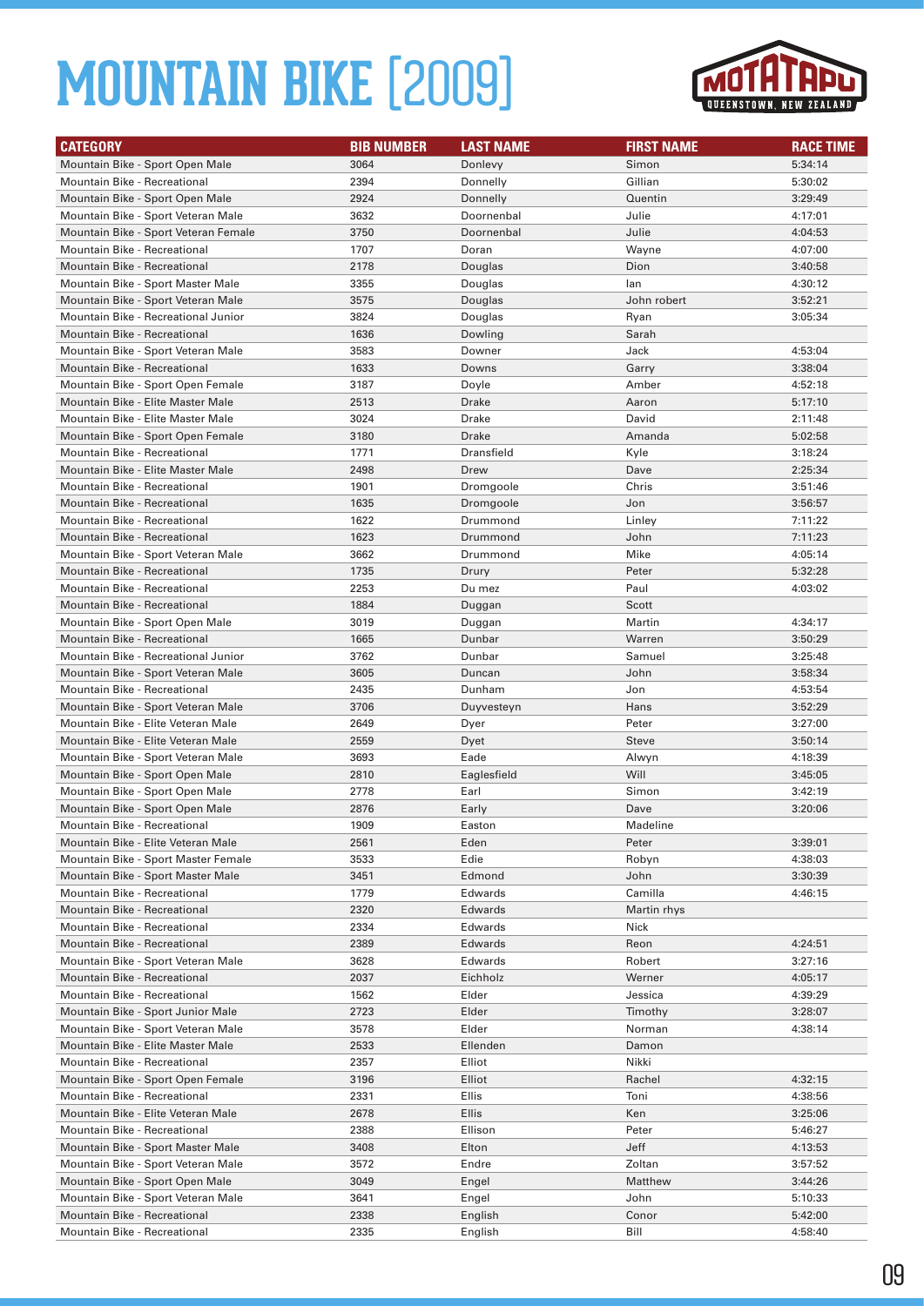# MOUNTAIN BIKE [2009]

| CATEGORY | BIB NUMBER | LAST NAME | FIRST NAME | RACE TIME |
|---|---|---|---|---|
| Mountain Bike - Sport Open Male | 3064 | Donlevy | Simon | 5:34:14 |
| Mountain Bike - Recreational | 2394 | Donnelly | Gillian | 5:30:02 |
| Mountain Bike - Sport Open Male | 2924 | Donnelly | Quentin | 3:29:49 |
| Mountain Bike - Sport Veteran Male | 3632 | Doornenbal | Julie | 4:17:01 |
| Mountain Bike - Sport Veteran Female | 3750 | Doornenbal | Julie | 4:04:53 |
| Mountain Bike - Recreational | 1707 | Doran | Wayne | 4:07:00 |
| Mountain Bike - Recreational | 2178 | Douglas | Dion | 3:40:58 |
| Mountain Bike - Sport Master Male | 3355 | Douglas | Ian | 4:30:12 |
| Mountain Bike - Sport Veteran Male | 3575 | Douglas | John robert | 3:52:21 |
| Mountain Bike - Recreational Junior | 3824 | Douglas | Ryan | 3:05:34 |
| Mountain Bike - Recreational | 1636 | Dowling | Sarah | |
| Mountain Bike - Sport Veteran Male | 3583 | Downer | Jack | 4:53:04 |
| Mountain Bike - Recreational | 1633 | Downs | Garry | 3:38:04 |
| Mountain Bike - Sport Open Female | 3187 | Doyle | Amber | 4:52:18 |
| Mountain Bike - Elite Master Male | 2513 | Drake | Aaron | 5:17:10 |
| Mountain Bike - Elite Master Male | 3024 | Drake | David | 2:11:48 |
| Mountain Bike - Sport Open Female | 3180 | Drake | Amanda | 5:02:58 |
| Mountain Bike - Recreational | 1771 | Dransfield | Kyle | 3:18:24 |
| Mountain Bike - Elite Master Male | 2498 | Drew | Dave | 2:25:34 |
| Mountain Bike - Recreational | 1901 | Dromgoole | Chris | 3:51:46 |
| Mountain Bike - Recreational | 1635 | Dromgoole | Jon | 3:56:57 |
| Mountain Bike - Recreational | 1622 | Drummond | Linley | 7:11:22 |
| Mountain Bike - Recreational | 1623 | Drummond | John | 7:11:23 |
| Mountain Bike - Sport Veteran Male | 3662 | Drummond | Mike | 4:05:14 |
| Mountain Bike - Recreational | 1735 | Drury | Peter | 5:32:28 |
| Mountain Bike - Recreational | 2253 | Du mez | Paul | 4:03:02 |
| Mountain Bike - Recreational | 1884 | Duggan | Scott | |
| Mountain Bike - Sport Open Male | 3019 | Duggan | Martin | 4:34:17 |
| Mountain Bike - Recreational | 1665 | Dunbar | Warren | 3:50:29 |
| Mountain Bike - Recreational Junior | 3762 | Dunbar | Samuel | 3:25:48 |
| Mountain Bike - Sport Veteran Male | 3605 | Duncan | John | 3:58:34 |
| Mountain Bike - Recreational | 2435 | Dunham | Jon | 4:53:54 |
| Mountain Bike - Sport Veteran Male | 3706 | Duyvesteyn | Hans | 3:52:29 |
| Mountain Bike - Elite Veteran Male | 2649 | Dyer | Peter | 3:27:00 |
| Mountain Bike - Elite Veteran Male | 2559 | Dyet | Steve | 3:50:14 |
| Mountain Bike - Sport Veteran Male | 3693 | Eade | Alwyn | 4:18:39 |
| Mountain Bike - Sport Open Male | 2810 | Eaglesfield | Will | 3:45:05 |
| Mountain Bike - Sport Open Male | 2778 | Earl | Simon | 3:42:19 |
| Mountain Bike - Sport Open Male | 2876 | Early | Dave | 3:20:06 |
| Mountain Bike - Recreational | 1909 | Easton | Madeline | |
| Mountain Bike - Elite Veteran Male | 2561 | Eden | Peter | 3:39:01 |
| Mountain Bike - Sport Master Female | 3533 | Edie | Robyn | 4:38:03 |
| Mountain Bike - Sport Master Male | 3451 | Edmond | John | 3:30:39 |
| Mountain Bike - Recreational | 1779 | Edwards | Camilla | 4:46:15 |
| Mountain Bike - Recreational | 2320 | Edwards | Martin rhys | |
| Mountain Bike - Recreational | 2334 | Edwards | Nick | |
| Mountain Bike - Recreational | 2389 | Edwards | Reon | 4:24:51 |
| Mountain Bike - Sport Veteran Male | 3628 | Edwards | Robert | 3:27:16 |
| Mountain Bike - Recreational | 2037 | Eichholz | Werner | 4:05:17 |
| Mountain Bike - Recreational | 1562 | Elder | Jessica | 4:39:29 |
| Mountain Bike - Sport Junior Male | 2723 | Elder | Timothy | 3:28:07 |
| Mountain Bike - Sport Veteran Male | 3578 | Elder | Norman | 4:38:14 |
| Mountain Bike - Elite Master Male | 2533 | Ellenden | Damon | |
| Mountain Bike - Recreational | 2357 | Elliot | Nikki | |
| Mountain Bike - Sport Open Female | 3196 | Elliot | Rachel | 4:32:15 |
| Mountain Bike - Recreational | 2331 | Ellis | Toni | 4:38:56 |
| Mountain Bike - Elite Veteran Male | 2678 | Ellis | Ken | 3:25:06 |
| Mountain Bike - Recreational | 2388 | Ellison | Peter | 5:46:27 |
| Mountain Bike - Sport Master Male | 3408 | Elton | Jeff | 4:13:53 |
| Mountain Bike - Sport Veteran Male | 3572 | Endre | Zoltan | 3:57:52 |
| Mountain Bike - Sport Open Male | 3049 | Engel | Matthew | 3:44:26 |
| Mountain Bike - Sport Veteran Male | 3641 | Engel | John | 5:10:33 |
| Mountain Bike - Recreational | 2338 | English | Conor | 5:42:00 |
| Mountain Bike - Recreational | 2335 | English | Bill | 4:58:40 |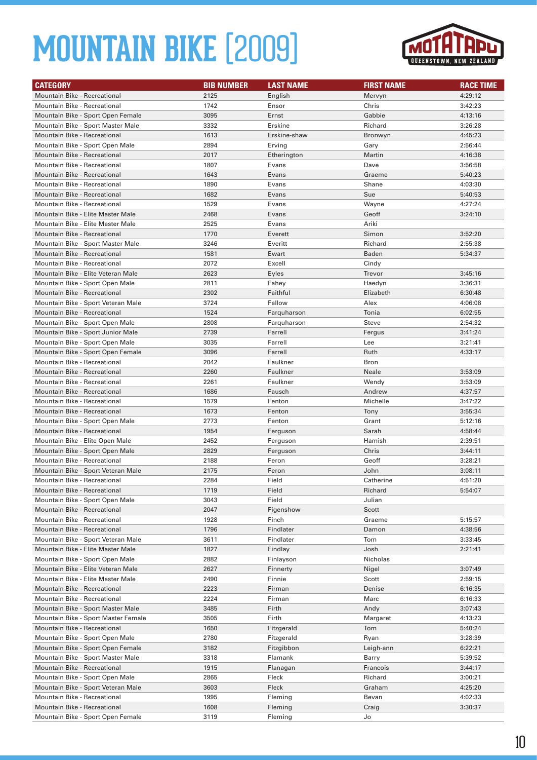# MOUNTAIN BIKE [2009]

| CATEGORY | BIB NUMBER | LAST NAME | FIRST NAME | RACE TIME |
|---|---|---|---|---|
| Mountain Bike - Recreational | 2125 | English | Mervyn | 4:29:12 |
| Mountain Bike - Recreational | 1742 | Ensor | Chris | 3:42:23 |
| Mountain Bike - Sport Open Female | 3095 | Ernst | Gabbie | 4:13:16 |
| Mountain Bike - Sport Master Male | 3332 | Erskine | Richard | 3:26:28 |
| Mountain Bike - Recreational | 1613 | Erskine-shaw | Bronwyn | 4:45:23 |
| Mountain Bike - Sport Open Male | 2894 | Erving | Gary | 2:56:44 |
| Mountain Bike - Recreational | 2017 | Etherington | Martin | 4:16:38 |
| Mountain Bike - Recreational | 1807 | Evans | Dave | 3:56:58 |
| Mountain Bike - Recreational | 1643 | Evans | Graeme | 5:40:23 |
| Mountain Bike - Recreational | 1890 | Evans | Shane | 4:03:30 |
| Mountain Bike - Recreational | 1682 | Evans | Sue | 5:40:53 |
| Mountain Bike - Recreational | 1529 | Evans | Wayne | 4:27:24 |
| Mountain Bike - Elite Master Male | 2468 | Evans | Geoff | 3:24:10 |
| Mountain Bike - Elite Master Male | 2525 | Evans | Ariki | |
| Mountain Bike - Recreational | 1770 | Everett | Simon | 3:52:20 |
| Mountain Bike - Sport Master Male | 3246 | Everitt | Richard | 2:55:38 |
| Mountain Bike - Recreational | 1581 | Ewart | Baden | 5:34:37 |
| Mountain Bike - Recreational | 2072 | Excell | Cindy | |
| Mountain Bike - Elite Veteran Male | 2623 | Eyles | Trevor | 3:45:16 |
| Mountain Bike - Sport Open Male | 2811 | Fahey | Haedyn | 3:36:31 |
| Mountain Bike - Recreational | 2302 | Faithful | Elizabeth | 6:30:48 |
| Mountain Bike - Sport Veteran Male | 3724 | Fallow | Alex | 4:06:08 |
| Mountain Bike - Recreational | 1524 | Farquharson | Tonia | 6:02:55 |
| Mountain Bike - Sport Open Male | 2808 | Farquharson | Steve | 2:54:32 |
| Mountain Bike - Sport Junior Male | 2739 | Farrell | Fergus | 3:41:24 |
| Mountain Bike - Sport Open Male | 3035 | Farrell | Lee | 3:21:41 |
| Mountain Bike - Sport Open Female | 3096 | Farrell | Ruth | 4:33:17 |
| Mountain Bike - Recreational | 2042 | Faulkner | Bron | |
| Mountain Bike - Recreational | 2260 | Faulkner | Neale | 3:53:09 |
| Mountain Bike - Recreational | 2261 | Faulkner | Wendy | 3:53:09 |
| Mountain Bike - Recreational | 1686 | Fausch | Andrew | 4:37:57 |
| Mountain Bike - Recreational | 1579 | Fenton | Michelle | 3:47:22 |
| Mountain Bike - Recreational | 1673 | Fenton | Tony | 3:55:34 |
| Mountain Bike - Sport Open Male | 2773 | Fenton | Grant | 5:12:16 |
| Mountain Bike - Recreational | 1954 | Ferguson | Sarah | 4:58:44 |
| Mountain Bike - Elite Open Male | 2452 | Ferguson | Hamish | 2:39:51 |
| Mountain Bike - Sport Open Male | 2829 | Ferguson | Chris | 3:44:11 |
| Mountain Bike - Recreational | 2188 | Feron | Geoff | 3:28:21 |
| Mountain Bike - Sport Veteran Male | 2175 | Feron | John | 3:08:11 |
| Mountain Bike - Recreational | 2284 | Field | Catherine | 4:51:20 |
| Mountain Bike - Recreational | 1719 | Field | Richard | 5:54:07 |
| Mountain Bike - Sport Open Male | 3043 | Field | Julian | |
| Mountain Bike - Recreational | 2047 | Figenshow | Scott | |
| Mountain Bike - Recreational | 1928 | Finch | Graeme | 5:15:57 |
| Mountain Bike - Recreational | 1796 | Findlater | Damon | 4:38:56 |
| Mountain Bike - Sport Veteran Male | 3611 | Findlater | Tom | 3:33:45 |
| Mountain Bike - Elite Master Male | 1827 | Findlay | Josh | 2:21:41 |
| Mountain Bike - Sport Open Male | 2882 | Finlayson | Nicholas | |
| Mountain Bike - Elite Veteran Male | 2627 | Finnerty | Nigel | 3:07:49 |
| Mountain Bike - Elite Master Male | 2490 | Finnie | Scott | 2:59:15 |
| Mountain Bike - Recreational | 2223 | Firman | Denise | 6:16:35 |
| Mountain Bike - Recreational | 2224 | Firman | Marc | 6:16:33 |
| Mountain Bike - Sport Master Male | 3485 | Firth | Andy | 3:07:43 |
| Mountain Bike - Sport Master Female | 3505 | Firth | Margaret | 4:13:23 |
| Mountain Bike - Recreational | 1650 | Fitzgerald | Tom | 5:40:24 |
| Mountain Bike - Sport Open Male | 2780 | Fitzgerald | Ryan | 3:28:39 |
| Mountain Bike - Sport Open Female | 3182 | Fitzgibbon | Leigh-ann | 6:22:21 |
| Mountain Bike - Sport Master Male | 3318 | Flamank | Barry | 5:39:52 |
| Mountain Bike - Recreational | 1915 | Flanagan | Francois | 3:44:17 |
| Mountain Bike - Sport Open Male | 2865 | Fleck | Richard | 3:00:21 |
| Mountain Bike - Sport Veteran Male | 3603 | Fleck | Graham | 4:25:20 |
| Mountain Bike - Recreational | 1995 | Fleming | Bevan | 4:02:33 |
| Mountain Bike - Recreational | 1608 | Fleming | Craig | 3:30:37 |
| Mountain Bike - Sport Open Female | 3119 | Fleming | Jo | |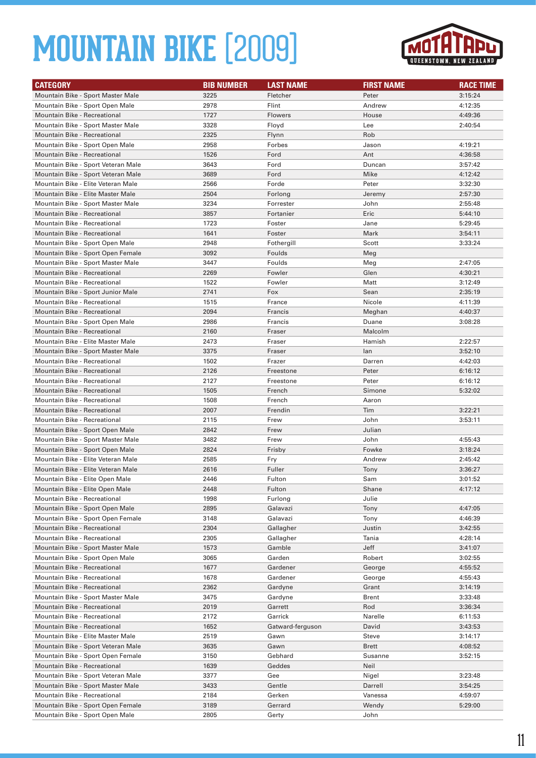# MOUNTAIN BIKE [2009]

| CATEGORY | BIB NUMBER | LAST NAME | FIRST NAME | RACE TIME |
|---|---|---|---|---|
| Mountain Bike - Sport Master Male | 3225 | Fletcher | Peter | 3:15:24 |
| Mountain Bike - Sport Open Male | 2978 | Flint | Andrew | 4:12:35 |
| Mountain Bike - Recreational | 1727 | Flowers | House | 4:49:36 |
| Mountain Bike - Sport Master Male | 3328 | Floyd | Lee | 2:40:54 |
| Mountain Bike - Recreational | 2325 | Flynn | Rob | |
| Mountain Bike - Sport Open Male | 2958 | Forbes | Jason | 4:19:21 |
| Mountain Bike - Recreational | 1526 | Ford | Ant | 4:36:58 |
| Mountain Bike - Sport Veteran Male | 3643 | Ford | Duncan | 3:57:42 |
| Mountain Bike - Sport Veteran Male | 3689 | Ford | Mike | 4:12:42 |
| Mountain Bike - Elite Veteran Male | 2566 | Forde | Peter | 3:32:30 |
| Mountain Bike - Elite Master Male | 2504 | Forlong | Jeremy | 2:57:30 |
| Mountain Bike - Sport Master Male | 3234 | Forrester | John | 2:55:48 |
| Mountain Bike - Recreational | 3857 | Fortanier | Eric | 5:44:10 |
| Mountain Bike - Recreational | 1723 | Foster | Jane | 5:29:45 |
| Mountain Bike - Recreational | 1641 | Foster | Mark | 3:54:11 |
| Mountain Bike - Sport Open Male | 2948 | Fothergill | Scott | 3:33:24 |
| Mountain Bike - Sport Open Female | 3092 | Foulds | Meg | |
| Mountain Bike - Sport Master Male | 3447 | Foulds | Meg | 2:47:05 |
| Mountain Bike - Recreational | 2269 | Fowler | Glen | 4:30:21 |
| Mountain Bike - Recreational | 1522 | Fowler | Matt | 3:12:49 |
| Mountain Bike - Sport Junior Male | 2741 | Fox | Sean | 2:35:19 |
| Mountain Bike - Recreational | 1515 | France | Nicole | 4:11:39 |
| Mountain Bike - Recreational | 2094 | Francis | Meghan | 4:40:37 |
| Mountain Bike - Sport Open Male | 2986 | Francis | Duane | 3:08:28 |
| Mountain Bike - Recreational | 2160 | Fraser | Malcolm | |
| Mountain Bike - Elite Master Male | 2473 | Fraser | Hamish | 2:22:57 |
| Mountain Bike - Sport Master Male | 3375 | Fraser | Ian | 3:52:10 |
| Mountain Bike - Recreational | 1502 | Frazer | Darren | 4:42:03 |
| Mountain Bike - Recreational | 2126 | Freestone | Peter | 6:16:12 |
| Mountain Bike - Recreational | 2127 | Freestone | Peter | 6:16:12 |
| Mountain Bike - Recreational | 1505 | French | Simone | 5:32:02 |
| Mountain Bike - Recreational | 1508 | French | Aaron | |
| Mountain Bike - Recreational | 2007 | Frendin | Tim | 3:22:21 |
| Mountain Bike - Recreational | 2115 | Frew | John | 3:53:11 |
| Mountain Bike - Sport Open Male | 2842 | Frew | Julian | |
| Mountain Bike - Sport Master Male | 3482 | Frew | John | 4:55:43 |
| Mountain Bike - Sport Open Male | 2824 | Frisby | Fowke | 3:18:24 |
| Mountain Bike - Elite Veteran Male | 2585 | Fry | Andrew | 2:45:42 |
| Mountain Bike - Elite Veteran Male | 2616 | Fuller | Tony | 3:36:27 |
| Mountain Bike - Elite Open Male | 2446 | Fulton | Sam | 3:01:52 |
| Mountain Bike - Elite Open Male | 2448 | Fulton | Shane | 4:17:12 |
| Mountain Bike - Recreational | 1998 | Furlong | Julie | |
| Mountain Bike - Sport Open Male | 2895 | Galavazi | Tony | 4:47:05 |
| Mountain Bike - Sport Open Female | 3148 | Galavazi | Tony | 4:46:39 |
| Mountain Bike - Recreational | 2304 | Gallagher | Justin | 3:42:55 |
| Mountain Bike - Recreational | 2305 | Gallagher | Tania | 4:28:14 |
| Mountain Bike - Sport Master Male | 1573 | Gamble | Jeff | 3:41:07 |
| Mountain Bike - Sport Open Male | 3065 | Garden | Robert | 3:02:55 |
| Mountain Bike - Recreational | 1677 | Gardener | George | 4:55:52 |
| Mountain Bike - Recreational | 1678 | Gardener | George | 4:55:43 |
| Mountain Bike - Recreational | 2362 | Gardyne | Grant | 3:14:19 |
| Mountain Bike - Sport Master Male | 3475 | Gardyne | Brent | 3:33:48 |
| Mountain Bike - Recreational | 2019 | Garrett | Rod | 3:36:34 |
| Mountain Bike - Recreational | 2172 | Garrick | Narelle | 6:11:53 |
| Mountain Bike - Recreational | 1652 | Gatward-ferguson | David | 3:43:53 |
| Mountain Bike - Elite Master Male | 2519 | Gawn | Steve | 3:14:17 |
| Mountain Bike - Sport Veteran Male | 3635 | Gawn | Brett | 4:08:52 |
| Mountain Bike - Sport Open Female | 3150 | Gebhard | Susanne | 3:52:15 |
| Mountain Bike - Recreational | 1639 | Geddes | Neil | |
| Mountain Bike - Sport Veteran Male | 3377 | Gee | Nigel | 3:23:48 |
| Mountain Bike - Sport Master Male | 3433 | Gentle | Darrell | 3:54:25 |
| Mountain Bike - Recreational | 2184 | Gerken | Vanessa | 4:59:07 |
| Mountain Bike - Sport Open Female | 3189 | Gerrard | Wendy | 5:29:00 |
| Mountain Bike - Sport Open Male | 2805 | Gerty | John | |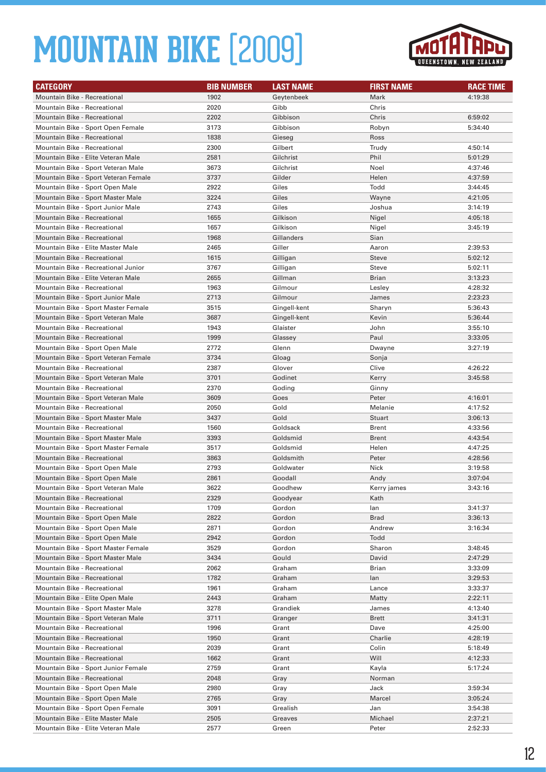# MOUNTAIN BIKE [2009]

| CATEGORY | BIB NUMBER | LAST NAME | FIRST NAME | RACE TIME |
|---|---|---|---|---|
| Mountain Bike - Recreational | 1902 | Geytenbeek | Mark | 4:19:38 |
| Mountain Bike - Recreational | 2020 | Gibb | Chris | |
| Mountain Bike - Recreational | 2202 | Gibbison | Chris | 6:59:02 |
| Mountain Bike - Sport Open Female | 3173 | Gibbison | Robyn | 5:34:40 |
| Mountain Bike - Recreational | 1838 | Gieseg | Ross | |
| Mountain Bike - Recreational | 2300 | Gilbert | Trudy | 4:50:14 |
| Mountain Bike - Elite Veteran Male | 2581 | Gilchrist | Phil | 5:01:29 |
| Mountain Bike - Sport Veteran Male | 3673 | Gilchrist | Noel | 4:37:46 |
| Mountain Bike - Sport Veteran Female | 3737 | Gilder | Helen | 4:37:59 |
| Mountain Bike - Sport Open Male | 2922 | Giles | Todd | 3:44:45 |
| Mountain Bike - Sport Master Male | 3224 | Giles | Wayne | 4:21:05 |
| Mountain Bike - Sport Junior Male | 2743 | Giles | Joshua | 3:14:19 |
| Mountain Bike - Recreational | 1655 | Gilkison | Nigel | 4:05:18 |
| Mountain Bike - Recreational | 1657 | Gilkison | Nigel | 3:45:19 |
| Mountain Bike - Recreational | 1968 | Gillanders | Sian | |
| Mountain Bike - Elite Master Male | 2465 | Giller | Aaron | 2:39:53 |
| Mountain Bike - Recreational | 1615 | Gilligan | Steve | 5:02:12 |
| Mountain Bike - Recreational Junior | 3767 | Gilligan | Steve | 5:02:11 |
| Mountain Bike - Elite Veteran Male | 2655 | Gillman | Brian | 3:13:23 |
| Mountain Bike - Recreational | 1963 | Gilmour | Lesley | 4:28:32 |
| Mountain Bike - Sport Junior Male | 2713 | Gilmour | James | 2:23:23 |
| Mountain Bike - Sport Master Female | 3515 | Gingell-kent | Sharyn | 5:36:43 |
| Mountain Bike - Sport Veteran Male | 3687 | Gingell-kent | Kevin | 5:36:44 |
| Mountain Bike - Recreational | 1943 | Glaister | John | 3:55:10 |
| Mountain Bike - Recreational | 1999 | Glassey | Paul | 3:33:05 |
| Mountain Bike - Sport Open Male | 2772 | Glenn | Dwayne | 3:27:19 |
| Mountain Bike - Sport Veteran Female | 3734 | Gloag | Sonja | |
| Mountain Bike - Recreational | 2387 | Glover | Clive | 4:26:22 |
| Mountain Bike - Sport Veteran Male | 3701 | Godinet | Kerry | 3:45:58 |
| Mountain Bike - Recreational | 2370 | Goding | Ginny | |
| Mountain Bike - Sport Veteran Male | 3609 | Goes | Peter | 4:16:01 |
| Mountain Bike - Recreational | 2050 | Gold | Melanie | 4:17:52 |
| Mountain Bike - Sport Master Male | 3437 | Gold | Stuart | 3:06:13 |
| Mountain Bike - Recreational | 1560 | Goldsack | Brent | 4:33:56 |
| Mountain Bike - Sport Master Male | 3393 | Goldsmid | Brent | 4:43:54 |
| Mountain Bike - Sport Master Female | 3517 | Goldsmid | Helen | 4:47:25 |
| Mountain Bike - Recreational | 3863 | Goldsmith | Peter | 4:28:56 |
| Mountain Bike - Sport Open Male | 2793 | Goldwater | Nick | 3:19:58 |
| Mountain Bike - Sport Open Male | 2861 | Goodall | Andy | 3:07:04 |
| Mountain Bike - Sport Veteran Male | 3622 | Goodhew | Kerry james | 3:43:16 |
| Mountain Bike - Recreational | 2329 | Goodyear | Kath | |
| Mountain Bike - Recreational | 1709 | Gordon | Ian | 3:41:37 |
| Mountain Bike - Sport Open Male | 2822 | Gordon | Brad | 3:36:13 |
| Mountain Bike - Sport Open Male | 2871 | Gordon | Andrew | 3:16:34 |
| Mountain Bike - Sport Open Male | 2942 | Gordon | Todd | |
| Mountain Bike - Sport Master Female | 3529 | Gordon | Sharon | 3:48:45 |
| Mountain Bike - Sport Master Male | 3434 | Gould | David | 2:47:29 |
| Mountain Bike - Recreational | 2062 | Graham | Brian | 3:33:09 |
| Mountain Bike - Recreational | 1782 | Graham | Ian | 3:29:53 |
| Mountain Bike - Recreational | 1961 | Graham | Lance | 3:33:37 |
| Mountain Bike - Elite Open Male | 2443 | Graham | Matty | 2:22:11 |
| Mountain Bike - Sport Master Male | 3278 | Grandiek | James | 4:13:40 |
| Mountain Bike - Sport Veteran Male | 3711 | Granger | Brett | 3:41:31 |
| Mountain Bike - Recreational | 1996 | Grant | Dave | 4:25:00 |
| Mountain Bike - Recreational | 1950 | Grant | Charlie | 4:28:19 |
| Mountain Bike - Recreational | 2039 | Grant | Colin | 5:18:49 |
| Mountain Bike - Recreational | 1662 | Grant | Will | 4:12:33 |
| Mountain Bike - Sport Junior Female | 2759 | Grant | Kayla | 5:17:24 |
| Mountain Bike - Recreational | 2048 | Gray | Norman | |
| Mountain Bike - Sport Open Male | 2980 | Gray | Jack | 3:59:34 |
| Mountain Bike - Sport Open Male | 2765 | Gray | Marcel | 3:05:24 |
| Mountain Bike - Sport Open Female | 3091 | Grealish | Jan | 3:54:38 |
| Mountain Bike - Elite Master Male | 2505 | Greaves | Michael | 2:37:21 |
| Mountain Bike - Elite Veteran Male | 2577 | Green | Peter | 2:52:33 |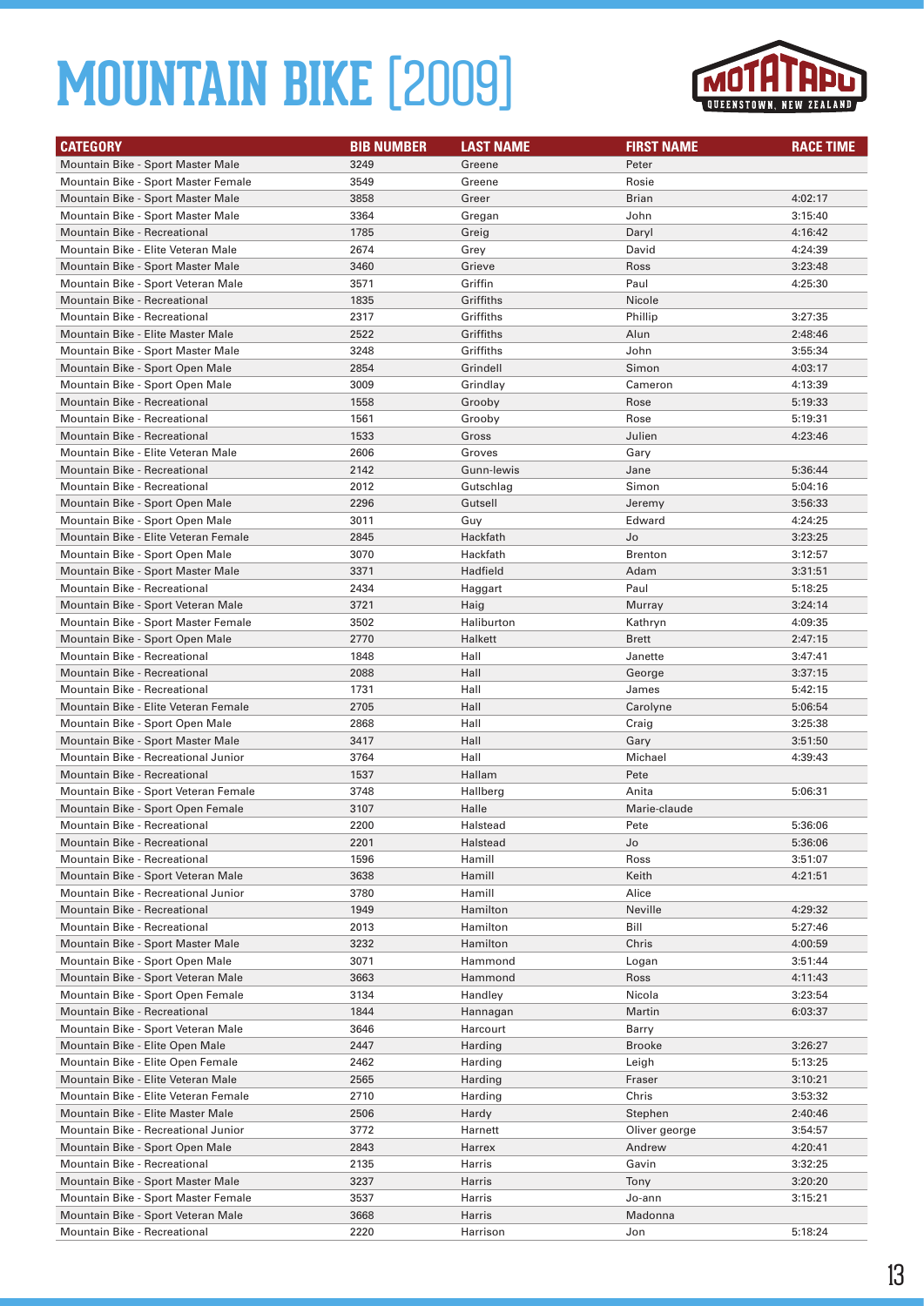# MOUNTAIN BIKE [2009]

| CATEGORY | BIB NUMBER | LAST NAME | FIRST NAME | RACE TIME |
|---|---|---|---|---|
| Mountain Bike - Sport Master Male | 3249 | Greene | Peter | |
| Mountain Bike - Sport Master Female | 3549 | Greene | Rosie | |
| Mountain Bike - Sport Master Male | 3858 | Greer | Brian | 4:02:17 |
| Mountain Bike - Sport Master Male | 3364 | Gregan | John | 3:15:40 |
| Mountain Bike - Recreational | 1785 | Greig | Daryl | 4:16:42 |
| Mountain Bike - Elite Veteran Male | 2674 | Grey | David | 4:24:39 |
| Mountain Bike - Sport Master Male | 3460 | Grieve | Ross | 3:23:48 |
| Mountain Bike - Sport Veteran Male | 3571 | Griffin | Paul | 4:25:30 |
| Mountain Bike - Recreational | 1835 | Griffiths | Nicole | |
| Mountain Bike - Recreational | 2317 | Griffiths | Phillip | 3:27:35 |
| Mountain Bike - Elite Master Male | 2522 | Griffiths | Alun | 2:48:46 |
| Mountain Bike - Sport Master Male | 3248 | Griffiths | John | 3:55:34 |
| Mountain Bike - Sport Open Male | 2854 | Grindell | Simon | 4:03:17 |
| Mountain Bike - Sport Open Male | 3009 | Grindlay | Cameron | 4:13:39 |
| Mountain Bike - Recreational | 1558 | Grooby | Rose | 5:19:33 |
| Mountain Bike - Recreational | 1561 | Grooby | Rose | 5:19:31 |
| Mountain Bike - Recreational | 1533 | Gross | Julien | 4:23:46 |
| Mountain Bike - Elite Veteran Male | 2606 | Groves | Gary | |
| Mountain Bike - Recreational | 2142 | Gunn-lewis | Jane | 5:36:44 |
| Mountain Bike - Recreational | 2012 | Gutschlag | Simon | 5:04:16 |
| Mountain Bike - Sport Open Male | 2296 | Gutsell | Jeremy | 3:56:33 |
| Mountain Bike - Sport Open Male | 3011 | Guy | Edward | 4:24:25 |
| Mountain Bike - Elite Veteran Female | 2845 | Hackfath | Jo | 3:23:25 |
| Mountain Bike - Sport Open Male | 3070 | Hackfath | Brenton | 3:12:57 |
| Mountain Bike - Sport Master Male | 3371 | Hadfield | Adam | 3:31:51 |
| Mountain Bike - Recreational | 2434 | Haggart | Paul | 5:18:25 |
| Mountain Bike - Sport Veteran Male | 3721 | Haig | Murray | 3:24:14 |
| Mountain Bike - Sport Master Female | 3502 | Haliburton | Kathryn | 4:09:35 |
| Mountain Bike - Sport Open Male | 2770 | Halkett | Brett | 2:47:15 |
| Mountain Bike - Recreational | 1848 | Hall | Janette | 3:47:41 |
| Mountain Bike - Recreational | 2088 | Hall | George | 3:37:15 |
| Mountain Bike - Recreational | 1731 | Hall | James | 5:42:15 |
| Mountain Bike - Elite Veteran Female | 2705 | Hall | Carolyne | 5:06:54 |
| Mountain Bike - Sport Open Male | 2868 | Hall | Craig | 3:25:38 |
| Mountain Bike - Sport Master Male | 3417 | Hall | Gary | 3:51:50 |
| Mountain Bike - Recreational Junior | 3764 | Hall | Michael | 4:39:43 |
| Mountain Bike - Recreational | 1537 | Hallam | Pete | |
| Mountain Bike - Sport Veteran Female | 3748 | Hallberg | Anita | 5:06:31 |
| Mountain Bike - Sport Open Female | 3107 | Halle | Marie-claude | |
| Mountain Bike - Recreational | 2200 | Halstead | Pete | 5:36:06 |
| Mountain Bike - Recreational | 2201 | Halstead | Jo | 5:36:06 |
| Mountain Bike - Recreational | 1596 | Hamill | Ross | 3:51:07 |
| Mountain Bike - Sport Veteran Male | 3638 | Hamill | Keith | 4:21:51 |
| Mountain Bike - Recreational Junior | 3780 | Hamill | Alice | |
| Mountain Bike - Recreational | 1949 | Hamilton | Neville | 4:29:32 |
| Mountain Bike - Recreational | 2013 | Hamilton | Bill | 5:27:46 |
| Mountain Bike - Sport Master Male | 3232 | Hamilton | Chris | 4:00:59 |
| Mountain Bike - Sport Open Male | 3071 | Hammond | Logan | 3:51:44 |
| Mountain Bike - Sport Veteran Male | 3663 | Hammond | Ross | 4:11:43 |
| Mountain Bike - Sport Open Female | 3134 | Handley | Nicola | 3:23:54 |
| Mountain Bike - Recreational | 1844 | Hannagan | Martin | 6:03:37 |
| Mountain Bike - Sport Veteran Male | 3646 | Harcourt | Barry | |
| Mountain Bike - Elite Open Male | 2447 | Harding | Brooke | 3:26:27 |
| Mountain Bike - Elite Open Female | 2462 | Harding | Leigh | 5:13:25 |
| Mountain Bike - Elite Veteran Male | 2565 | Harding | Fraser | 3:10:21 |
| Mountain Bike - Elite Veteran Female | 2710 | Harding | Chris | 3:53:32 |
| Mountain Bike - Elite Master Male | 2506 | Hardy | Stephen | 2:40:46 |
| Mountain Bike - Recreational Junior | 3772 | Harnett | Oliver george | 3:54:57 |
| Mountain Bike - Sport Open Male | 2843 | Harrex | Andrew | 4:20:41 |
| Mountain Bike - Recreational | 2135 | Harris | Gavin | 3:32:25 |
| Mountain Bike - Sport Master Male | 3237 | Harris | Tony | 3:20:20 |
| Mountain Bike - Sport Master Female | 3537 | Harris | Jo-ann | 3:15:21 |
| Mountain Bike - Sport Veteran Male | 3668 | Harris | Madonna | |
| Mountain Bike - Recreational | 2220 | Harrison | Jon | 5:18:24 |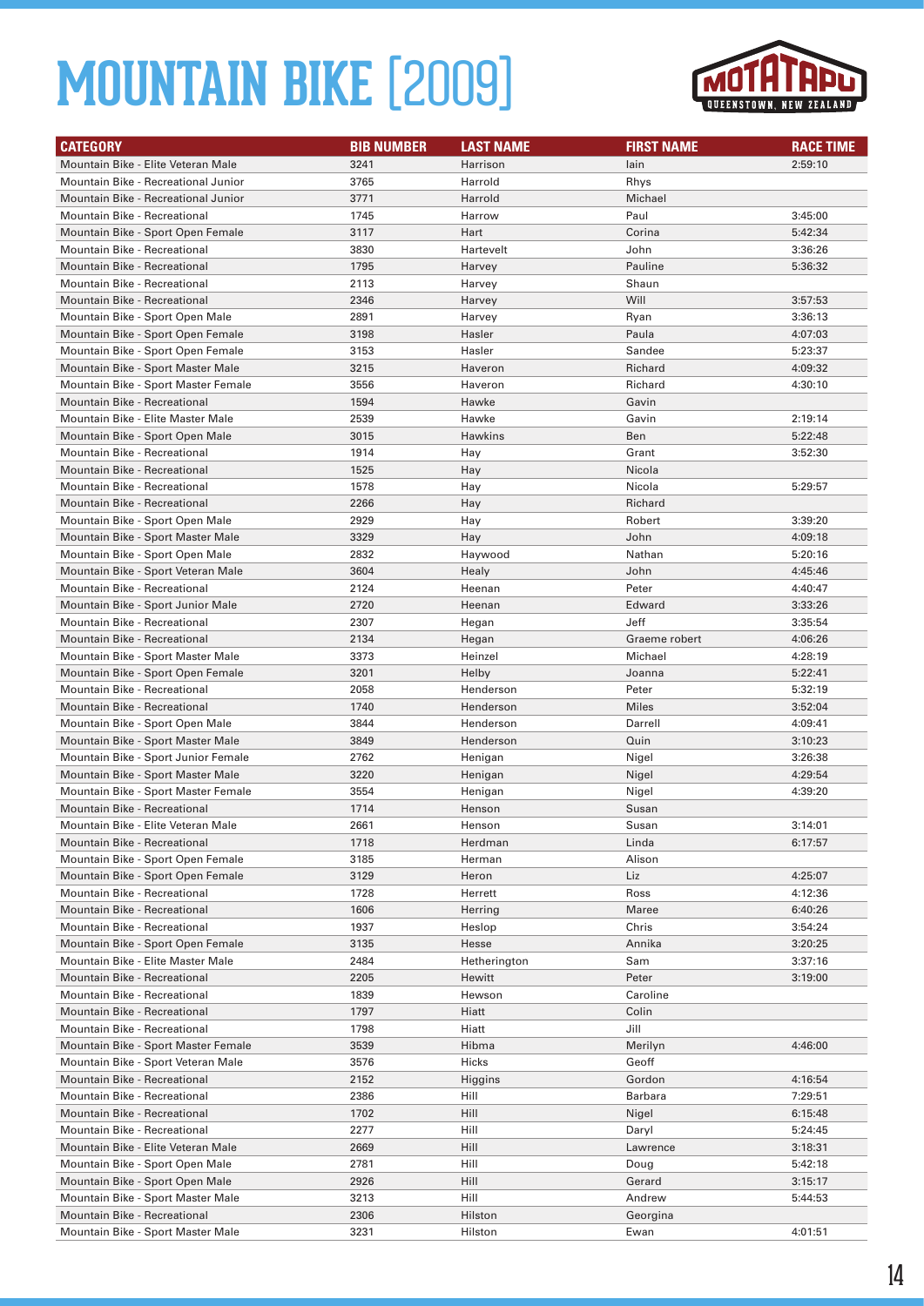# MOUNTAIN BIKE [2009]

| CATEGORY | BIB NUMBER | LAST NAME | FIRST NAME | RACE TIME |
|---|---|---|---|---|
| Mountain Bike - Elite Veteran Male | 3241 | Harrison | Iain | 2:59:10 |
| Mountain Bike - Recreational Junior | 3765 | Harrold | Rhys | |
| Mountain Bike - Recreational Junior | 3771 | Harrold | Michael | |
| Mountain Bike - Recreational | 1745 | Harrow | Paul | 3:45:00 |
| Mountain Bike - Sport Open Female | 3117 | Hart | Corina | 5:42:34 |
| Mountain Bike - Recreational | 3830 | Hartevelt | John | 3:36:26 |
| Mountain Bike - Recreational | 1795 | Harvey | Pauline | 5:36:32 |
| Mountain Bike - Recreational | 2113 | Harvey | Shaun | |
| Mountain Bike - Recreational | 2346 | Harvey | Will | 3:57:53 |
| Mountain Bike - Sport Open Male | 2891 | Harvey | Ryan | 3:36:13 |
| Mountain Bike - Sport Open Female | 3198 | Hasler | Paula | 4:07:03 |
| Mountain Bike - Sport Open Female | 3153 | Hasler | Sandee | 5:23:37 |
| Mountain Bike - Sport Master Male | 3215 | Haveron | Richard | 4:09:32 |
| Mountain Bike - Sport Master Female | 3556 | Haveron | Richard | 4:30:10 |
| Mountain Bike - Recreational | 1594 | Hawke | Gavin | |
| Mountain Bike - Elite Master Male | 2539 | Hawke | Gavin | 2:19:14 |
| Mountain Bike - Sport Open Male | 3015 | Hawkins | Ben | 5:22:48 |
| Mountain Bike - Recreational | 1914 | Hay | Grant | 3:52:30 |
| Mountain Bike - Recreational | 1525 | Hay | Nicola | |
| Mountain Bike - Recreational | 1578 | Hay | Nicola | 5:29:57 |
| Mountain Bike - Recreational | 2266 | Hay | Richard | |
| Mountain Bike - Sport Open Male | 2929 | Hay | Robert | 3:39:20 |
| Mountain Bike - Sport Master Male | 3329 | Hay | John | 4:09:18 |
| Mountain Bike - Sport Open Male | 2832 | Haywood | Nathan | 5:20:16 |
| Mountain Bike - Sport Veteran Male | 3604 | Healy | John | 4:45:46 |
| Mountain Bike - Recreational | 2124 | Heenan | Peter | 4:40:47 |
| Mountain Bike - Sport Junior Male | 2720 | Heenan | Edward | 3:33:26 |
| Mountain Bike - Recreational | 2307 | Hegan | Jeff | 3:35:54 |
| Mountain Bike - Recreational | 2134 | Hegan | Graeme robert | 4:06:26 |
| Mountain Bike - Sport Master Male | 3373 | Heinzel | Michael | 4:28:19 |
| Mountain Bike - Sport Open Female | 3201 | Helby | Joanna | 5:22:41 |
| Mountain Bike - Recreational | 2058 | Henderson | Peter | 5:32:19 |
| Mountain Bike - Recreational | 1740 | Henderson | Miles | 3:52:04 |
| Mountain Bike - Sport Open Male | 3844 | Henderson | Darrell | 4:09:41 |
| Mountain Bike - Sport Master Male | 3849 | Henderson | Quin | 3:10:23 |
| Mountain Bike - Sport Junior Female | 2762 | Henigan | Nigel | 3:26:38 |
| Mountain Bike - Sport Master Male | 3220 | Henigan | Nigel | 4:29:54 |
| Mountain Bike - Sport Master Female | 3554 | Henigan | Nigel | 4:39:20 |
| Mountain Bike - Recreational | 1714 | Henson | Susan | |
| Mountain Bike - Elite Veteran Male | 2661 | Henson | Susan | 3:14:01 |
| Mountain Bike - Recreational | 1718 | Herdman | Linda | 6:17:57 |
| Mountain Bike - Sport Open Female | 3185 | Herman | Alison | |
| Mountain Bike - Sport Open Female | 3129 | Heron | Liz | 4:25:07 |
| Mountain Bike - Recreational | 1728 | Herrett | Ross | 4:12:36 |
| Mountain Bike - Recreational | 1606 | Herring | Maree | 6:40:26 |
| Mountain Bike - Recreational | 1937 | Heslop | Chris | 3:54:24 |
| Mountain Bike - Sport Open Female | 3135 | Hesse | Annika | 3:20:25 |
| Mountain Bike - Elite Master Male | 2484 | Hetherington | Sam | 3:37:16 |
| Mountain Bike - Recreational | 2205 | Hewitt | Peter | 3:19:00 |
| Mountain Bike - Recreational | 1839 | Hewson | Caroline | |
| Mountain Bike - Recreational | 1797 | Hiatt | Colin | |
| Mountain Bike - Recreational | 1798 | Hiatt | Jill | |
| Mountain Bike - Sport Master Female | 3539 | Hibma | Merilyn | 4:46:00 |
| Mountain Bike - Sport Veteran Male | 3576 | Hicks | Geoff | |
| Mountain Bike - Recreational | 2152 | Higgins | Gordon | 4:16:54 |
| Mountain Bike - Recreational | 2386 | Hill | Barbara | 7:29:51 |
| Mountain Bike - Recreational | 1702 | Hill | Nigel | 6:15:48 |
| Mountain Bike - Recreational | 2277 | Hill | Daryl | 5:24:45 |
| Mountain Bike - Elite Veteran Male | 2669 | Hill | Lawrence | 3:18:31 |
| Mountain Bike - Sport Open Male | 2781 | Hill | Doug | 5:42:18 |
| Mountain Bike - Sport Open Male | 2926 | Hill | Gerard | 3:15:17 |
| Mountain Bike - Sport Master Male | 3213 | Hill | Andrew | 5:44:53 |
| Mountain Bike - Recreational | 2306 | Hilston | Georgina | |
| Mountain Bike - Sport Master Male | 3231 | Hilston | Ewan | 4:01:51 |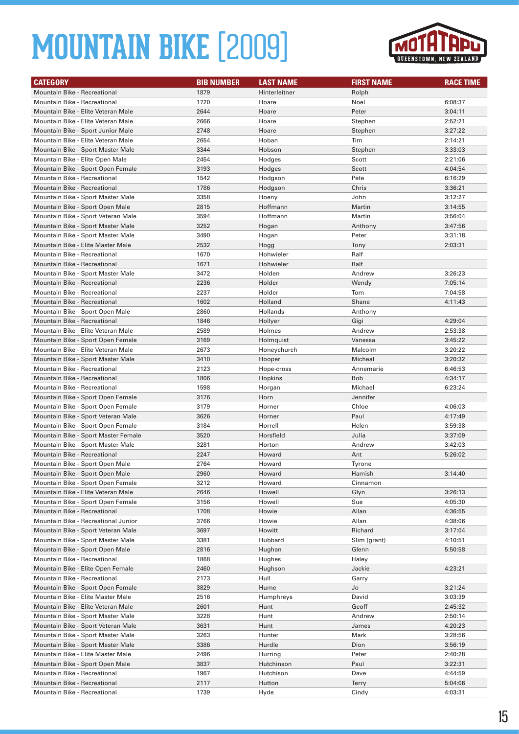# MOUNTAIN BIKE [2009]

| CATEGORY | BIB NUMBER | LAST NAME | FIRST NAME | RACE TIME |
|---|---|---|---|---|
| Mountain Bike - Recreational | 1879 | Hinterleitner | Rolph | |
| Mountain Bike - Recreational | 1720 | Hoare | Noel | 6:08:37 |
| Mountain Bike - Elite Veteran Male | 2644 | Hoare | Peter | 3:04:11 |
| Mountain Bike - Elite Veteran Male | 2666 | Hoare | Stephen | 2:52:21 |
| Mountain Bike - Sport Junior Male | 2748 | Hoare | Stephen | 3:27:22 |
| Mountain Bike - Elite Veteran Male | 2654 | Hoban | Tim | 2:14:21 |
| Mountain Bike - Sport Master Male | 3344 | Hobson | Stephen | 3:33:03 |
| Mountain Bike - Elite Open Male | 2454 | Hodges | Scott | 2:21:06 |
| Mountain Bike - Sport Open Female | 3193 | Hodges | Scott | 4:04:54 |
| Mountain Bike - Recreational | 1542 | Hodgson | Pete | 6:16:29 |
| Mountain Bike - Recreational | 1786 | Hodgson | Chris | 3:36:21 |
| Mountain Bike - Sport Master Male | 3358 | Hoeny | John | 3:12:27 |
| Mountain Bike - Sport Open Male | 2815 | Hoffmann | Martin | 3:14:55 |
| Mountain Bike - Sport Veteran Male | 3594 | Hoffmann | Martin | 3:56:04 |
| Mountain Bike - Sport Master Male | 3252 | Hogan | Anthony | 3:47:56 |
| Mountain Bike - Sport Master Male | 3490 | Hogan | Peter | 3:31:18 |
| Mountain Bike - Elite Master Male | 2532 | Hogg | Tony | 2:03:31 |
| Mountain Bike - Recreational | 1670 | Hohwieler | Ralf | |
| Mountain Bike - Recreational | 1671 | Hohwieler | Ralf | |
| Mountain Bike - Sport Master Male | 3472 | Holden | Andrew | 3:26:23 |
| Mountain Bike - Recreational | 2236 | Holder | Wendy | 7:05:14 |
| Mountain Bike - Recreational | 2237 | Holder | Tom | 7:04:58 |
| Mountain Bike - Recreational | 1602 | Holland | Shane | 4:11:43 |
| Mountain Bike - Sport Open Male | 2860 | Hollands | Anthony | |
| Mountain Bike - Recreational | 1846 | Hollyer | Gigi | 4:29:04 |
| Mountain Bike - Elite Veteran Male | 2589 | Holmes | Andrew | 2:53:38 |
| Mountain Bike - Sport Open Female | 3169 | Holmquist | Vanessa | 3:45:22 |
| Mountain Bike - Elite Veteran Male | 2673 | Honeychurch | Malcolm | 3:20:22 |
| Mountain Bike - Sport Master Male | 3410 | Hooper | Micheal | 3:20:32 |
| Mountain Bike - Recreational | 2123 | Hope-cross | Annemarie | 6:46:53 |
| Mountain Bike - Recreational | 1806 | Hopkins | Bob | 4:34:17 |
| Mountain Bike - Recreational | 1598 | Horgan | Michael | 6:23:24 |
| Mountain Bike - Sport Open Female | 3176 | Horn | Jennifer | |
| Mountain Bike - Sport Open Female | 3179 | Horner | Chloe | 4:06:03 |
| Mountain Bike - Sport Veteran Male | 3626 | Horner | Paul | 4:17:49 |
| Mountain Bike - Sport Open Female | 3184 | Horrell | Helen | 3:59:38 |
| Mountain Bike - Sport Master Female | 3520 | Horsfield | Julia | 3:37:09 |
| Mountain Bike - Sport Master Male | 3281 | Horton | Andrew | 3:42:03 |
| Mountain Bike - Recreational | 2247 | Howard | Ant | 5:26:02 |
| Mountain Bike - Sport Open Male | 2764 | Howard | Tyrone | |
| Mountain Bike - Sport Open Male | 2960 | Howard | Hamish | 3:14:40 |
| Mountain Bike - Sport Open Female | 3212 | Howard | Cinnamon | |
| Mountain Bike - Elite Veteran Male | 2646 | Howell | Glyn | 3:26:13 |
| Mountain Bike - Sport Open Female | 3156 | Howell | Sue | 4:05:30 |
| Mountain Bike - Recreational | 1708 | Howie | Allan | 4:36:55 |
| Mountain Bike - Recreational Junior | 3766 | Howie | Allan | 4:38:06 |
| Mountain Bike - Sport Veteran Male | 3697 | Howitt | Richard | 3:17:04 |
| Mountain Bike - Sport Master Male | 3381 | Hubbard | Slim (grant) | 4:10:51 |
| Mountain Bike - Sport Open Male | 2816 | Hughan | Glenn | 5:50:58 |
| Mountain Bike - Recreational | 1868 | Hughes | Haley | |
| Mountain Bike - Elite Open Female | 2460 | Hughson | Jackie | 4:23:21 |
| Mountain Bike - Recreational | 2173 | Hull | Garry | |
| Mountain Bike - Sport Open Female | 3829 | Hume | Jo | 3:21:24 |
| Mountain Bike - Elite Master Male | 2516 | Humphreys | David | 3:03:39 |
| Mountain Bike - Elite Veteran Male | 2601 | Hunt | Geoff | 2:45:32 |
| Mountain Bike - Sport Master Male | 3228 | Hunt | Andrew | 2:50:14 |
| Mountain Bike - Sport Veteran Male | 3631 | Hunt | James | 4:20:23 |
| Mountain Bike - Sport Master Male | 3263 | Hunter | Mark | 3:28:56 |
| Mountain Bike - Sport Master Male | 3386 | Hurdle | Dion | 3:56:19 |
| Mountain Bike - Elite Master Male | 2496 | Hurring | Peter | 2:40:28 |
| Mountain Bike - Sport Open Male | 3837 | Hutchinson | Paul | 3:22:31 |
| Mountain Bike - Recreational | 1967 | Hutchison | Dave | 4:44:59 |
| Mountain Bike - Recreational | 2117 | Hutton | Terry | 5:04:06 |
| Mountain Bike - Recreational | 1739 | Hyde | Cindy | 4:03:31 |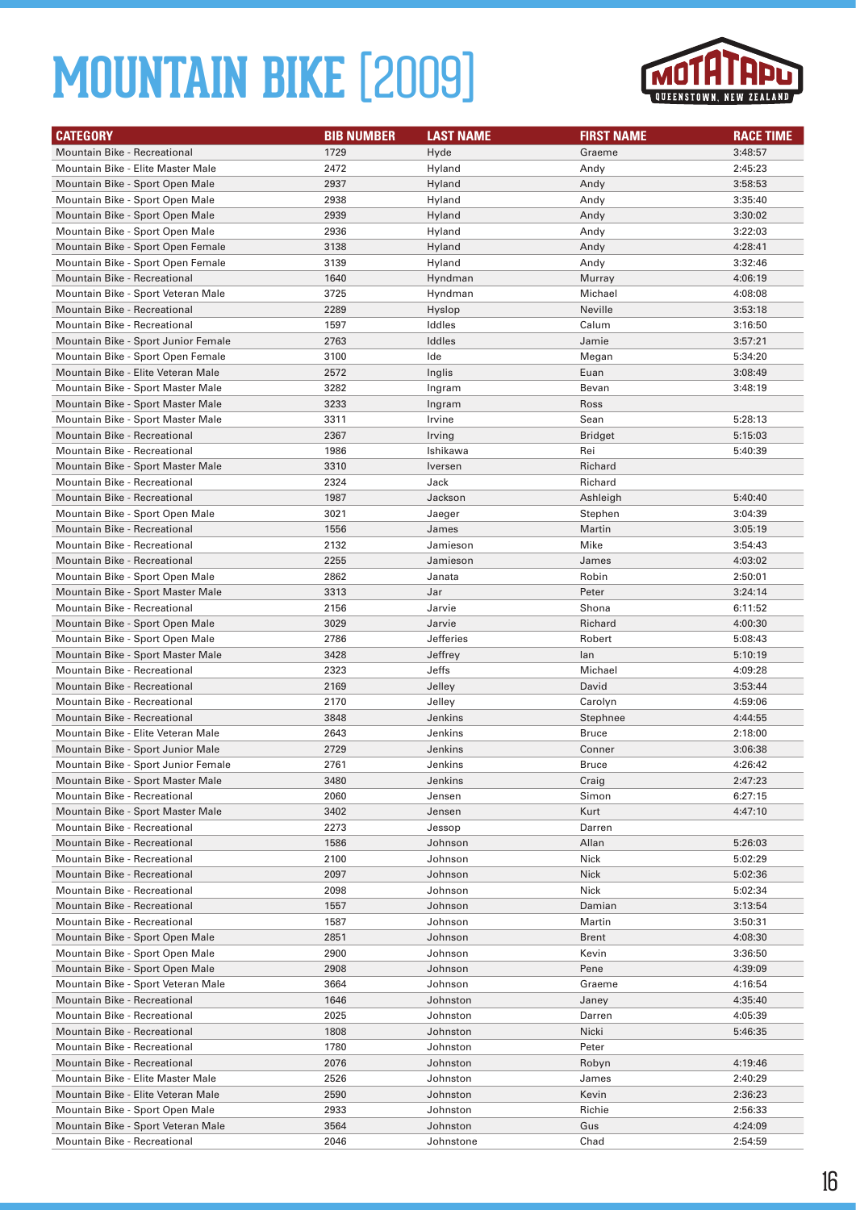# MOUNTAIN BIKE [2009]

| CATEGORY | BIB NUMBER | LAST NAME | FIRST NAME | RACE TIME |
|---|---|---|---|---|
| Mountain Bike - Recreational | 1729 | Hyde | Graeme | 3:48:57 |
| Mountain Bike - Elite Master Male | 2472 | Hyland | Andy | 2:45:23 |
| Mountain Bike - Sport Open Male | 2937 | Hyland | Andy | 3:58:53 |
| Mountain Bike - Sport Open Male | 2938 | Hyland | Andy | 3:35:40 |
| Mountain Bike - Sport Open Male | 2939 | Hyland | Andy | 3:30:02 |
| Mountain Bike - Sport Open Male | 2936 | Hyland | Andy | 3:22:03 |
| Mountain Bike - Sport Open Female | 3138 | Hyland | Andy | 4:28:41 |
| Mountain Bike - Sport Open Female | 3139 | Hyland | Andy | 3:32:46 |
| Mountain Bike - Recreational | 1640 | Hyndman | Murray | 4:06:19 |
| Mountain Bike - Sport Veteran Male | 3725 | Hyndman | Michael | 4:08:08 |
| Mountain Bike - Recreational | 2289 | Hyslop | Neville | 3:53:18 |
| Mountain Bike - Recreational | 1597 | Iddles | Calum | 3:16:50 |
| Mountain Bike - Sport Junior Female | 2763 | Iddles | Jamie | 3:57:21 |
| Mountain Bike - Sport Open Female | 3100 | Ide | Megan | 5:34:20 |
| Mountain Bike - Elite Veteran Male | 2572 | Inglis | Euan | 3:08:49 |
| Mountain Bike - Sport Master Male | 3282 | Ingram | Bevan | 3:48:19 |
| Mountain Bike - Sport Master Male | 3233 | Ingram | Ross | |
| Mountain Bike - Sport Master Male | 3311 | Irvine | Sean | 5:28:13 |
| Mountain Bike - Recreational | 2367 | Irving | Bridget | 5:15:03 |
| Mountain Bike - Recreational | 1986 | Ishikawa | Rei | 5:40:39 |
| Mountain Bike - Sport Master Male | 3310 | Iversen | Richard | |
| Mountain Bike - Recreational | 2324 | Jack | Richard | |
| Mountain Bike - Recreational | 1987 | Jackson | Ashleigh | 5:40:40 |
| Mountain Bike - Sport Open Male | 3021 | Jaeger | Stephen | 3:04:39 |
| Mountain Bike - Recreational | 1556 | James | Martin | 3:05:19 |
| Mountain Bike - Recreational | 2132 | Jamieson | Mike | 3:54:43 |
| Mountain Bike - Recreational | 2255 | Jamieson | James | 4:03:02 |
| Mountain Bike - Sport Open Male | 2862 | Janata | Robin | 2:50:01 |
| Mountain Bike - Sport Master Male | 3313 | Jar | Peter | 3:24:14 |
| Mountain Bike - Recreational | 2156 | Jarvie | Shona | 6:11:52 |
| Mountain Bike - Sport Open Male | 3029 | Jarvie | Richard | 4:00:30 |
| Mountain Bike - Sport Open Male | 2786 | Jefferies | Robert | 5:08:43 |
| Mountain Bike - Sport Master Male | 3428 | Jeffrey | Ian | 5:10:19 |
| Mountain Bike - Recreational | 2323 | Jeffs | Michael | 4:09:28 |
| Mountain Bike - Recreational | 2169 | Jelley | David | 3:53:44 |
| Mountain Bike - Recreational | 2170 | Jelley | Carolyn | 4:59:06 |
| Mountain Bike - Recreational | 3848 | Jenkins | Stephnee | 4:44:55 |
| Mountain Bike - Elite Veteran Male | 2643 | Jenkins | Bruce | 2:18:00 |
| Mountain Bike - Sport Junior Male | 2729 | Jenkins | Conner | 3:06:38 |
| Mountain Bike - Sport Junior Female | 2761 | Jenkins | Bruce | 4:26:42 |
| Mountain Bike - Sport Master Male | 3480 | Jenkins | Craig | 2:47:23 |
| Mountain Bike - Recreational | 2060 | Jensen | Simon | 6:27:15 |
| Mountain Bike - Sport Master Male | 3402 | Jensen | Kurt | 4:47:10 |
| Mountain Bike - Recreational | 2273 | Jessop | Darren | |
| Mountain Bike - Recreational | 1586 | Johnson | Allan | 5:26:03 |
| Mountain Bike - Recreational | 2100 | Johnson | Nick | 5:02:29 |
| Mountain Bike - Recreational | 2097 | Johnson | Nick | 5:02:36 |
| Mountain Bike - Recreational | 2098 | Johnson | Nick | 5:02:34 |
| Mountain Bike - Recreational | 1557 | Johnson | Damian | 3:13:54 |
| Mountain Bike - Recreational | 1587 | Johnson | Martin | 3:50:31 |
| Mountain Bike - Sport Open Male | 2851 | Johnson | Brent | 4:08:30 |
| Mountain Bike - Sport Open Male | 2900 | Johnson | Kevin | 3:36:50 |
| Mountain Bike - Sport Open Male | 2908 | Johnson | Pene | 4:39:09 |
| Mountain Bike - Sport Veteran Male | 3664 | Johnson | Graeme | 4:16:54 |
| Mountain Bike - Recreational | 1646 | Johnston | Janey | 4:35:40 |
| Mountain Bike - Recreational | 2025 | Johnston | Darren | 4:05:39 |
| Mountain Bike - Recreational | 1808 | Johnston | Nicki | 5:46:35 |
| Mountain Bike - Recreational | 1780 | Johnston | Peter | |
| Mountain Bike - Recreational | 2076 | Johnston | Robyn | 4:19:46 |
| Mountain Bike - Elite Master Male | 2526 | Johnston | James | 2:40:29 |
| Mountain Bike - Elite Veteran Male | 2590 | Johnston | Kevin | 2:36:23 |
| Mountain Bike - Sport Open Male | 2933 | Johnston | Richie | 2:56:33 |
| Mountain Bike - Sport Veteran Male | 3564 | Johnston | Gus | 4:24:09 |
| Mountain Bike - Recreational | 2046 | Johnstone | Chad | 2:54:59 |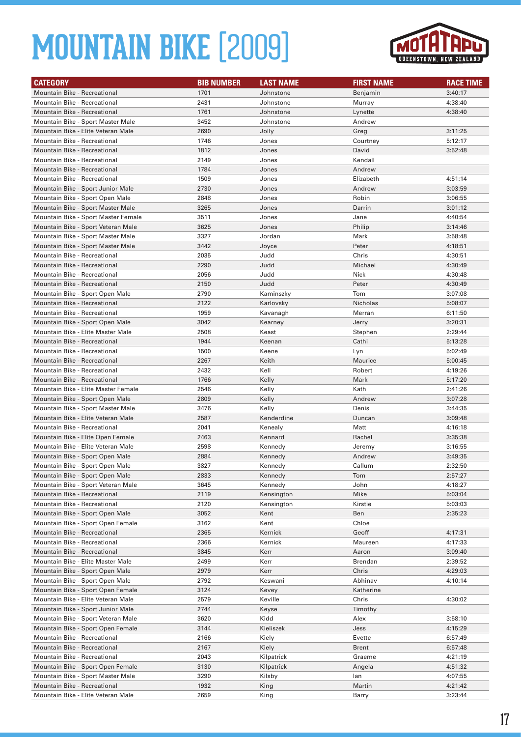# MOUNTAIN BIKE [2009]

| CATEGORY | BIB NUMBER | LAST NAME | FIRST NAME | RACE TIME |
|---|---|---|---|---|
| Mountain Bike - Recreational | 1701 | Johnstone | Benjamin | 3:40:17 |
| Mountain Bike - Recreational | 2431 | Johnstone | Murray | 4:38:40 |
| Mountain Bike - Recreational | 1761 | Johnstone | Lynette | 4:38:40 |
| Mountain Bike - Sport Master Male | 3452 | Johnstone | Andrew | |
| Mountain Bike - Elite Veteran Male | 2690 | Jolly | Greg | 3:11:25 |
| Mountain Bike - Recreational | 1746 | Jones | Courtney | 5:12:17 |
| Mountain Bike - Recreational | 1812 | Jones | David | 3:52:48 |
| Mountain Bike - Recreational | 2149 | Jones | Kendall | |
| Mountain Bike - Recreational | 1784 | Jones | Andrew | |
| Mountain Bike - Recreational | 1509 | Jones | Elizabeth | 4:51:14 |
| Mountain Bike - Sport Junior Male | 2730 | Jones | Andrew | 3:03:59 |
| Mountain Bike - Sport Open Male | 2848 | Jones | Robin | 3:06:55 |
| Mountain Bike - Sport Master Male | 3265 | Jones | Darrin | 3:01:12 |
| Mountain Bike - Sport Master Female | 3511 | Jones | Jane | 4:40:54 |
| Mountain Bike - Sport Veteran Male | 3625 | Jones | Philip | 3:14:46 |
| Mountain Bike - Sport Master Male | 3327 | Jordan | Mark | 3:58:48 |
| Mountain Bike - Sport Master Male | 3442 | Joyce | Peter | 4:18:51 |
| Mountain Bike - Recreational | 2035 | Judd | Chris | 4:30:51 |
| Mountain Bike - Recreational | 2290 | Judd | Michael | 4:30:49 |
| Mountain Bike - Recreational | 2056 | Judd | Nick | 4:30:48 |
| Mountain Bike - Recreational | 2150 | Judd | Peter | 4:30:49 |
| Mountain Bike - Sport Open Male | 2790 | Kaminszky | Tom | 3:07:08 |
| Mountain Bike - Recreational | 2122 | Karlovsky | Nicholas | 5:08:07 |
| Mountain Bike - Recreational | 1959 | Kavanagh | Merran | 6:11:50 |
| Mountain Bike - Sport Open Male | 3042 | Kearney | Jerry | 3:20:31 |
| Mountain Bike - Elite Master Male | 2508 | Keast | Stephen | 2:29:44 |
| Mountain Bike - Recreational | 1944 | Keenan | Cathi | 5:13:28 |
| Mountain Bike - Recreational | 1500 | Keene | Lyn | 5:02:49 |
| Mountain Bike - Recreational | 2267 | Keith | Maurice | 5:00:45 |
| Mountain Bike - Recreational | 2432 | Kell | Robert | 4:19:26 |
| Mountain Bike - Recreational | 1766 | Kelly | Mark | 5:17:20 |
| Mountain Bike - Elite Master Female | 2546 | Kelly | Kath | 2:41:26 |
| Mountain Bike - Sport Open Male | 2809 | Kelly | Andrew | 3:07:28 |
| Mountain Bike - Sport Master Male | 3476 | Kelly | Denis | 3:44:35 |
| Mountain Bike - Elite Veteran Male | 2587 | Kenderdine | Duncan | 3:09:48 |
| Mountain Bike - Recreational | 2041 | Kenealy | Matt | 4:16:18 |
| Mountain Bike - Elite Open Female | 2463 | Kennard | Rachel | 3:35:38 |
| Mountain Bike - Elite Veteran Male | 2598 | Kennedy | Jeremy | 3:16:55 |
| Mountain Bike - Sport Open Male | 2884 | Kennedy | Andrew | 3:49:35 |
| Mountain Bike - Sport Open Male | 3827 | Kennedy | Callum | 2:32:50 |
| Mountain Bike - Sport Open Male | 2833 | Kennedy | Tom | 2:57:27 |
| Mountain Bike - Sport Veteran Male | 3645 | Kennedy | John | 4:18:27 |
| Mountain Bike - Recreational | 2119 | Kensington | Mike | 5:03:04 |
| Mountain Bike - Recreational | 2120 | Kensington | Kirstie | 5:03:03 |
| Mountain Bike - Sport Open Male | 3052 | Kent | Ben | 2:35:23 |
| Mountain Bike - Sport Open Female | 3162 | Kent | Chloe | |
| Mountain Bike - Recreational | 2365 | Kernick | Geoff | 4:17:31 |
| Mountain Bike - Recreational | 2366 | Kernick | Maureen | 4:17:33 |
| Mountain Bike - Recreational | 3845 | Kerr | Aaron | 3:09:40 |
| Mountain Bike - Elite Master Male | 2499 | Kerr | Brendan | 2:39:52 |
| Mountain Bike - Sport Open Male | 2979 | Kerr | Chris | 4:29:03 |
| Mountain Bike - Sport Open Male | 2792 | Keswani | Abhinav | 4:10:14 |
| Mountain Bike - Sport Open Female | 3124 | Kevey | Katherine | |
| Mountain Bike - Elite Veteran Male | 2579 | Keville | Chris | 4:30:02 |
| Mountain Bike - Sport Junior Male | 2744 | Keyse | Timothy | |
| Mountain Bike - Sport Veteran Male | 3620 | Kidd | Alex | 3:58:10 |
| Mountain Bike - Sport Open Female | 3144 | Kieliszek | Jess | 4:15:29 |
| Mountain Bike - Recreational | 2166 | Kiely | Evette | 6:57:49 |
| Mountain Bike - Recreational | 2167 | Kiely | Brent | 6:57:48 |
| Mountain Bike - Recreational | 2043 | Kilpatrick | Graeme | 4:21:19 |
| Mountain Bike - Sport Open Female | 3130 | Kilpatrick | Angela | 4:51:32 |
| Mountain Bike - Sport Master Male | 3290 | Kilsby | Ian | 4:07:55 |
| Mountain Bike - Recreational | 1932 | King | Martin | 4:21:42 |
| Mountain Bike - Elite Veteran Male | 2659 | King | Barry | 3:23:44 |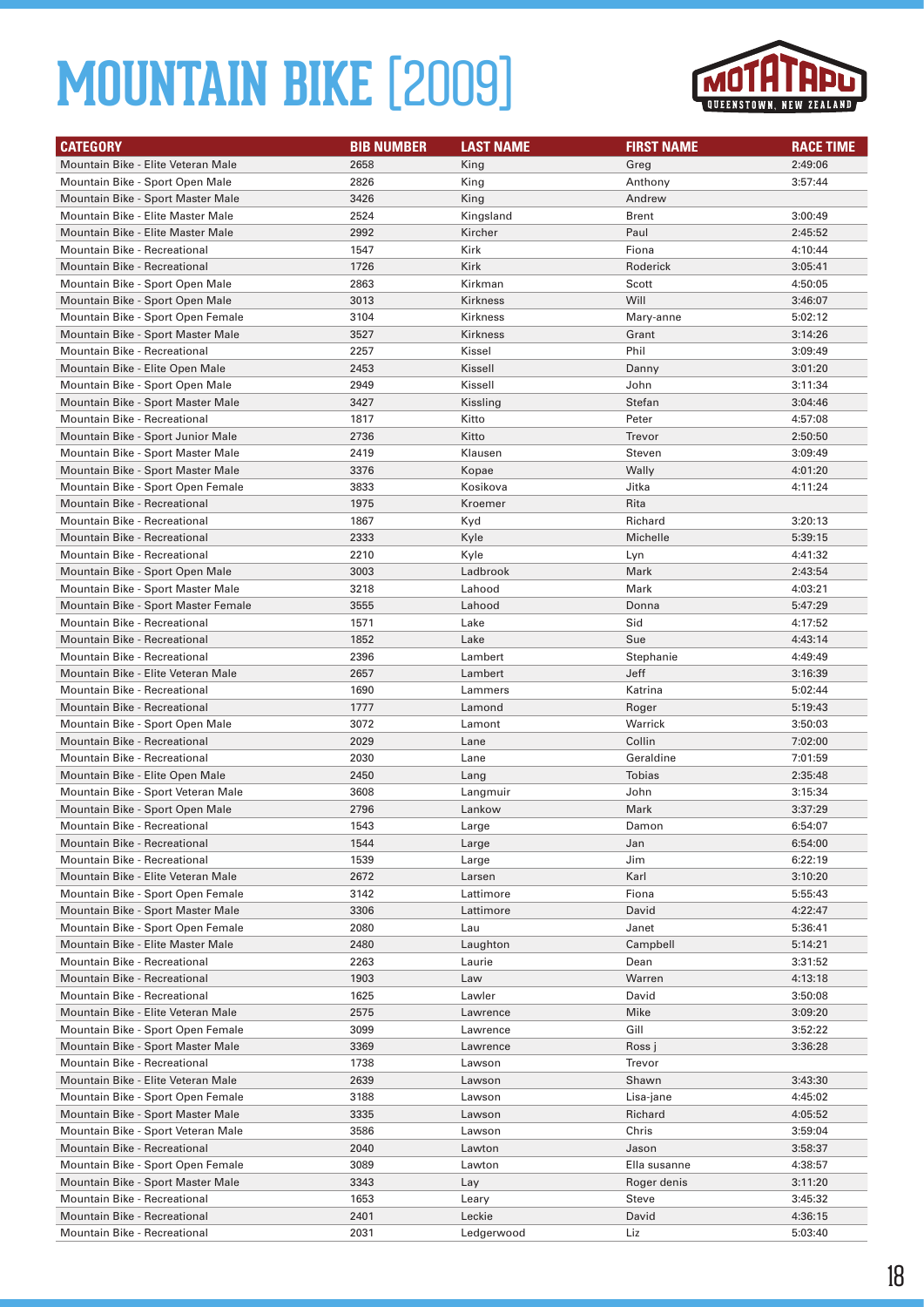# MOUNTAIN BIKE [2009]

| CATEGORY | BIB NUMBER | LAST NAME | FIRST NAME | RACE TIME |
|---|---|---|---|---|
| Mountain Bike - Elite Veteran Male | 2658 | King | Greg | 2:49:06 |
| Mountain Bike - Sport Open Male | 2826 | King | Anthony | 3:57:44 |
| Mountain Bike - Sport Master Male | 3426 | King | Andrew | |
| Mountain Bike - Elite Master Male | 2524 | Kingsland | Brent | 3:00:49 |
| Mountain Bike - Elite Master Male | 2992 | Kircher | Paul | 2:45:52 |
| Mountain Bike - Recreational | 1547 | Kirk | Fiona | 4:10:44 |
| Mountain Bike - Recreational | 1726 | Kirk | Roderick | 3:05:41 |
| Mountain Bike - Sport Open Male | 2863 | Kirkman | Scott | 4:50:05 |
| Mountain Bike - Sport Open Male | 3013 | Kirkness | Will | 3:46:07 |
| Mountain Bike - Sport Open Female | 3104 | Kirkness | Mary-anne | 5:02:12 |
| Mountain Bike - Sport Master Male | 3527 | Kirkness | Grant | 3:14:26 |
| Mountain Bike - Recreational | 2257 | Kissel | Phil | 3:09:49 |
| Mountain Bike - Elite Open Male | 2453 | Kissell | Danny | 3:01:20 |
| Mountain Bike - Sport Open Male | 2949 | Kissell | John | 3:11:34 |
| Mountain Bike - Sport Master Male | 3427 | Kissling | Stefan | 3:04:46 |
| Mountain Bike - Recreational | 1817 | Kitto | Peter | 4:57:08 |
| Mountain Bike - Sport Junior Male | 2736 | Kitto | Trevor | 2:50:50 |
| Mountain Bike - Sport Master Male | 2419 | Klausen | Steven | 3:09:49 |
| Mountain Bike - Sport Master Male | 3376 | Kopae | Wally | 4:01:20 |
| Mountain Bike - Sport Open Female | 3833 | Kosikova | Jitka | 4:11:24 |
| Mountain Bike - Recreational | 1975 | Kroemer | Rita | |
| Mountain Bike - Recreational | 1867 | Kyd | Richard | 3:20:13 |
| Mountain Bike - Recreational | 2333 | Kyle | Michelle | 5:39:15 |
| Mountain Bike - Recreational | 2210 | Kyle | Lyn | 4:41:32 |
| Mountain Bike - Sport Open Male | 3003 | Ladbrook | Mark | 2:43:54 |
| Mountain Bike - Sport Master Male | 3218 | Lahood | Mark | 4:03:21 |
| Mountain Bike - Sport Master Female | 3555 | Lahood | Donna | 5:47:29 |
| Mountain Bike - Recreational | 1571 | Lake | Sid | 4:17:52 |
| Mountain Bike - Recreational | 1852 | Lake | Sue | 4:43:14 |
| Mountain Bike - Recreational | 2396 | Lambert | Stephanie | 4:49:49 |
| Mountain Bike - Elite Veteran Male | 2657 | Lambert | Jeff | 3:16:39 |
| Mountain Bike - Recreational | 1690 | Lammers | Katrina | 5:02:44 |
| Mountain Bike - Recreational | 1777 | Lamond | Roger | 5:19:43 |
| Mountain Bike - Sport Open Male | 3072 | Lamont | Warrick | 3:50:03 |
| Mountain Bike - Recreational | 2029 | Lane | Collin | 7:02:00 |
| Mountain Bike - Recreational | 2030 | Lane | Geraldine | 7:01:59 |
| Mountain Bike - Elite Open Male | 2450 | Lang | Tobias | 2:35:48 |
| Mountain Bike - Sport Veteran Male | 3608 | Langmuir | John | 3:15:34 |
| Mountain Bike - Sport Open Male | 2796 | Lankow | Mark | 3:37:29 |
| Mountain Bike - Recreational | 1543 | Large | Damon | 6:54:07 |
| Mountain Bike - Recreational | 1544 | Large | Jan | 6:54:00 |
| Mountain Bike - Recreational | 1539 | Large | Jim | 6:22:19 |
| Mountain Bike - Elite Veteran Male | 2672 | Larsen | Karl | 3:10:20 |
| Mountain Bike - Sport Open Female | 3142 | Lattimore | Fiona | 5:55:43 |
| Mountain Bike - Sport Master Male | 3306 | Lattimore | David | 4:22:47 |
| Mountain Bike - Sport Open Female | 2080 | Lau | Janet | 5:36:41 |
| Mountain Bike - Elite Master Male | 2480 | Laughton | Campbell | 5:14:21 |
| Mountain Bike - Recreational | 2263 | Laurie | Dean | 3:31:52 |
| Mountain Bike - Recreational | 1903 | Law | Warren | 4:13:18 |
| Mountain Bike - Recreational | 1625 | Lawler | David | 3:50:08 |
| Mountain Bike - Elite Veteran Male | 2575 | Lawrence | Mike | 3:09:20 |
| Mountain Bike - Sport Open Female | 3099 | Lawrence | Gill | 3:52:22 |
| Mountain Bike - Sport Master Male | 3369 | Lawrence | Ross j | 3:36:28 |
| Mountain Bike - Recreational | 1738 | Lawson | Trevor | |
| Mountain Bike - Elite Veteran Male | 2639 | Lawson | Shawn | 3:43:30 |
| Mountain Bike - Sport Open Female | 3188 | Lawson | Lisa-jane | 4:45:02 |
| Mountain Bike - Sport Master Male | 3335 | Lawson | Richard | 4:05:52 |
| Mountain Bike - Sport Veteran Male | 3586 | Lawson | Chris | 3:59:04 |
| Mountain Bike - Recreational | 2040 | Lawton | Jason | 3:58:37 |
| Mountain Bike - Sport Open Female | 3089 | Lawton | Ella susanne | 4:38:57 |
| Mountain Bike - Sport Master Male | 3343 | Lay | Roger denis | 3:11:20 |
| Mountain Bike - Recreational | 1653 | Leary | Steve | 3:45:32 |
| Mountain Bike - Recreational | 2401 | Leckie | David | 4:36:15 |
| Mountain Bike - Recreational | 2031 | Ledgerwood | Liz | 5:03:40 |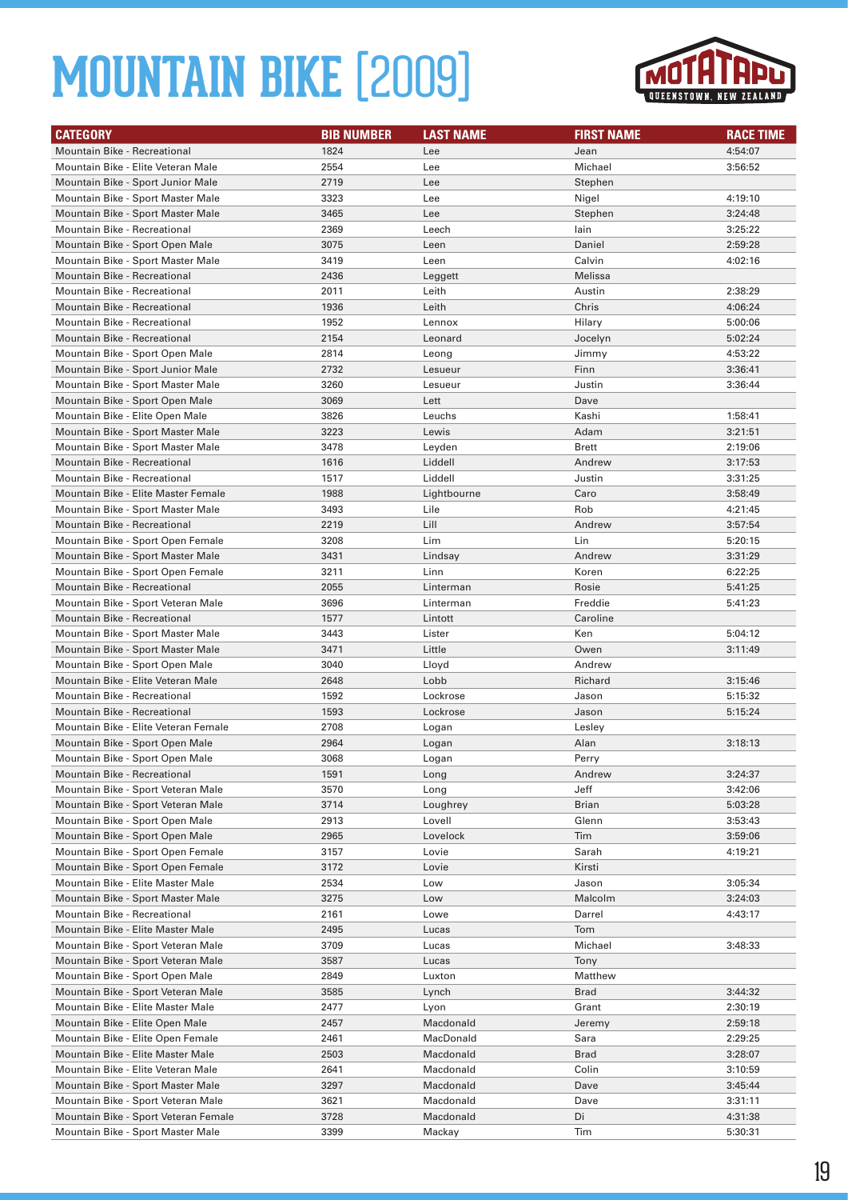# MOUNTAIN BIKE [2009]

| CATEGORY | BIB NUMBER | LAST NAME | FIRST NAME | RACE TIME |
|---|---|---|---|---|
| Mountain Bike - Recreational | 1824 | Lee | Jean | 4:54:07 |
| Mountain Bike - Elite Veteran Male | 2554 | Lee | Michael | 3:56:52 |
| Mountain Bike - Sport Junior Male | 2719 | Lee | Stephen | |
| Mountain Bike - Sport Master Male | 3323 | Lee | Nigel | 4:19:10 |
| Mountain Bike - Sport Master Male | 3465 | Lee | Stephen | 3:24:48 |
| Mountain Bike - Recreational | 2369 | Leech | Iain | 3:25:22 |
| Mountain Bike - Sport Open Male | 3075 | Leen | Daniel | 2:59:28 |
| Mountain Bike - Sport Master Male | 3419 | Leen | Calvin | 4:02:16 |
| Mountain Bike - Recreational | 2436 | Leggett | Melissa | |
| Mountain Bike - Recreational | 2011 | Leith | Austin | 2:38:29 |
| Mountain Bike - Recreational | 1936 | Leith | Chris | 4:06:24 |
| Mountain Bike - Recreational | 1952 | Lennox | Hilary | 5:00:06 |
| Mountain Bike - Recreational | 2154 | Leonard | Jocelyn | 5:02:24 |
| Mountain Bike - Sport Open Male | 2814 | Leong | Jimmy | 4:53:22 |
| Mountain Bike - Sport Junior Male | 2732 | Lesueur | Finn | 3:36:41 |
| Mountain Bike - Sport Master Male | 3260 | Lesueur | Justin | 3:36:44 |
| Mountain Bike - Sport Open Male | 3069 | Lett | Dave | |
| Mountain Bike - Elite Open Male | 3826 | Leuchs | Kashi | 1:58:41 |
| Mountain Bike - Sport Master Male | 3223 | Lewis | Adam | 3:21:51 |
| Mountain Bike - Sport Master Male | 3478 | Leyden | Brett | 2:19:06 |
| Mountain Bike - Recreational | 1616 | Liddell | Andrew | 3:17:53 |
| Mountain Bike - Recreational | 1517 | Liddell | Justin | 3:31:25 |
| Mountain Bike - Elite Master Female | 1988 | Lightbourne | Caro | 3:58:49 |
| Mountain Bike - Sport Master Male | 3493 | Lile | Rob | 4:21:45 |
| Mountain Bike - Recreational | 2219 | Lill | Andrew | 3:57:54 |
| Mountain Bike - Sport Open Female | 3208 | Lim | Lin | 5:20:15 |
| Mountain Bike - Sport Master Male | 3431 | Lindsay | Andrew | 3:31:29 |
| Mountain Bike - Sport Open Female | 3211 | Linn | Koren | 6:22:25 |
| Mountain Bike - Recreational | 2055 | Linterman | Rosie | 5:41:25 |
| Mountain Bike - Sport Veteran Male | 3696 | Linterman | Freddie | 5:41:23 |
| Mountain Bike - Recreational | 1577 | Lintott | Caroline | |
| Mountain Bike - Sport Master Male | 3443 | Lister | Ken | 5:04:12 |
| Mountain Bike - Sport Master Male | 3471 | Little | Owen | 3:11:49 |
| Mountain Bike - Sport Open Male | 3040 | Lloyd | Andrew | |
| Mountain Bike - Elite Veteran Male | 2648 | Lobb | Richard | 3:15:46 |
| Mountain Bike - Recreational | 1592 | Lockrose | Jason | 5:15:32 |
| Mountain Bike - Recreational | 1593 | Lockrose | Jason | 5:15:24 |
| Mountain Bike - Elite Veteran Female | 2708 | Logan | Lesley | |
| Mountain Bike - Sport Open Male | 2964 | Logan | Alan | 3:18:13 |
| Mountain Bike - Sport Open Male | 3068 | Logan | Perry | |
| Mountain Bike - Recreational | 1591 | Long | Andrew | 3:24:37 |
| Mountain Bike - Sport Veteran Male | 3570 | Long | Jeff | 3:42:06 |
| Mountain Bike - Sport Veteran Male | 3714 | Loughrey | Brian | 5:03:28 |
| Mountain Bike - Sport Open Male | 2913 | Lovell | Glenn | 3:53:43 |
| Mountain Bike - Sport Open Male | 2965 | Lovelock | Tim | 3:59:06 |
| Mountain Bike - Sport Open Female | 3157 | Lovie | Sarah | 4:19:21 |
| Mountain Bike - Sport Open Female | 3172 | Lovie | Kirsti | |
| Mountain Bike - Elite Master Male | 2534 | Low | Jason | 3:05:34 |
| Mountain Bike - Sport Master Male | 3275 | Low | Malcolm | 3:24:03 |
| Mountain Bike - Recreational | 2161 | Lowe | Darrel | 4:43:17 |
| Mountain Bike - Elite Master Male | 2495 | Lucas | Tom | |
| Mountain Bike - Sport Veteran Male | 3709 | Lucas | Michael | 3:48:33 |
| Mountain Bike - Sport Veteran Male | 3587 | Lucas | Tony | |
| Mountain Bike - Sport Open Male | 2849 | Luxton | Matthew | |
| Mountain Bike - Sport Veteran Male | 3585 | Lynch | Brad | 3:44:32 |
| Mountain Bike - Elite Master Male | 2477 | Lyon | Grant | 2:30:19 |
| Mountain Bike - Elite Open Male | 2457 | Macdonald | Jeremy | 2:59:18 |
| Mountain Bike - Elite Open Female | 2461 | MacDonald | Sara | 2:29:25 |
| Mountain Bike - Elite Master Male | 2503 | Macdonald | Brad | 3:28:07 |
| Mountain Bike - Elite Veteran Male | 2641 | Macdonald | Colin | 3:10:59 |
| Mountain Bike - Sport Master Male | 3297 | Macdonald | Dave | 3:45:44 |
| Mountain Bike - Sport Veteran Male | 3621 | Macdonald | Dave | 3:31:11 |
| Mountain Bike - Sport Veteran Female | 3728 | Macdonald | Di | 4:31:38 |
| Mountain Bike - Sport Master Male | 3399 | Mackay | Tim | 5:30:31 |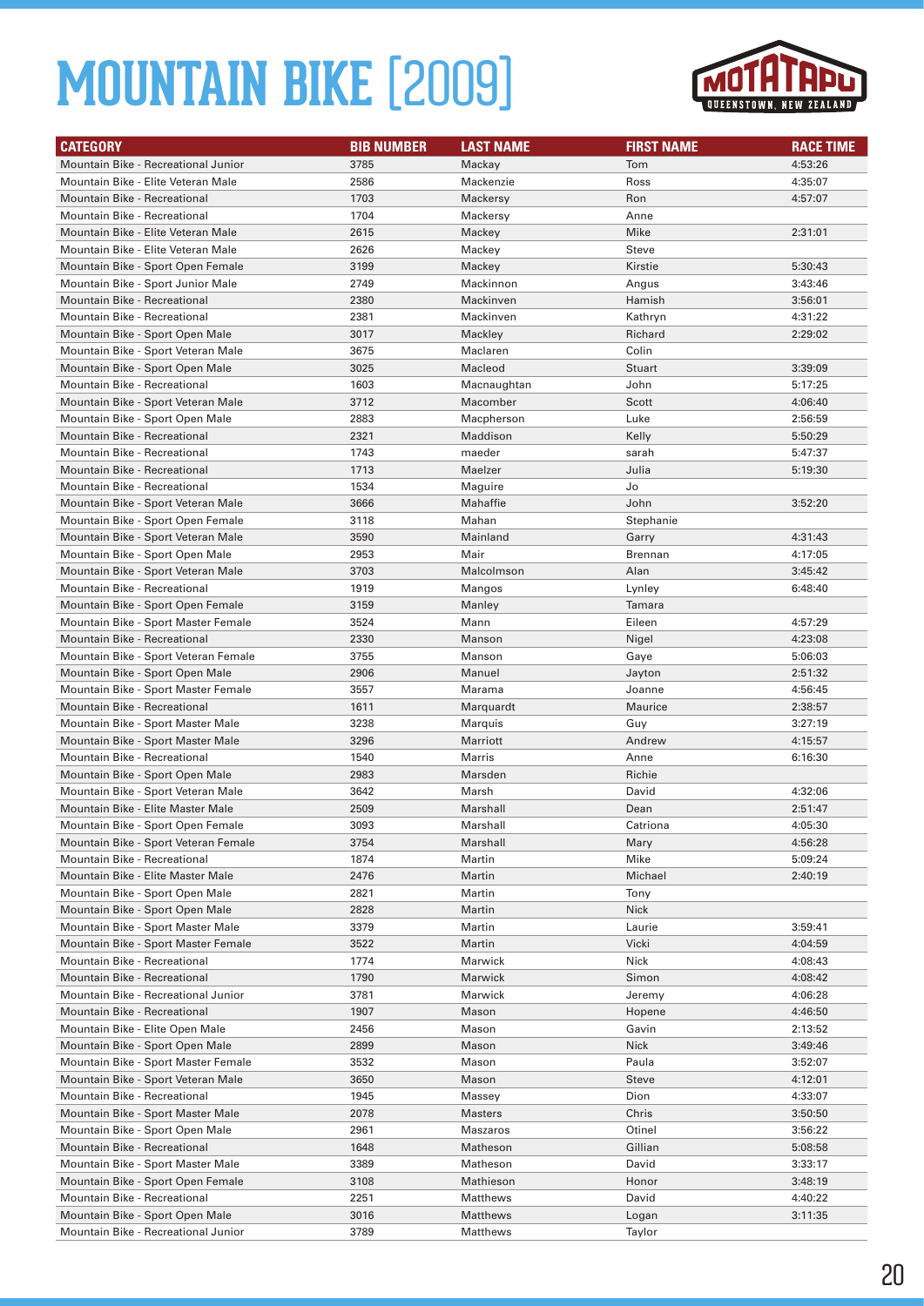# MOUNTAIN BIKE [2009]

MOTATAPU QUEENSTOWN, NEW ZEALAND

| CATEGORY | BIB NUMBER | LAST NAME | FIRST NAME | RACE TIME |
|---|---|---|---|---|
| Mountain Bike - Recreational Junior | 3785 | Mackay | Tom | 4:53:26 |
| Mountain Bike - Elite Veteran Male | 2586 | Mackenzie | Ross | 4:35:07 |
| Mountain Bike - Recreational | 1703 | Mackersy | Ron | 4:57:07 |
| Mountain Bike - Recreational | 1704 | Mackersy | Anne | |
| Mountain Bike - Elite Veteran Male | 2615 | Mackey | Mike | 2:31:01 |
| Mountain Bike - Elite Veteran Male | 2626 | Mackey | Steve | |
| Mountain Bike - Sport Open Female | 3199 | Mackey | Kirstie | 5:30:43 |
| Mountain Bike - Sport Junior Male | 2749 | Mackinnon | Angus | 3:43:46 |
| Mountain Bike - Recreational | 2380 | Mackinven | Hamish | 3:56:01 |
| Mountain Bike - Recreational | 2381 | Mackinven | Kathryn | 4:31:22 |
| Mountain Bike - Sport Open Male | 3017 | Mackley | Richard | 2:29:02 |
| Mountain Bike - Sport Veteran Male | 3675 | Maclaren | Colin | |
| Mountain Bike - Sport Open Male | 3025 | Macleod | Stuart | 3:39:09 |
| Mountain Bike - Recreational | 1603 | Macnaughtan | John | 5:17:25 |
| Mountain Bike - Sport Veteran Male | 3712 | Macomber | Scott | 4:06:40 |
| Mountain Bike - Sport Open Male | 2883 | Macpherson | Luke | 2:56:59 |
| Mountain Bike - Recreational | 2321 | Maddison | Kelly | 5:50:29 |
| Mountain Bike - Recreational | 1743 | maeder | sarah | 5:47:37 |
| Mountain Bike - Recreational | 1713 | Maelzer | Julia | 5:19:30 |
| Mountain Bike - Recreational | 1534 | Maguire | Jo | |
| Mountain Bike - Sport Veteran Male | 3666 | Mahaffie | John | 3:52:20 |
| Mountain Bike - Sport Open Female | 3118 | Mahan | Stephanie | |
| Mountain Bike - Sport Veteran Male | 3590 | Mainland | Garry | 4:31:43 |
| Mountain Bike - Sport Open Male | 2953 | Mair | Brennan | 4:17:05 |
| Mountain Bike - Sport Veteran Male | 3703 | Malcolmson | Alan | 3:45:42 |
| Mountain Bike - Recreational | 1919 | Mangos | Lynley | 6:48:40 |
| Mountain Bike - Sport Open Female | 3159 | Manley | Tamara | |
| Mountain Bike - Sport Master Female | 3524 | Mann | Eileen | 4:57:29 |
| Mountain Bike - Recreational | 2330 | Manson | Nigel | 4:23:08 |
| Mountain Bike - Sport Veteran Female | 3755 | Manson | Gaye | 5:06:03 |
| Mountain Bike - Sport Open Male | 2906 | Manuel | Jayton | 2:51:32 |
| Mountain Bike - Sport Master Female | 3557 | Marama | Joanne | 4:56:45 |
| Mountain Bike - Recreational | 1611 | Marquardt | Maurice | 2:38:57 |
| Mountain Bike - Sport Master Male | 3238 | Marquis | Guy | 3:27:19 |
| Mountain Bike - Sport Master Male | 3296 | Marriott | Andrew | 4:15:57 |
| Mountain Bike - Recreational | 1540 | Marris | Anne | 6:16:30 |
| Mountain Bike - Sport Open Male | 2983 | Marsden | Richie | |
| Mountain Bike - Sport Veteran Male | 3642 | Marsh | David | 4:32:06 |
| Mountain Bike - Elite Master Male | 2509 | Marshall | Dean | 2:51:47 |
| Mountain Bike - Sport Open Female | 3093 | Marshall | Catriona | 4:05:30 |
| Mountain Bike - Sport Veteran Female | 3754 | Marshall | Mary | 4:56:28 |
| Mountain Bike - Recreational | 1874 | Martin | Mike | 5:09:24 |
| Mountain Bike - Elite Master Male | 2476 | Martin | Michael | 2:40:19 |
| Mountain Bike - Sport Open Male | 2821 | Martin | Tony | |
| Mountain Bike - Sport Open Male | 2828 | Martin | Nick | |
| Mountain Bike - Sport Master Male | 3379 | Martin | Laurie | 3:59:41 |
| Mountain Bike - Sport Master Female | 3522 | Martin | Vicki | 4:04:59 |
| Mountain Bike - Recreational | 1774 | Marwick | Nick | 4:08:43 |
| Mountain Bike - Recreational | 1790 | Marwick | Simon | 4:08:42 |
| Mountain Bike - Recreational Junior | 3781 | Marwick | Jeremy | 4:06:28 |
| Mountain Bike - Recreational | 1907 | Mason | Hopene | 4:46:50 |
| Mountain Bike - Elite Open Male | 2456 | Mason | Gavin | 2:13:52 |
| Mountain Bike - Sport Open Male | 2899 | Mason | Nick | 3:49:46 |
| Mountain Bike - Sport Master Female | 3532 | Mason | Paula | 3:52:07 |
| Mountain Bike - Sport Veteran Male | 3650 | Mason | Steve | 4:12:01 |
| Mountain Bike - Recreational | 1945 | Massey | Dion | 4:33:07 |
| Mountain Bike - Sport Master Male | 2078 | Masters | Chris | 3:50:50 |
| Mountain Bike - Sport Open Male | 2961 | Maszaros | Otinel | 3:56:22 |
| Mountain Bike - Recreational | 1648 | Matheson | Gillian | 5:08:58 |
| Mountain Bike - Sport Master Male | 3389 | Matheson | David | 3:33:17 |
| Mountain Bike - Sport Open Female | 3108 | Mathieson | Honor | 3:48:19 |
| Mountain Bike - Recreational | 2251 | Matthews | David | 4:40:22 |
| Mountain Bike - Sport Open Male | 3016 | Matthews | Logan | 3:11:35 |
| Mountain Bike - Recreational Junior | 3789 | Matthews | Taylor | |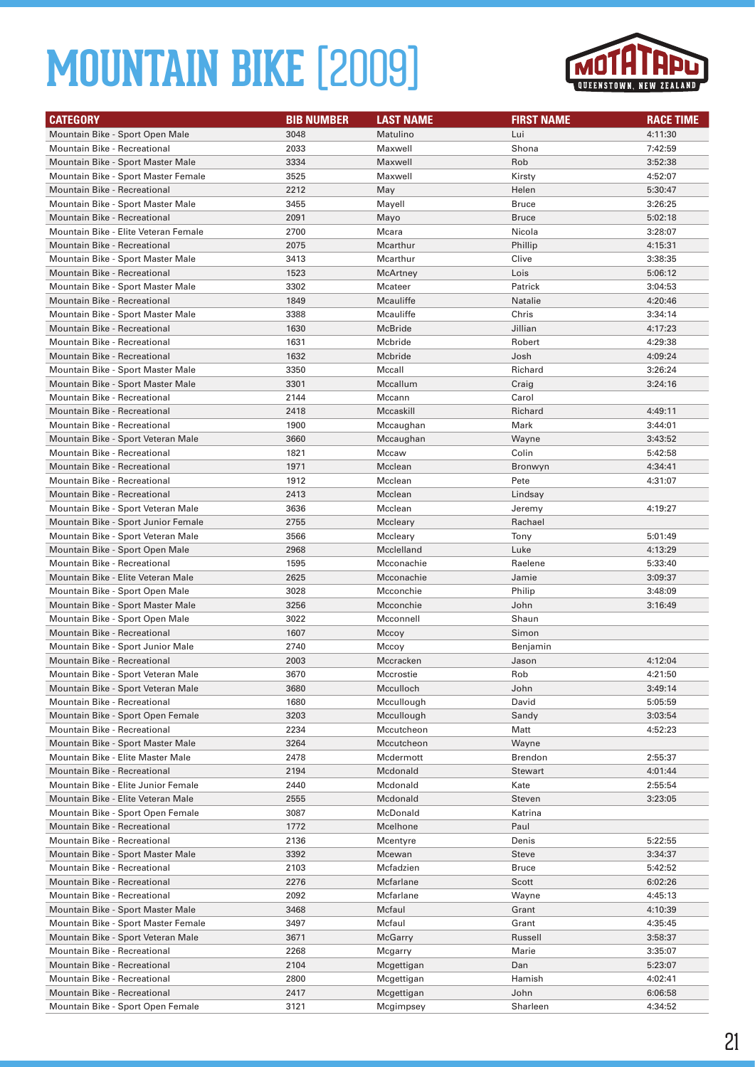# MOUNTAIN BIKE [2009]

| CATEGORY | BIB NUMBER | LAST NAME | FIRST NAME | RACE TIME |
|---|---|---|---|---|
| Mountain Bike - Sport Open Male | 3048 | Matulino | Lui | 4:11:30 |
| Mountain Bike - Recreational | 2033 | Maxwell | Shona | 7:42:59 |
| Mountain Bike - Sport Master Male | 3334 | Maxwell | Rob | 3:52:38 |
| Mountain Bike - Sport Master Female | 3525 | Maxwell | Kirsty | 4:52:07 |
| Mountain Bike - Recreational | 2212 | May | Helen | 5:30:47 |
| Mountain Bike - Sport Master Male | 3455 | Mayell | Bruce | 3:26:25 |
| Mountain Bike - Recreational | 2091 | Mayo | Bruce | 5:02:18 |
| Mountain Bike - Elite Veteran Female | 2700 | Mcara | Nicola | 3:28:07 |
| Mountain Bike - Recreational | 2075 | Mcarthur | Phillip | 4:15:31 |
| Mountain Bike - Sport Master Male | 3413 | Mcarthur | Clive | 3:38:35 |
| Mountain Bike - Recreational | 1523 | McArtney | Lois | 5:06:12 |
| Mountain Bike - Sport Master Male | 3302 | Mcateer | Patrick | 3:04:53 |
| Mountain Bike - Recreational | 1849 | Mcauliffe | Natalie | 4:20:46 |
| Mountain Bike - Sport Master Male | 3388 | Mcauliffe | Chris | 3:34:14 |
| Mountain Bike - Recreational | 1630 | McBride | Jillian | 4:17:23 |
| Mountain Bike - Recreational | 1631 | Mcbride | Robert | 4:29:38 |
| Mountain Bike - Recreational | 1632 | Mcbride | Josh | 4:09:24 |
| Mountain Bike - Sport Master Male | 3350 | Mccall | Richard | 3:26:24 |
| Mountain Bike - Sport Master Male | 3301 | Mccallum | Craig | 3:24:16 |
| Mountain Bike - Recreational | 2144 | Mccann | Carol | |
| Mountain Bike - Recreational | 2418 | Mccaskill | Richard | 4:49:11 |
| Mountain Bike - Recreational | 1900 | Mccaughan | Mark | 3:44:01 |
| Mountain Bike - Sport Veteran Male | 3660 | Mccaughan | Wayne | 3:43:52 |
| Mountain Bike - Recreational | 1821 | Mccaw | Colin | 5:42:58 |
| Mountain Bike - Recreational | 1971 | Mcclean | Bronwyn | 4:34:41 |
| Mountain Bike - Recreational | 1912 | Mcclean | Pete | 4:31:07 |
| Mountain Bike - Recreational | 2413 | Mcclean | Lindsay | |
| Mountain Bike - Sport Veteran Male | 3636 | Mcclean | Jeremy | 4:19:27 |
| Mountain Bike - Sport Junior Female | 2755 | Mccleary | Rachael | |
| Mountain Bike - Sport Veteran Male | 3566 | Mccleary | Tony | 5:01:49 |
| Mountain Bike - Sport Open Male | 2968 | Mcclelland | Luke | 4:13:29 |
| Mountain Bike - Recreational | 1595 | Mcconachie | Raelene | 5:33:40 |
| Mountain Bike - Elite Veteran Male | 2625 | Mcconachie | Jamie | 3:09:37 |
| Mountain Bike - Sport Open Male | 3028 | Mcconchie | Philip | 3:48:09 |
| Mountain Bike - Sport Master Male | 3256 | Mcconchie | John | 3:16:49 |
| Mountain Bike - Sport Open Male | 3022 | Mcconnell | Shaun | |
| Mountain Bike - Recreational | 1607 | Mccoy | Simon | |
| Mountain Bike - Sport Junior Male | 2740 | Mccoy | Benjamin | |
| Mountain Bike - Recreational | 2003 | Mccracken | Jason | 4:12:04 |
| Mountain Bike - Sport Veteran Male | 3670 | Mccrostie | Rob | 4:21:50 |
| Mountain Bike - Sport Veteran Male | 3680 | Mcculloch | John | 3:49:14 |
| Mountain Bike - Recreational | 1680 | Mccullough | David | 5:05:59 |
| Mountain Bike - Sport Open Female | 3203 | Mccullough | Sandy | 3:03:54 |
| Mountain Bike - Recreational | 2234 | Mccutcheon | Matt | 4:52:23 |
| Mountain Bike - Sport Master Male | 3264 | Mccutcheon | Wayne | |
| Mountain Bike - Elite Master Male | 2478 | Mcdermott | Brendon | 2:55:37 |
| Mountain Bike - Recreational | 2194 | Mcdonald | Stewart | 4:01:44 |
| Mountain Bike - Elite Junior Female | 2440 | Mcdonald | Kate | 2:55:54 |
| Mountain Bike - Elite Veteran Male | 2555 | Mcdonald | Steven | 3:23:05 |
| Mountain Bike - Sport Open Female | 3087 | McDonald | Katrina | |
| Mountain Bike - Recreational | 1772 | Mcelhone | Paul | |
| Mountain Bike - Recreational | 2136 | Mcentyre | Denis | 5:22:55 |
| Mountain Bike - Sport Master Male | 3392 | Mcewan | Steve | 3:34:37 |
| Mountain Bike - Recreational | 2103 | Mcfadzien | Bruce | 5:42:52 |
| Mountain Bike - Recreational | 2276 | Mcfarlane | Scott | 6:02:26 |
| Mountain Bike - Recreational | 2092 | Mcfarlane | Wayne | 4:45:13 |
| Mountain Bike - Sport Master Male | 3468 | Mcfaul | Grant | 4:10:39 |
| Mountain Bike - Sport Master Female | 3497 | Mcfaul | Grant | 4:35:45 |
| Mountain Bike - Sport Veteran Male | 3671 | McGarry | Russell | 3:58:37 |
| Mountain Bike - Recreational | 2268 | Mcgarry | Marie | 3:35:07 |
| Mountain Bike - Recreational | 2104 | Mcgettigan | Dan | 5:23:07 |
| Mountain Bike - Recreational | 2800 | Mcgettigan | Hamish | 4:02:41 |
| Mountain Bike - Recreational | 2417 | Mcgettigan | John | 6:06:58 |
| Mountain Bike - Sport Open Female | 3121 | Mcgimpsey | Sharleen | 4:34:52 |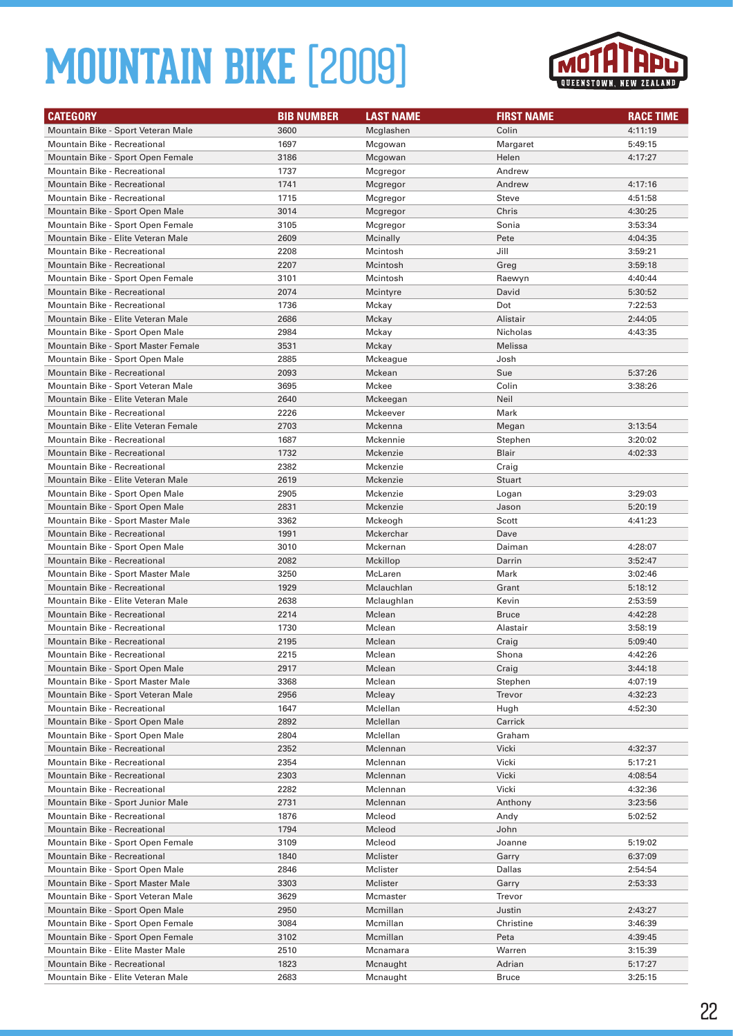# MOUNTAIN BIKE [2009]

| CATEGORY | BIB NUMBER | LAST NAME | FIRST NAME | RACE TIME |
|---|---|---|---|---|
| Mountain Bike - Sport Veteran Male | 3600 | Mcglashen | Colin | 4:11:19 |
| Mountain Bike - Recreational | 1697 | Mcgowan | Margaret | 5:49:15 |
| Mountain Bike - Sport Open Female | 3186 | Mcgowan | Helen | 4:17:27 |
| Mountain Bike - Recreational | 1737 | Mcgregor | Andrew | |
| Mountain Bike - Recreational | 1741 | Mcgregor | Andrew | 4:17:16 |
| Mountain Bike - Recreational | 1715 | Mcgregor | Steve | 4:51:58 |
| Mountain Bike - Sport Open Male | 3014 | Mcgregor | Chris | 4:30:25 |
| Mountain Bike - Sport Open Female | 3105 | Mcgregor | Sonia | 3:53:34 |
| Mountain Bike - Elite Veteran Male | 2609 | Mcinally | Pete | 4:04:35 |
| Mountain Bike - Recreational | 2208 | Mcintosh | Jill | 3:59:21 |
| Mountain Bike - Recreational | 2207 | Mcintosh | Greg | 3:59:18 |
| Mountain Bike - Sport Open Female | 3101 | Mcintosh | Raewyn | 4:40:44 |
| Mountain Bike - Recreational | 2074 | Mcintyre | David | 5:30:52 |
| Mountain Bike - Recreational | 1736 | Mckay | Dot | 7:22:53 |
| Mountain Bike - Elite Veteran Male | 2686 | Mckay | Alistair | 2:44:05 |
| Mountain Bike - Sport Open Male | 2984 | Mckay | Nicholas | 4:43:35 |
| Mountain Bike - Sport Master Female | 3531 | Mckay | Melissa | |
| Mountain Bike - Sport Open Male | 2885 | Mckeague | Josh | |
| Mountain Bike - Recreational | 2093 | Mckean | Sue | 5:37:26 |
| Mountain Bike - Sport Veteran Male | 3695 | Mckee | Colin | 3:38:26 |
| Mountain Bike - Elite Veteran Male | 2640 | Mckeegan | Neil | |
| Mountain Bike - Recreational | 2226 | Mckeever | Mark | |
| Mountain Bike - Elite Veteran Female | 2703 | Mckenna | Megan | 3:13:54 |
| Mountain Bike - Recreational | 1687 | Mckennie | Stephen | 3:20:02 |
| Mountain Bike - Recreational | 1732 | Mckenzie | Blair | 4:02:33 |
| Mountain Bike - Recreational | 2382 | Mckenzie | Craig | |
| Mountain Bike - Elite Veteran Male | 2619 | Mckenzie | Stuart | |
| Mountain Bike - Sport Open Male | 2905 | Mckenzie | Logan | 3:29:03 |
| Mountain Bike - Sport Open Male | 2831 | Mckenzie | Jason | 5:20:19 |
| Mountain Bike - Sport Master Male | 3362 | Mckeogh | Scott | 4:41:23 |
| Mountain Bike - Recreational | 1991 | Mckerchar | Dave | |
| Mountain Bike - Sport Open Male | 3010 | Mckernan | Daiman | 4:28:07 |
| Mountain Bike - Recreational | 2082 | Mckillop | Darrin | 3:52:47 |
| Mountain Bike - Sport Master Male | 3250 | McLaren | Mark | 3:02:46 |
| Mountain Bike - Recreational | 1929 | Mclauchlan | Grant | 5:18:12 |
| Mountain Bike - Elite Veteran Male | 2638 | Mclaughlan | Kevin | 2:53:59 |
| Mountain Bike - Recreational | 2214 | Mclean | Bruce | 4:42:28 |
| Mountain Bike - Recreational | 1730 | Mclean | Alastair | 3:58:19 |
| Mountain Bike - Recreational | 2195 | Mclean | Craig | 5:09:40 |
| Mountain Bike - Recreational | 2215 | Mclean | Shona | 4:42:26 |
| Mountain Bike - Sport Open Male | 2917 | Mclean | Craig | 3:44:18 |
| Mountain Bike - Sport Master Male | 3368 | Mclean | Stephen | 4:07:19 |
| Mountain Bike - Sport Veteran Male | 2956 | Mcleay | Trevor | 4:32:23 |
| Mountain Bike - Recreational | 1647 | Mclellan | Hugh | 4:52:30 |
| Mountain Bike - Sport Open Male | 2892 | Mclellan | Carrick | |
| Mountain Bike - Sport Open Male | 2804 | Mclellan | Graham | |
| Mountain Bike - Recreational | 2352 | Mclennan | Vicki | 4:32:37 |
| Mountain Bike - Recreational | 2354 | Mclennan | Vicki | 5:17:21 |
| Mountain Bike - Recreational | 2303 | Mclennan | Vicki | 4:08:54 |
| Mountain Bike - Recreational | 2282 | Mclennan | Vicki | 4:32:36 |
| Mountain Bike - Sport Junior Male | 2731 | Mclennan | Anthony | 3:23:56 |
| Mountain Bike - Recreational | 1876 | Mcleod | Andy | 5:02:52 |
| Mountain Bike - Recreational | 1794 | Mcleod | John | |
| Mountain Bike - Sport Open Female | 3109 | Mcleod | Joanne | 5:19:02 |
| Mountain Bike - Recreational | 1840 | Mclister | Garry | 6:37:09 |
| Mountain Bike - Sport Open Male | 2846 | Mclister | Dallas | 2:54:54 |
| Mountain Bike - Sport Master Male | 3303 | Mclister | Garry | 2:53:33 |
| Mountain Bike - Sport Veteran Male | 3629 | Mcmaster | Trevor | |
| Mountain Bike - Sport Open Male | 2950 | Mcmillan | Justin | 2:43:27 |
| Mountain Bike - Sport Open Female | 3084 | Mcmillan | Christine | 3:46:39 |
| Mountain Bike - Sport Open Female | 3102 | Mcmillan | Peta | 4:39:45 |
| Mountain Bike - Elite Master Male | 2510 | Mcnamara | Warren | 3:15:39 |
| Mountain Bike - Recreational | 1823 | Mcnaught | Adrian | 5:17:27 |
| Mountain Bike - Elite Veteran Male | 2683 | Mcnaught | Bruce | 3:25:15 |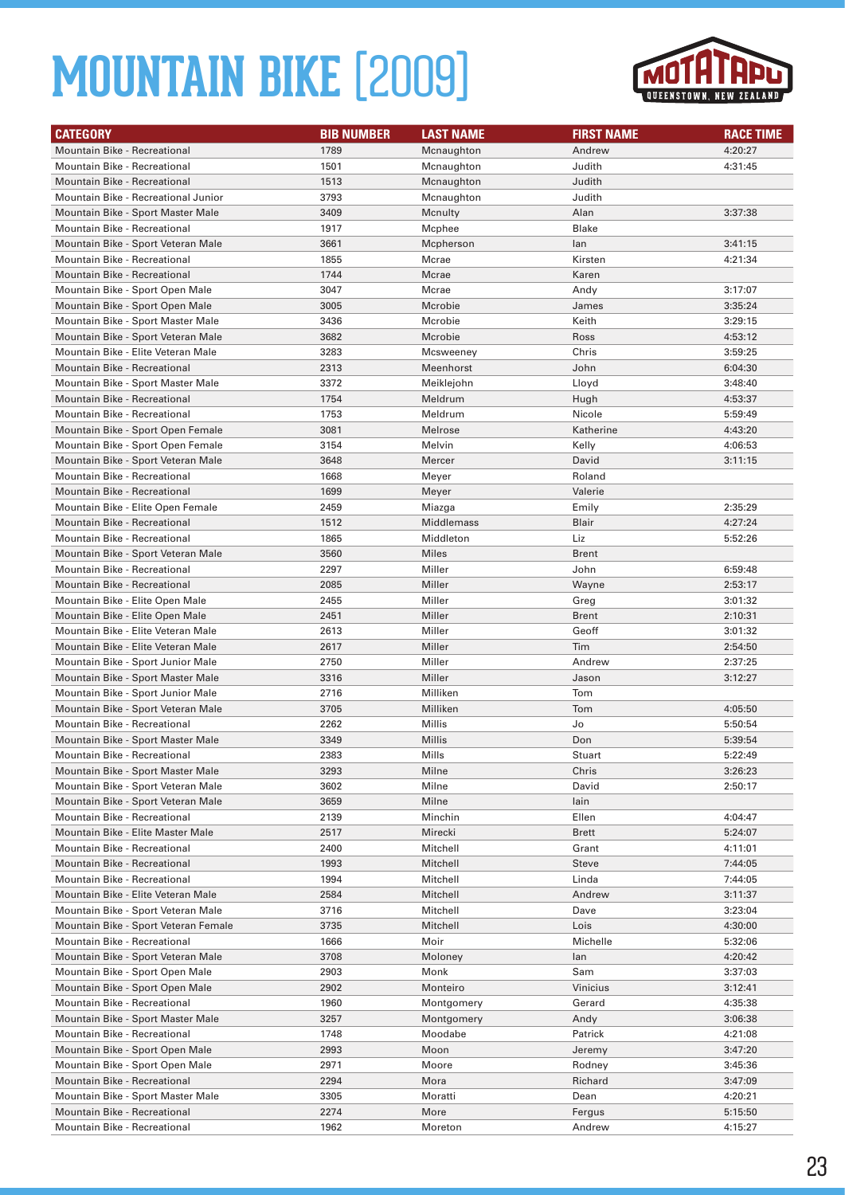# MOUNTAIN BIKE [2009]

| CATEGORY | BIB NUMBER | LAST NAME | FIRST NAME | RACE TIME |
|---|---|---|---|---|
| Mountain Bike - Recreational | 1789 | Mcnaughton | Andrew | 4:20:27 |
| Mountain Bike - Recreational | 1501 | Mcnaughton | Judith | 4:31:45 |
| Mountain Bike - Recreational | 1513 | Mcnaughton | Judith | |
| Mountain Bike - Recreational Junior | 3793 | Mcnaughton | Judith | |
| Mountain Bike - Sport Master Male | 3409 | Mcnulty | Alan | 3:37:38 |
| Mountain Bike - Recreational | 1917 | Mcphee | Blake | |
| Mountain Bike - Sport Veteran Male | 3661 | Mcpherson | Ian | 3:41:15 |
| Mountain Bike - Recreational | 1855 | Mcrae | Kirsten | 4:21:34 |
| Mountain Bike - Recreational | 1744 | Mcrae | Karen | |
| Mountain Bike - Sport Open Male | 3047 | Mcrae | Andy | 3:17:07 |
| Mountain Bike - Sport Open Male | 3005 | Mcrobie | James | 3:35:24 |
| Mountain Bike - Sport Master Male | 3436 | Mcrobie | Keith | 3:29:15 |
| Mountain Bike - Sport Veteran Male | 3682 | Mcrobie | Ross | 4:53:12 |
| Mountain Bike - Elite Veteran Male | 3283 | Mcsweeney | Chris | 3:59:25 |
| Mountain Bike - Recreational | 2313 | Meenhorst | John | 6:04:30 |
| Mountain Bike - Sport Master Male | 3372 | Meiklejohn | Lloyd | 3:48:40 |
| Mountain Bike - Recreational | 1754 | Meldrum | Hugh | 4:53:37 |
| Mountain Bike - Recreational | 1753 | Meldrum | Nicole | 5:59:49 |
| Mountain Bike - Sport Open Female | 3081 | Melrose | Katherine | 4:43:20 |
| Mountain Bike - Sport Open Female | 3154 | Melvin | Kelly | 4:06:53 |
| Mountain Bike - Sport Veteran Male | 3648 | Mercer | David | 3:11:15 |
| Mountain Bike - Recreational | 1668 | Meyer | Roland | |
| Mountain Bike - Recreational | 1699 | Meyer | Valerie | |
| Mountain Bike - Elite Open Female | 2459 | Miazga | Emily | 2:35:29 |
| Mountain Bike - Recreational | 1512 | Middlemass | Blair | 4:27:24 |
| Mountain Bike - Recreational | 1865 | Middleton | Liz | 5:52:26 |
| Mountain Bike - Sport Veteran Male | 3560 | Miles | Brent | |
| Mountain Bike - Recreational | 2297 | Miller | John | 6:59:48 |
| Mountain Bike - Recreational | 2085 | Miller | Wayne | 2:53:17 |
| Mountain Bike - Elite Open Male | 2455 | Miller | Greg | 3:01:32 |
| Mountain Bike - Elite Open Male | 2451 | Miller | Brent | 2:10:31 |
| Mountain Bike - Elite Veteran Male | 2613 | Miller | Geoff | 3:01:32 |
| Mountain Bike - Elite Veteran Male | 2617 | Miller | Tim | 2:54:50 |
| Mountain Bike - Sport Junior Male | 2750 | Miller | Andrew | 2:37:25 |
| Mountain Bike - Sport Master Male | 3316 | Miller | Jason | 3:12:27 |
| Mountain Bike - Sport Junior Male | 2716 | Milliken | Tom | |
| Mountain Bike - Sport Veteran Male | 3705 | Milliken | Tom | 4:05:50 |
| Mountain Bike - Recreational | 2262 | Millis | Jo | 5:50:54 |
| Mountain Bike - Sport Master Male | 3349 | Millis | Don | 5:39:54 |
| Mountain Bike - Recreational | 2383 | Mills | Stuart | 5:22:49 |
| Mountain Bike - Sport Master Male | 3293 | Milne | Chris | 3:26:23 |
| Mountain Bike - Sport Veteran Male | 3602 | Milne | David | 2:50:17 |
| Mountain Bike - Sport Veteran Male | 3659 | Milne | Iain | |
| Mountain Bike - Recreational | 2139 | Minchin | Ellen | 4:04:47 |
| Mountain Bike - Elite Master Male | 2517 | Mirecki | Brett | 5:24:07 |
| Mountain Bike - Recreational | 2400 | Mitchell | Grant | 4:11:01 |
| Mountain Bike - Recreational | 1993 | Mitchell | Steve | 7:44:05 |
| Mountain Bike - Recreational | 1994 | Mitchell | Linda | 7:44:05 |
| Mountain Bike - Elite Veteran Male | 2584 | Mitchell | Andrew | 3:11:37 |
| Mountain Bike - Sport Veteran Male | 3716 | Mitchell | Dave | 3:23:04 |
| Mountain Bike - Sport Veteran Female | 3735 | Mitchell | Lois | 4:30:00 |
| Mountain Bike - Recreational | 1666 | Moir | Michelle | 5:32:06 |
| Mountain Bike - Sport Veteran Male | 3708 | Moloney | Ian | 4:20:42 |
| Mountain Bike - Sport Open Male | 2903 | Monk | Sam | 3:37:03 |
| Mountain Bike - Sport Open Male | 2902 | Monteiro | Vinicius | 3:12:41 |
| Mountain Bike - Recreational | 1960 | Montgomery | Gerard | 4:35:38 |
| Mountain Bike - Sport Master Male | 3257 | Montgomery | Andy | 3:06:38 |
| Mountain Bike - Recreational | 1748 | Moodabe | Patrick | 4:21:08 |
| Mountain Bike - Sport Open Male | 2993 | Moon | Jeremy | 3:47:20 |
| Mountain Bike - Sport Open Male | 2971 | Moore | Rodney | 3:45:36 |
| Mountain Bike - Recreational | 2294 | Mora | Richard | 3:47:09 |
| Mountain Bike - Sport Master Male | 3305 | Moratti | Dean | 4:20:21 |
| Mountain Bike - Recreational | 2274 | More | Fergus | 5:15:50 |
| Mountain Bike - Recreational | 1962 | Moreton | Andrew | 4:15:27 |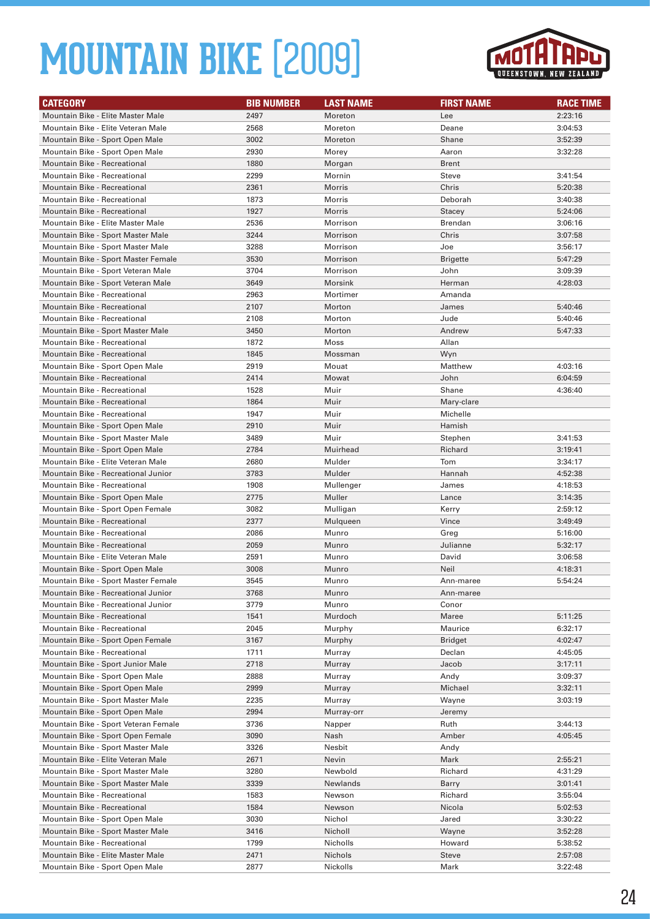# MOUNTAIN BIKE [2009]

| CATEGORY | BIB NUMBER | LAST NAME | FIRST NAME | RACE TIME |
|---|---|---|---|---|
| Mountain Bike - Elite Master Male | 2497 | Moreton | Lee | 2:23:16 |
| Mountain Bike - Elite Veteran Male | 2568 | Moreton | Deane | 3:04:53 |
| Mountain Bike - Sport Open Male | 3002 | Moreton | Shane | 3:52:39 |
| Mountain Bike - Sport Open Male | 2930 | Morey | Aaron | 3:32:28 |
| Mountain Bike - Recreational | 1880 | Morgan | Brent | |
| Mountain Bike - Recreational | 2299 | Mornin | Steve | 3:41:54 |
| Mountain Bike - Recreational | 2361 | Morris | Chris | 5:20:38 |
| Mountain Bike - Recreational | 1873 | Morris | Deborah | 3:40:38 |
| Mountain Bike - Recreational | 1927 | Morris | Stacey | 5:24:06 |
| Mountain Bike - Elite Master Male | 2536 | Morrison | Brendan | 3:06:16 |
| Mountain Bike - Sport Master Male | 3244 | Morrison | Chris | 3:07:58 |
| Mountain Bike - Sport Master Male | 3288 | Morrison | Joe | 3:56:17 |
| Mountain Bike - Sport Master Female | 3530 | Morrison | Brigette | 5:47:29 |
| Mountain Bike - Sport Veteran Male | 3704 | Morrison | John | 3:09:39 |
| Mountain Bike - Sport Veteran Male | 3649 | Morsink | Herman | 4:28:03 |
| Mountain Bike - Recreational | 2963 | Mortimer | Amanda | |
| Mountain Bike - Recreational | 2107 | Morton | James | 5:40:46 |
| Mountain Bike - Recreational | 2108 | Morton | Jude | 5:40:46 |
| Mountain Bike - Sport Master Male | 3450 | Morton | Andrew | 5:47:33 |
| Mountain Bike - Recreational | 1872 | Moss | Allan | |
| Mountain Bike - Recreational | 1845 | Mossman | Wyn | |
| Mountain Bike - Sport Open Male | 2919 | Mouat | Matthew | 4:03:16 |
| Mountain Bike - Recreational | 2414 | Mowat | John | 6:04:59 |
| Mountain Bike - Recreational | 1528 | Muir | Shane | 4:36:40 |
| Mountain Bike - Recreational | 1864 | Muir | Mary-clare | |
| Mountain Bike - Recreational | 1947 | Muir | Michelle | |
| Mountain Bike - Sport Open Male | 2910 | Muir | Hamish | |
| Mountain Bike - Sport Master Male | 3489 | Muir | Stephen | 3:41:53 |
| Mountain Bike - Sport Open Male | 2784 | Muirhead | Richard | 3:19:41 |
| Mountain Bike - Elite Veteran Male | 2680 | Mulder | Tom | 3:34:17 |
| Mountain Bike - Recreational Junior | 3783 | Mulder | Hannah | 4:52:38 |
| Mountain Bike - Recreational | 1908 | Mullenger | James | 4:18:53 |
| Mountain Bike - Sport Open Male | 2775 | Muller | Lance | 3:14:35 |
| Mountain Bike - Sport Open Female | 3082 | Mulligan | Kerry | 2:59:12 |
| Mountain Bike - Recreational | 2377 | Mulqueen | Vince | 3:49:49 |
| Mountain Bike - Recreational | 2086 | Munro | Greg | 5:16:00 |
| Mountain Bike - Recreational | 2059 | Munro | Julianne | 5:32:17 |
| Mountain Bike - Elite Veteran Male | 2591 | Munro | David | 3:06:58 |
| Mountain Bike - Sport Open Male | 3008 | Munro | Neil | 4:18:31 |
| Mountain Bike - Sport Master Female | 3545 | Munro | Ann-maree | 5:54:24 |
| Mountain Bike - Recreational Junior | 3768 | Munro | Ann-maree | |
| Mountain Bike - Recreational Junior | 3779 | Munro | Conor | |
| Mountain Bike - Recreational | 1541 | Murdoch | Maree | 5:11:25 |
| Mountain Bike - Recreational | 2045 | Murphy | Maurice | 6:32:17 |
| Mountain Bike - Sport Open Female | 3167 | Murphy | Bridget | 4:02:47 |
| Mountain Bike - Recreational | 1711 | Murray | Declan | 4:45:05 |
| Mountain Bike - Sport Junior Male | 2718 | Murray | Jacob | 3:17:11 |
| Mountain Bike - Sport Open Male | 2888 | Murray | Andy | 3:09:37 |
| Mountain Bike - Sport Open Male | 2999 | Murray | Michael | 3:32:11 |
| Mountain Bike - Sport Master Male | 2235 | Murray | Wayne | 3:03:19 |
| Mountain Bike - Sport Open Male | 2994 | Murray-orr | Jeremy | |
| Mountain Bike - Sport Veteran Female | 3736 | Napper | Ruth | 3:44:13 |
| Mountain Bike - Sport Open Female | 3090 | Nash | Amber | 4:05:45 |
| Mountain Bike - Sport Master Male | 3326 | Nesbit | Andy | |
| Mountain Bike - Elite Veteran Male | 2671 | Nevin | Mark | 2:55:21 |
| Mountain Bike - Sport Master Male | 3280 | Newbold | Richard | 4:31:29 |
| Mountain Bike - Sport Master Male | 3339 | Newlands | Barry | 3:01:41 |
| Mountain Bike - Recreational | 1583 | Newson | Richard | 3:55:04 |
| Mountain Bike - Recreational | 1584 | Newson | Nicola | 5:02:53 |
| Mountain Bike - Sport Open Male | 3030 | Nichol | Jared | 3:30:22 |
| Mountain Bike - Sport Master Male | 3416 | Nicholl | Wayne | 3:52:28 |
| Mountain Bike - Recreational | 1799 | Nicholls | Howard | 5:38:52 |
| Mountain Bike - Elite Master Male | 2471 | Nichols | Steve | 2:57:08 |
| Mountain Bike - Sport Open Male | 2877 | Nickolls | Mark | 3:22:48 |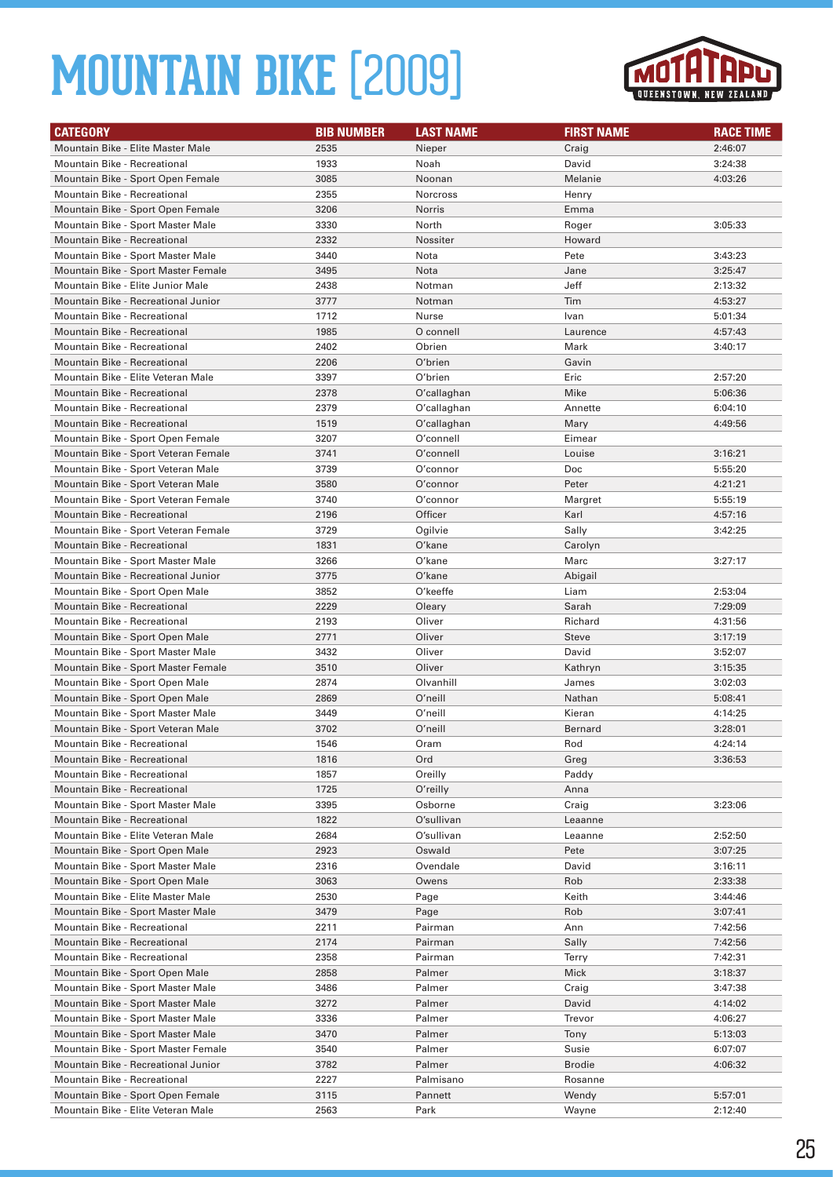# MOUNTAIN BIKE [2009]

| CATEGORY | BIB NUMBER | LAST NAME | FIRST NAME | RACE TIME |
|---|---|---|---|---|
| Mountain Bike - Elite Master Male | 2535 | Nieper | Craig | 2:46:07 |
| Mountain Bike - Recreational | 1933 | Noah | David | 3:24:38 |
| Mountain Bike - Sport Open Female | 3085 | Noonan | Melanie | 4:03:26 |
| Mountain Bike - Recreational | 2355 | Norcross | Henry | |
| Mountain Bike - Sport Open Female | 3206 | Norris | Emma | |
| Mountain Bike - Sport Master Male | 3330 | North | Roger | 3:05:33 |
| Mountain Bike - Recreational | 2332 | Nossiter | Howard | |
| Mountain Bike - Sport Master Male | 3440 | Nota | Pete | 3:43:23 |
| Mountain Bike - Sport Master Female | 3495 | Nota | Jane | 3:25:47 |
| Mountain Bike - Elite Junior Male | 2438 | Notman | Jeff | 2:13:32 |
| Mountain Bike - Recreational Junior | 3777 | Notman | Tim | 4:53:27 |
| Mountain Bike - Recreational | 1712 | Nurse | Ivan | 5:01:34 |
| Mountain Bike - Recreational | 1985 | O connell | Laurence | 4:57:43 |
| Mountain Bike - Recreational | 2402 | Obrien | Mark | 3:40:17 |
| Mountain Bike - Recreational | 2206 | O'brien | Gavin | |
| Mountain Bike - Elite Veteran Male | 3397 | O'brien | Eric | 2:57:20 |
| Mountain Bike - Recreational | 2378 | O'callaghan | Mike | 5:06:36 |
| Mountain Bike - Recreational | 2379 | O'callaghan | Annette | 6:04:10 |
| Mountain Bike - Recreational | 1519 | O'callaghan | Mary | 4:49:56 |
| Mountain Bike - Sport Open Female | 3207 | O'connell | Eimear | |
| Mountain Bike - Sport Veteran Female | 3741 | O'connell | Louise | 3:16:21 |
| Mountain Bike - Sport Veteran Male | 3739 | O'connor | Doc | 5:55:20 |
| Mountain Bike - Sport Veteran Male | 3580 | O'connor | Peter | 4:21:21 |
| Mountain Bike - Sport Veteran Female | 3740 | O'connor | Margret | 5:55:19 |
| Mountain Bike - Recreational | 2196 | Officer | Karl | 4:57:16 |
| Mountain Bike - Sport Veteran Female | 3729 | Ogilvie | Sally | 3:42:25 |
| Mountain Bike - Recreational | 1831 | O'kane | Carolyn | |
| Mountain Bike - Sport Master Male | 3266 | O'kane | Marc | 3:27:17 |
| Mountain Bike - Recreational Junior | 3775 | O'kane | Abigail | |
| Mountain Bike - Sport Open Male | 3852 | O'keeffe | Liam | 2:53:04 |
| Mountain Bike - Recreational | 2229 | Oleary | Sarah | 7:29:09 |
| Mountain Bike - Recreational | 2193 | Oliver | Richard | 4:31:56 |
| Mountain Bike - Sport Open Male | 2771 | Oliver | Steve | 3:17:19 |
| Mountain Bike - Sport Master Male | 3432 | Oliver | David | 3:52:07 |
| Mountain Bike - Sport Master Female | 3510 | Oliver | Kathryn | 3:15:35 |
| Mountain Bike - Sport Open Male | 2874 | Olvanhill | James | 3:02:03 |
| Mountain Bike - Sport Open Male | 2869 | O'neill | Nathan | 5:08:41 |
| Mountain Bike - Sport Master Male | 3449 | O'neill | Kieran | 4:14:25 |
| Mountain Bike - Sport Veteran Male | 3702 | O'neill | Bernard | 3:28:01 |
| Mountain Bike - Recreational | 1546 | Oram | Rod | 4:24:14 |
| Mountain Bike - Recreational | 1816 | Ord | Greg | 3:36:53 |
| Mountain Bike - Recreational | 1857 | Oreilly | Paddy | |
| Mountain Bike - Recreational | 1725 | O'reilly | Anna | |
| Mountain Bike - Sport Master Male | 3395 | Osborne | Craig | 3:23:06 |
| Mountain Bike - Recreational | 1822 | O'sullivan | Leaanne | |
| Mountain Bike - Elite Veteran Male | 2684 | O'sullivan | Leaanne | 2:52:50 |
| Mountain Bike - Sport Open Male | 2923 | Oswald | Pete | 3:07:25 |
| Mountain Bike - Sport Master Male | 2316 | Ovendale | David | 3:16:11 |
| Mountain Bike - Sport Open Male | 3063 | Owens | Rob | 2:33:38 |
| Mountain Bike - Elite Master Male | 2530 | Page | Keith | 3:44:46 |
| Mountain Bike - Sport Master Male | 3479 | Page | Rob | 3:07:41 |
| Mountain Bike - Recreational | 2211 | Pairman | Ann | 7:42:56 |
| Mountain Bike - Recreational | 2174 | Pairman | Sally | 7:42:56 |
| Mountain Bike - Recreational | 2358 | Pairman | Terry | 7:42:31 |
| Mountain Bike - Sport Open Male | 2858 | Palmer | Mick | 3:18:37 |
| Mountain Bike - Sport Master Male | 3486 | Palmer | Craig | 3:47:38 |
| Mountain Bike - Sport Master Male | 3272 | Palmer | David | 4:14:02 |
| Mountain Bike - Sport Master Male | 3336 | Palmer | Trevor | 4:06:27 |
| Mountain Bike - Sport Master Male | 3470 | Palmer | Tony | 5:13:03 |
| Mountain Bike - Sport Master Female | 3540 | Palmer | Susie | 6:07:07 |
| Mountain Bike - Recreational Junior | 3782 | Palmer | Brodie | 4:06:32 |
| Mountain Bike - Recreational | 2227 | Palmisano | Rosanne | |
| Mountain Bike - Sport Open Female | 3115 | Pannett | Wendy | 5:57:01 |
| Mountain Bike - Elite Veteran Male | 2563 | Park | Wayne | 2:12:40 |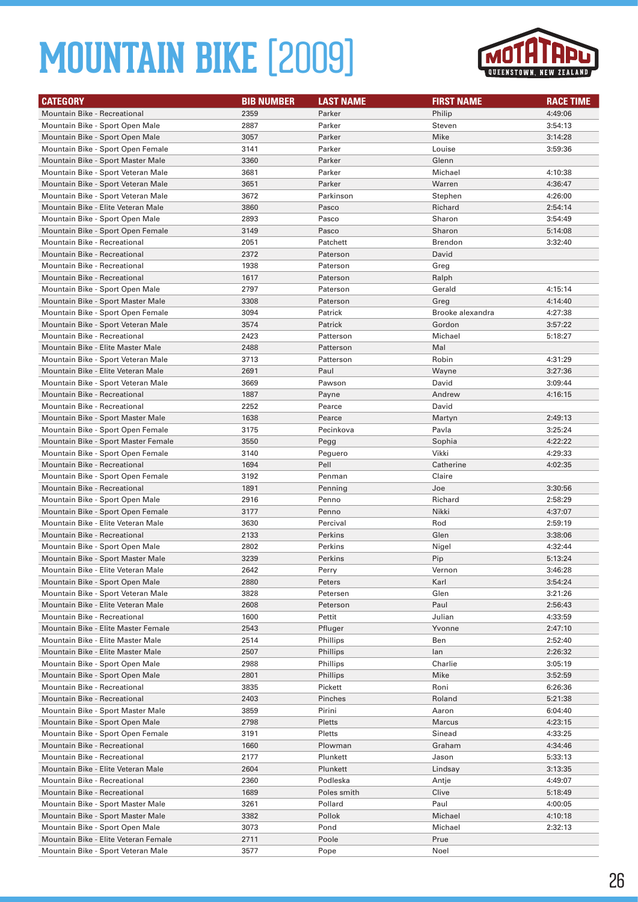# MOUNTAIN BIKE [2009]

| CATEGORY | BIB NUMBER | LAST NAME | FIRST NAME | RACE TIME |
|---|---|---|---|---|
| Mountain Bike - Recreational | 2359 | Parker | Philip | 4:49:06 |
| Mountain Bike - Sport Open Male | 2887 | Parker | Steven | 3:54:13 |
| Mountain Bike - Sport Open Male | 3057 | Parker | Mike | 3:14:28 |
| Mountain Bike - Sport Open Female | 3141 | Parker | Louise | 3:59:36 |
| Mountain Bike - Sport Master Male | 3360 | Parker | Glenn | |
| Mountain Bike - Sport Veteran Male | 3681 | Parker | Michael | 4:10:38 |
| Mountain Bike - Sport Veteran Male | 3651 | Parker | Warren | 4:36:47 |
| Mountain Bike - Sport Veteran Male | 3672 | Parkinson | Stephen | 4:26:00 |
| Mountain Bike - Elite Veteran Male | 3860 | Pasco | Richard | 2:54:14 |
| Mountain Bike - Sport Open Male | 2893 | Pasco | Sharon | 3:54:49 |
| Mountain Bike - Sport Open Female | 3149 | Pasco | Sharon | 5:14:08 |
| Mountain Bike - Recreational | 2051 | Patchett | Brendon | 3:32:40 |
| Mountain Bike - Recreational | 2372 | Paterson | David | |
| Mountain Bike - Recreational | 1938 | Paterson | Greg | |
| Mountain Bike - Recreational | 1617 | Paterson | Ralph | |
| Mountain Bike - Sport Open Male | 2797 | Paterson | Gerald | 4:15:14 |
| Mountain Bike - Sport Master Male | 3308 | Paterson | Greg | 4:14:40 |
| Mountain Bike - Sport Open Female | 3094 | Patrick | Brooke alexandra | 4:27:38 |
| Mountain Bike - Sport Veteran Male | 3574 | Patrick | Gordon | 3:57:22 |
| Mountain Bike - Recreational | 2423 | Patterson | Michael | 5:18:27 |
| Mountain Bike - Elite Master Male | 2488 | Patterson | Mal | |
| Mountain Bike - Sport Veteran Male | 3713 | Patterson | Robin | 4:31:29 |
| Mountain Bike - Elite Veteran Male | 2691 | Paul | Wayne | 3:27:36 |
| Mountain Bike - Sport Veteran Male | 3669 | Pawson | David | 3:09:44 |
| Mountain Bike - Recreational | 1887 | Payne | Andrew | 4:16:15 |
| Mountain Bike - Recreational | 2252 | Pearce | David | |
| Mountain Bike - Sport Master Male | 1638 | Pearce | Martyn | 2:49:13 |
| Mountain Bike - Sport Open Female | 3175 | Pecinkova | Pavla | 3:25:24 |
| Mountain Bike - Sport Master Female | 3550 | Pegg | Sophia | 4:22:22 |
| Mountain Bike - Sport Open Female | 3140 | Peguero | Vikki | 4:29:33 |
| Mountain Bike - Recreational | 1694 | Pell | Catherine | 4:02:35 |
| Mountain Bike - Sport Open Female | 3192 | Penman | Claire | |
| Mountain Bike - Recreational | 1891 | Penning | Joe | 3:30:56 |
| Mountain Bike - Sport Open Male | 2916 | Penno | Richard | 2:58:29 |
| Mountain Bike - Sport Open Female | 3177 | Penno | Nikki | 4:37:07 |
| Mountain Bike - Elite Veteran Male | 3630 | Percival | Rod | 2:59:19 |
| Mountain Bike - Recreational | 2133 | Perkins | Glen | 3:38:06 |
| Mountain Bike - Sport Open Male | 2802 | Perkins | Nigel | 4:32:44 |
| Mountain Bike - Sport Master Male | 3239 | Perkins | Pip | 5:13:24 |
| Mountain Bike - Elite Veteran Male | 2642 | Perry | Vernon | 3:46:28 |
| Mountain Bike - Sport Open Male | 2880 | Peters | Karl | 3:54:24 |
| Mountain Bike - Sport Veteran Male | 3828 | Petersen | Glen | 3:21:26 |
| Mountain Bike - Elite Veteran Male | 2608 | Peterson | Paul | 2:56:43 |
| Mountain Bike - Recreational | 1600 | Pettit | Julian | 4:33:59 |
| Mountain Bike - Elite Master Female | 2543 | Pfluger | Yvonne | 2:47:10 |
| Mountain Bike - Elite Master Male | 2514 | Phillips | Ben | 2:52:40 |
| Mountain Bike - Elite Master Male | 2507 | Phillips | Ian | 2:26:32 |
| Mountain Bike - Sport Open Male | 2988 | Phillips | Charlie | 3:05:19 |
| Mountain Bike - Sport Open Male | 2801 | Phillips | Mike | 3:52:59 |
| Mountain Bike - Recreational | 3835 | Pickett | Roni | 6:26:36 |
| Mountain Bike - Recreational | 2403 | Pinches | Roland | 5:21:38 |
| Mountain Bike - Sport Master Male | 3859 | Pirini | Aaron | 6:04:40 |
| Mountain Bike - Sport Open Male | 2798 | Pletts | Marcus | 4:23:15 |
| Mountain Bike - Sport Open Female | 3191 | Pletts | Sinead | 4:33:25 |
| Mountain Bike - Recreational | 1660 | Plowman | Graham | 4:34:46 |
| Mountain Bike - Recreational | 2177 | Plunkett | Jason | 5:33:13 |
| Mountain Bike - Elite Veteran Male | 2604 | Plunkett | Lindsay | 3:13:35 |
| Mountain Bike - Recreational | 2360 | Podleska | Antje | 4:49:07 |
| Mountain Bike - Recreational | 1689 | Poles smith | Clive | 5:18:49 |
| Mountain Bike - Sport Master Male | 3261 | Pollard | Paul | 4:00:05 |
| Mountain Bike - Sport Master Male | 3382 | Pollok | Michael | 4:10:18 |
| Mountain Bike - Sport Open Male | 3073 | Pond | Michael | 2:32:13 |
| Mountain Bike - Elite Veteran Female | 2711 | Poole | Prue | |
| Mountain Bike - Sport Veteran Male | 3577 | Pope | Noel | |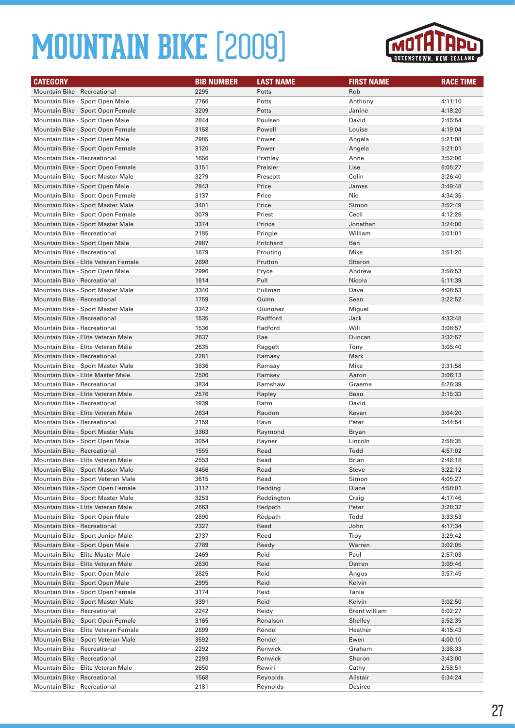# MOUNTAIN BIKE [2009]

| CATEGORY | BIB NUMBER | LAST NAME | FIRST NAME | RACE TIME |
|---|---|---|---|---|
| Mountain Bike - Recreational | 2295 | Potts | Rob | |
| Mountain Bike - Sport Open Male | 2766 | Potts | Anthony | 4:11:10 |
| Mountain Bike - Sport Open Female | 3209 | Potts | Janine | 4:18:20 |
| Mountain Bike - Sport Open Male | 2844 | Poulsen | David | 2:45:54 |
| Mountain Bike - Sport Open Female | 3158 | Powell | Louise | 4:19:04 |
| Mountain Bike - Sport Open Male | 2985 | Power | Angela | 5:21:08 |
| Mountain Bike - Sport Open Female | 3120 | Power | Angela | 5:21:01 |
| Mountain Bike - Recreational | 1656 | Prattley | Anne | 3:52:06 |
| Mountain Bike - Sport Open Female | 3151 | Preisler | Lise | 6:05:27 |
| Mountain Bike - Sport Master Male | 3279 | Prescott | Colin | 3:26:40 |
| Mountain Bike - Sport Open Male | 2943 | Price | James | 3:49:48 |
| Mountain Bike - Sport Open Female | 3137 | Price | Nic | 4:34:35 |
| Mountain Bike - Sport Master Male | 3401 | Price | Simon | 3:52:49 |
| Mountain Bike - Sport Open Female | 3079 | Priest | Cecil | 4:12:26 |
| Mountain Bike - Sport Master Male | 3374 | Prince | Jonathan | 3:24:00 |
| Mountain Bike - Recreational | 2185 | Pringle | William | 5:01:01 |
| Mountain Bike - Sport Open Male | 2987 | Pritchard | Ben | |
| Mountain Bike - Recreational | 1679 | Prouting | Mike | 3:51:20 |
| Mountain Bike - Elite Veteran Female | 2698 | Prutton | Sharon | |
| Mountain Bike - Sport Open Male | 2996 | Pryce | Andrew | 3:56:53 |
| Mountain Bike - Recreational | 1814 | Pull | Nicola | 5:11:39 |
| Mountain Bike - Sport Master Male | 3340 | Pullman | Dave | 4:08:53 |
| Mountain Bike - Recreational | 1759 | Quinn | Sean | 3:22:52 |
| Mountain Bike - Sport Master Male | 3342 | Quinonez | Miguel | |
| Mountain Bike - Recreational | 1535 | Radfford | Jack | 4:33:48 |
| Mountain Bike - Recreational | 1536 | Radford | Will | 3:08:57 |
| Mountain Bike - Elite Veteran Male | 2637 | Rae | Duncan | 3:32:57 |
| Mountain Bike - Elite Veteran Male | 2635 | Raggett | Tony | 3:05:40 |
| Mountain Bike - Recreational | 2281 | Ramasy | Mark | |
| Mountain Bike - Sport Master Male | 3836 | Ramsay | Mike | 3:31:58 |
| Mountain Bike - Elite Master Male | 2500 | Ramsey | Aaron | 3:06:13 |
| Mountain Bike - Recreational | 3834 | Ramshaw | Graeme | 6:26:39 |
| Mountain Bike - Elite Veteran Male | 2576 | Rapley | Beau | 3:15:33 |
| Mountain Bike - Recreational | 1939 | Rarm | David | |
| Mountain Bike - Elite Veteran Male | 2634 | Raudon | Kevan | 3:04:20 |
| Mountain Bike - Recreational | 2159 | Ravn | Peter | 3:44:54 |
| Mountain Bike - Sport Master Male | 3363 | Raymond | Bryan | |
| Mountain Bike - Sport Open Male | 3054 | Rayner | Lincoln | 2:58:35 |
| Mountain Bike - Recreational | 1555 | Read | Todd | 4:57:02 |
| Mountain Bike - Elite Veteran Male | 2553 | Read | Brian | 2:48:18 |
| Mountain Bike - Sport Master Male | 3456 | Read | Steve | 3:22:12 |
| Mountain Bike - Sport Veteran Male | 3615 | Read | Simon | 4:05:27 |
| Mountain Bike - Sport Open Female | 3112 | Redding | Diane | 4:58:01 |
| Mountain Bike - Sport Master Male | 3253 | Reddington | Craig | 4:17:46 |
| Mountain Bike - Elite Veteran Male | 2663 | Redpath | Peter | 3:28:32 |
| Mountain Bike - Sport Open Male | 2890 | Redpath | Todd | 3:33:53 |
| Mountain Bike - Recreational | 2327 | Reed | John | 4:17:34 |
| Mountain Bike - Sport Junior Male | 2737 | Reed | Troy | 3:29:42 |
| Mountain Bike - Sport Open Male | 2789 | Reedy | Warren | 3:02:05 |
| Mountain Bike - Elite Master Male | 2469 | Reid | Paul | 2:57:03 |
| Mountain Bike - Elite Veteran Male | 2630 | Reid | Darren | 3:09:46 |
| Mountain Bike - Sport Open Male | 2825 | Reid | Angus | 3:57:45 |
| Mountain Bike - Sport Open Male | 2995 | Reid | Kelvin | |
| Mountain Bike - Sport Open Female | 3174 | Reid | Tania | |
| Mountain Bike - Sport Master Male | 3391 | Reid | Kelvin | 3:02:50 |
| Mountain Bike - Recreational | 2242 | Reidy | Brent william | 6:02:27 |
| Mountain Bike - Sport Open Female | 3165 | Renalson | Shelley | 5:52:35 |
| Mountain Bike - Elite Veteran Female | 2699 | Rendel | Heather | 4:15:43 |
| Mountain Bike - Sport Veteran Male | 3592 | Rendel | Ewen | 4:00:10 |
| Mountain Bike - Recreational | 2292 | Renwick | Graham | 3:38:33 |
| Mountain Bike - Recreational | 2293 | Renwick | Sharon | 3:43:00 |
| Mountain Bike - Elite Veteran Male | 2650 | Rewiri | Cathy | 2:58:51 |
| Mountain Bike - Recreational | 1568 | Reynolds | Alistair | 6:34:24 |
| Mountain Bike - Recreational | 2181 | Reynolds | Desiree | |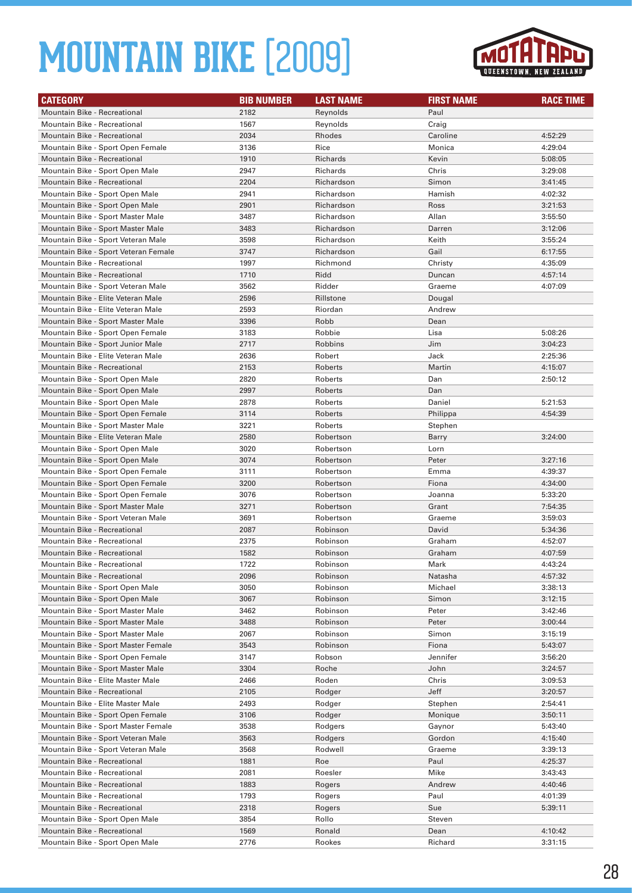# MOUNTAIN BIKE [2009]

| CATEGORY | BIB NUMBER | LAST NAME | FIRST NAME | RACE TIME |
|---|---|---|---|---|
| Mountain Bike - Recreational | 2182 | Reynolds | Paul | |
| Mountain Bike - Recreational | 1567 | Reynolds | Craig | |
| Mountain Bike - Recreational | 2034 | Rhodes | Caroline | 4:52:29 |
| Mountain Bike - Sport Open Female | 3136 | Rice | Monica | 4:29:04 |
| Mountain Bike - Recreational | 1910 | Richards | Kevin | 5:08:05 |
| Mountain Bike - Sport Open Male | 2947 | Richards | Chris | 3:29:08 |
| Mountain Bike - Recreational | 2204 | Richardson | Simon | 3:41:45 |
| Mountain Bike - Sport Open Male | 2941 | Richardson | Hamish | 4:02:32 |
| Mountain Bike - Sport Open Male | 2901 | Richardson | Ross | 3:21:53 |
| Mountain Bike - Sport Master Male | 3487 | Richardson | Allan | 3:55:50 |
| Mountain Bike - Sport Master Male | 3483 | Richardson | Darren | 3:12:06 |
| Mountain Bike - Sport Veteran Male | 3598 | Richardson | Keith | 3:55:24 |
| Mountain Bike - Sport Veteran Female | 3747 | Richardson | Gail | 6:17:55 |
| Mountain Bike - Recreational | 1997 | Richmond | Christy | 4:35:09 |
| Mountain Bike - Recreational | 1710 | Ridd | Duncan | 4:57:14 |
| Mountain Bike - Sport Veteran Male | 3562 | Ridder | Graeme | 4:07:09 |
| Mountain Bike - Elite Veteran Male | 2596 | Rillstone | Dougal | |
| Mountain Bike - Elite Veteran Male | 2593 | Riordan | Andrew | |
| Mountain Bike - Sport Master Male | 3396 | Robb | Dean | |
| Mountain Bike - Sport Open Female | 3183 | Robbie | Lisa | 5:08:26 |
| Mountain Bike - Sport Junior Male | 2717 | Robbins | Jim | 3:04:23 |
| Mountain Bike - Elite Veteran Male | 2636 | Robert | Jack | 2:25:36 |
| Mountain Bike - Recreational | 2153 | Roberts | Martin | 4:15:07 |
| Mountain Bike - Sport Open Male | 2820 | Roberts | Dan | 2:50:12 |
| Mountain Bike - Sport Open Male | 2997 | Roberts | Dan | |
| Mountain Bike - Sport Open Male | 2878 | Roberts | Daniel | 5:21:53 |
| Mountain Bike - Sport Open Female | 3114 | Roberts | Philippa | 4:54:39 |
| Mountain Bike - Sport Master Male | 3221 | Roberts | Stephen | |
| Mountain Bike - Elite Veteran Male | 2580 | Robertson | Barry | 3:24:00 |
| Mountain Bike - Sport Open Male | 3020 | Robertson | Lorn | |
| Mountain Bike - Sport Open Male | 3074 | Robertson | Peter | 3:27:16 |
| Mountain Bike - Sport Open Female | 3111 | Robertson | Emma | 4:39:37 |
| Mountain Bike - Sport Open Female | 3200 | Robertson | Fiona | 4:34:00 |
| Mountain Bike - Sport Open Female | 3076 | Robertson | Joanna | 5:33:20 |
| Mountain Bike - Sport Master Male | 3271 | Robertson | Grant | 7:54:35 |
| Mountain Bike - Sport Veteran Male | 3691 | Robertson | Graeme | 3:59:03 |
| Mountain Bike - Recreational | 2087 | Robinson | David | 5:34:36 |
| Mountain Bike - Recreational | 2375 | Robinson | Graham | 4:52:07 |
| Mountain Bike - Recreational | 1582 | Robinson | Graham | 4:07:59 |
| Mountain Bike - Recreational | 1722 | Robinson | Mark | 4:43:24 |
| Mountain Bike - Recreational | 2096 | Robinson | Natasha | 4:57:32 |
| Mountain Bike - Sport Open Male | 3050 | Robinson | Michael | 3:38:13 |
| Mountain Bike - Sport Open Male | 3067 | Robinson | Simon | 3:12:15 |
| Mountain Bike - Sport Master Male | 3462 | Robinson | Peter | 3:42:46 |
| Mountain Bike - Sport Master Male | 3488 | Robinson | Peter | 3:00:44 |
| Mountain Bike - Sport Master Male | 2067 | Robinson | Simon | 3:15:19 |
| Mountain Bike - Sport Master Female | 3543 | Robinson | Fiona | 5:43:07 |
| Mountain Bike - Sport Open Female | 3147 | Robson | Jennifer | 3:56:20 |
| Mountain Bike - Sport Master Male | 3304 | Roche | John | 3:24:57 |
| Mountain Bike - Elite Master Male | 2466 | Roden | Chris | 3:09:53 |
| Mountain Bike - Recreational | 2105 | Rodger | Jeff | 3:20:57 |
| Mountain Bike - Elite Master Male | 2493 | Rodger | Stephen | 2:54:41 |
| Mountain Bike - Sport Open Female | 3106 | Rodger | Monique | 3:50:11 |
| Mountain Bike - Sport Master Female | 3538 | Rodgers | Gaynor | 5:43:40 |
| Mountain Bike - Sport Veteran Male | 3563 | Rodgers | Gordon | 4:15:40 |
| Mountain Bike - Sport Veteran Male | 3568 | Rodwell | Graeme | 3:39:13 |
| Mountain Bike - Recreational | 1881 | Roe | Paul | 4:25:37 |
| Mountain Bike - Recreational | 2081 | Roesler | Mike | 3:43:43 |
| Mountain Bike - Recreational | 1883 | Rogers | Andrew | 4:40:46 |
| Mountain Bike - Recreational | 1793 | Rogers | Paul | 4:01:39 |
| Mountain Bike - Recreational | 2318 | Rogers | Sue | 5:39:11 |
| Mountain Bike - Sport Open Male | 3854 | Rollo | Steven | |
| Mountain Bike - Recreational | 1569 | Ronald | Dean | 4:10:42 |
| Mountain Bike - Sport Open Male | 2776 | Rookes | Richard | 3:31:15 |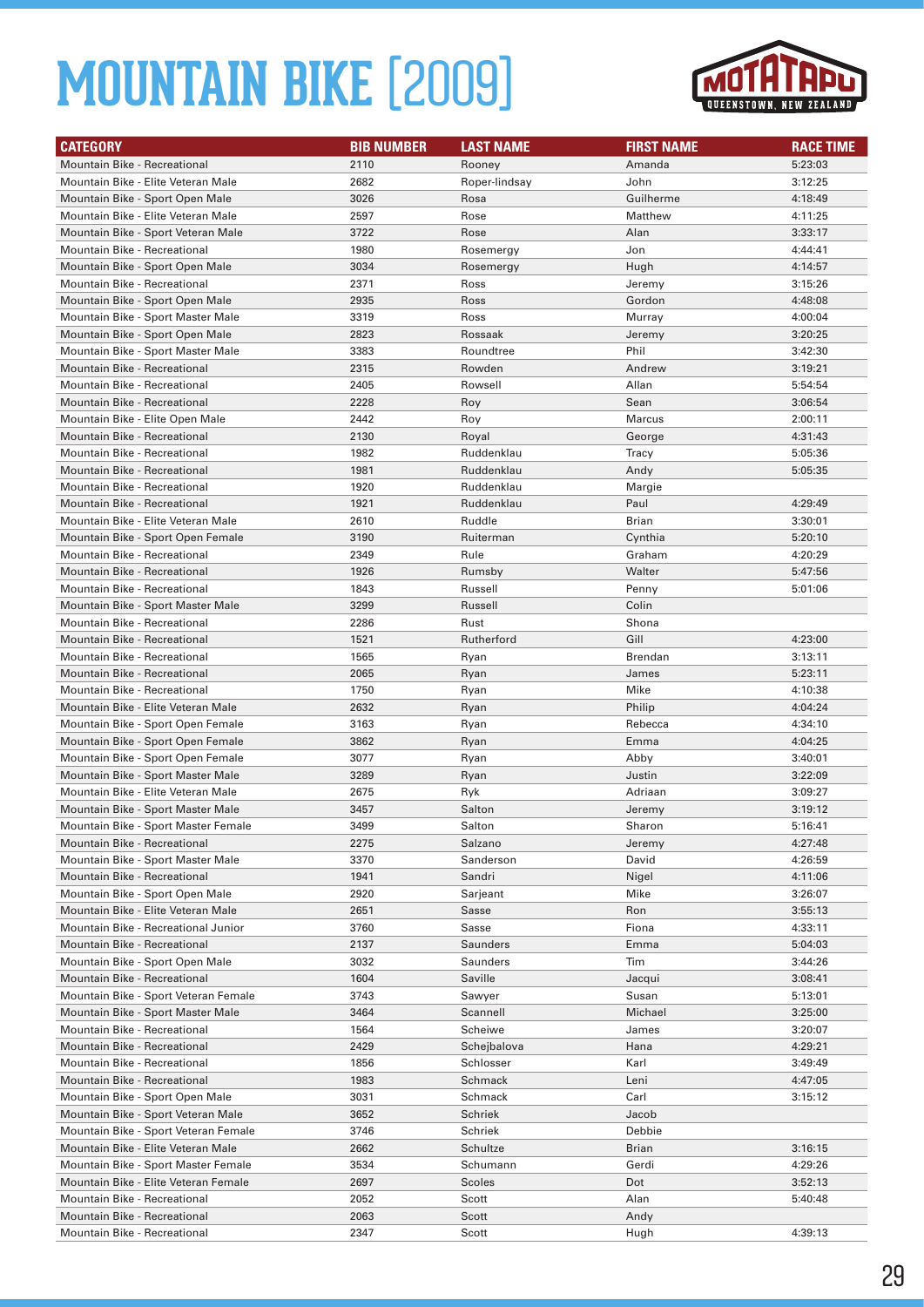# MOUNTAIN BIKE [2009]

| CATEGORY | BIB NUMBER | LAST NAME | FIRST NAME | RACE TIME |
|---|---|---|---|---|
| Mountain Bike - Recreational | 2110 | Rooney | Amanda | 5:23:03 |
| Mountain Bike - Elite Veteran Male | 2682 | Roper-lindsay | John | 3:12:25 |
| Mountain Bike - Sport Open Male | 3026 | Rosa | Guilherme | 4:18:49 |
| Mountain Bike - Elite Veteran Male | 2597 | Rose | Matthew | 4:11:25 |
| Mountain Bike - Sport Veteran Male | 3722 | Rose | Alan | 3:33:17 |
| Mountain Bike - Recreational | 1980 | Rosemergy | Jon | 4:44:41 |
| Mountain Bike - Sport Open Male | 3034 | Rosemergy | Hugh | 4:14:57 |
| Mountain Bike - Recreational | 2371 | Ross | Jeremy | 3:15:26 |
| Mountain Bike - Sport Open Male | 2935 | Ross | Gordon | 4:48:08 |
| Mountain Bike - Sport Master Male | 3319 | Ross | Murray | 4:00:04 |
| Mountain Bike - Sport Open Male | 2823 | Rossaak | Jeremy | 3:20:25 |
| Mountain Bike - Sport Master Male | 3383 | Roundtree | Phil | 3:42:30 |
| Mountain Bike - Recreational | 2315 | Rowden | Andrew | 3:19:21 |
| Mountain Bike - Recreational | 2405 | Rowsell | Allan | 5:54:54 |
| Mountain Bike - Recreational | 2228 | Roy | Sean | 3:06:54 |
| Mountain Bike - Elite Open Male | 2442 | Roy | Marcus | 2:00:11 |
| Mountain Bike - Recreational | 2130 | Royal | George | 4:31:43 |
| Mountain Bike - Recreational | 1982 | Ruddenklau | Tracy | 5:05:36 |
| Mountain Bike - Recreational | 1981 | Ruddenklau | Andy | 5:05:35 |
| Mountain Bike - Recreational | 1920 | Ruddenklau | Margie | |
| Mountain Bike - Recreational | 1921 | Ruddenklau | Paul | 4:29:49 |
| Mountain Bike - Elite Veteran Male | 2610 | Ruddle | Brian | 3:30:01 |
| Mountain Bike - Sport Open Female | 3190 | Ruiterman | Cynthia | 5:20:10 |
| Mountain Bike - Recreational | 2349 | Rule | Graham | 4:20:29 |
| Mountain Bike - Recreational | 1926 | Rumsby | Walter | 5:47:56 |
| Mountain Bike - Recreational | 1843 | Russell | Penny | 5:01:06 |
| Mountain Bike - Sport Master Male | 3299 | Russell | Colin | |
| Mountain Bike - Recreational | 2286 | Rust | Shona | |
| Mountain Bike - Recreational | 1521 | Rutherford | Gill | 4:23:00 |
| Mountain Bike - Recreational | 1565 | Ryan | Brendan | 3:13:11 |
| Mountain Bike - Recreational | 2065 | Ryan | James | 5:23:11 |
| Mountain Bike - Recreational | 1750 | Ryan | Mike | 4:10:38 |
| Mountain Bike - Elite Veteran Male | 2632 | Ryan | Philip | 4:04:24 |
| Mountain Bike - Sport Open Female | 3163 | Ryan | Rebecca | 4:34:10 |
| Mountain Bike - Sport Open Female | 3862 | Ryan | Emma | 4:04:25 |
| Mountain Bike - Sport Open Female | 3077 | Ryan | Abby | 3:40:01 |
| Mountain Bike - Sport Master Male | 3289 | Ryan | Justin | 3:22:09 |
| Mountain Bike - Elite Veteran Male | 2675 | Ryk | Adriaan | 3:09:27 |
| Mountain Bike - Sport Master Male | 3457 | Salton | Jeremy | 3:19:12 |
| Mountain Bike - Sport Master Female | 3499 | Salton | Sharon | 5:16:41 |
| Mountain Bike - Recreational | 2275 | Salzano | Jeremy | 4:27:48 |
| Mountain Bike - Sport Master Male | 3370 | Sanderson | David | 4:26:59 |
| Mountain Bike - Recreational | 1941 | Sandri | Nigel | 4:11:06 |
| Mountain Bike - Sport Open Male | 2920 | Sarjeant | Mike | 3:26:07 |
| Mountain Bike - Elite Veteran Male | 2651 | Sasse | Ron | 3:55:13 |
| Mountain Bike - Recreational Junior | 3760 | Sasse | Fiona | 4:33:11 |
| Mountain Bike - Recreational | 2137 | Saunders | Emma | 5:04:03 |
| Mountain Bike - Sport Open Male | 3032 | Saunders | Tim | 3:44:26 |
| Mountain Bike - Recreational | 1604 | Saville | Jacqui | 3:08:41 |
| Mountain Bike - Sport Veteran Female | 3743 | Sawyer | Susan | 5:13:01 |
| Mountain Bike - Sport Master Male | 3464 | Scannell | Michael | 3:25:00 |
| Mountain Bike - Recreational | 1564 | Scheiwe | James | 3:20:07 |
| Mountain Bike - Recreational | 2429 | Schejbalova | Hana | 4:29:21 |
| Mountain Bike - Recreational | 1856 | Schlosser | Karl | 3:49:49 |
| Mountain Bike - Recreational | 1983 | Schmack | Leni | 4:47:05 |
| Mountain Bike - Sport Open Male | 3031 | Schmack | Carl | 3:15:12 |
| Mountain Bike - Sport Veteran Male | 3652 | Schriek | Jacob | |
| Mountain Bike - Sport Veteran Female | 3746 | Schriek | Debbie | |
| Mountain Bike - Elite Veteran Male | 2662 | Schultze | Brian | 3:16:15 |
| Mountain Bike - Sport Master Female | 3534 | Schumann | Gerdi | 4:29:26 |
| Mountain Bike - Elite Veteran Female | 2697 | Scoles | Dot | 3:52:13 |
| Mountain Bike - Recreational | 2052 | Scott | Alan | 5:40:48 |
| Mountain Bike - Recreational | 2063 | Scott | Andy | |
| Mountain Bike - Recreational | 2347 | Scott | Hugh | 4:39:13 |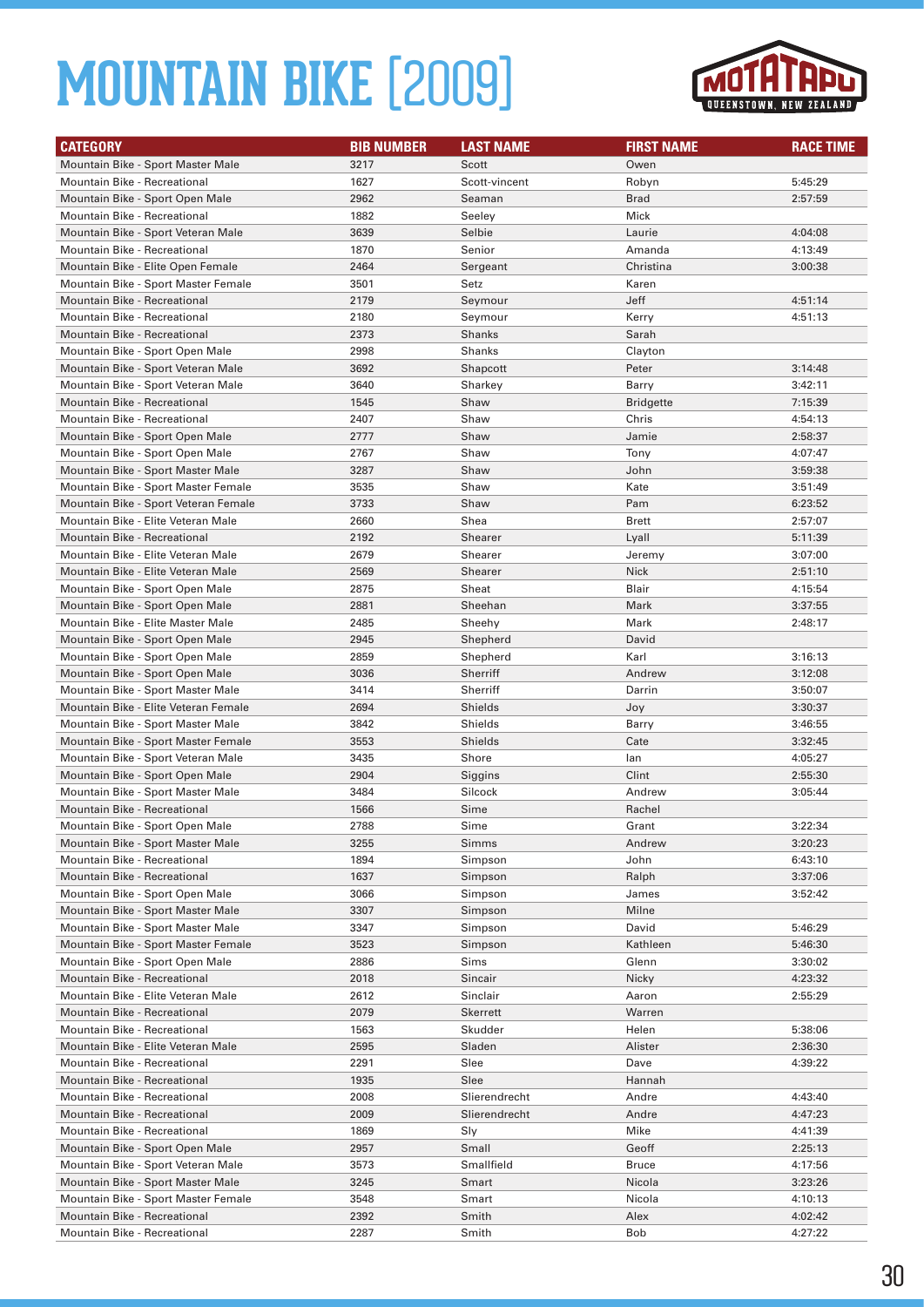# MOUNTAIN BIKE [2009]

| CATEGORY | BIB NUMBER | LAST NAME | FIRST NAME | RACE TIME |
|---|---|---|---|---|
| Mountain Bike - Sport Master Male | 3217 | Scott | Owen | |
| Mountain Bike - Recreational | 1627 | Scott-vincent | Robyn | 5:45:29 |
| Mountain Bike - Sport Open Male | 2962 | Seaman | Brad | 2:57:59 |
| Mountain Bike - Recreational | 1882 | Seeley | Mick | |
| Mountain Bike - Sport Veteran Male | 3639 | Selbie | Laurie | 4:04:08 |
| Mountain Bike - Recreational | 1870 | Senior | Amanda | 4:13:49 |
| Mountain Bike - Elite Open Female | 2464 | Sergeant | Christina | 3:00:38 |
| Mountain Bike - Sport Master Female | 3501 | Setz | Karen | |
| Mountain Bike - Recreational | 2179 | Seymour | Jeff | 4:51:14 |
| Mountain Bike - Recreational | 2180 | Seymour | Kerry | 4:51:13 |
| Mountain Bike - Recreational | 2373 | Shanks | Sarah | |
| Mountain Bike - Sport Open Male | 2998 | Shanks | Clayton | |
| Mountain Bike - Sport Veteran Male | 3692 | Shapcott | Peter | 3:14:48 |
| Mountain Bike - Sport Veteran Male | 3640 | Sharkey | Barry | 3:42:11 |
| Mountain Bike - Recreational | 1545 | Shaw | Bridgette | 7:15:39 |
| Mountain Bike - Recreational | 2407 | Shaw | Chris | 4:54:13 |
| Mountain Bike - Sport Open Male | 2777 | Shaw | Jamie | 2:58:37 |
| Mountain Bike - Sport Open Male | 2767 | Shaw | Tony | 4:07:47 |
| Mountain Bike - Sport Master Male | 3287 | Shaw | John | 3:59:38 |
| Mountain Bike - Sport Master Female | 3535 | Shaw | Kate | 3:51:49 |
| Mountain Bike - Sport Veteran Female | 3733 | Shaw | Pam | 6:23:52 |
| Mountain Bike - Elite Veteran Male | 2660 | Shea | Brett | 2:57:07 |
| Mountain Bike - Recreational | 2192 | Shearer | Lyall | 5:11:39 |
| Mountain Bike - Elite Veteran Male | 2679 | Shearer | Jeremy | 3:07:00 |
| Mountain Bike - Elite Veteran Male | 2569 | Shearer | Nick | 2:51:10 |
| Mountain Bike - Sport Open Male | 2875 | Sheat | Blair | 4:15:54 |
| Mountain Bike - Sport Open Male | 2881 | Sheehan | Mark | 3:37:55 |
| Mountain Bike - Elite Master Male | 2485 | Sheehy | Mark | 2:48:17 |
| Mountain Bike - Sport Open Male | 2945 | Shepherd | David | |
| Mountain Bike - Sport Open Male | 2859 | Shepherd | Karl | 3:16:13 |
| Mountain Bike - Sport Open Male | 3036 | Sherriff | Andrew | 3:12:08 |
| Mountain Bike - Sport Master Male | 3414 | Sherriff | Darrin | 3:50:07 |
| Mountain Bike - Elite Veteran Female | 2694 | Shields | Joy | 3:30:37 |
| Mountain Bike - Sport Master Male | 3842 | Shields | Barry | 3:46:55 |
| Mountain Bike - Sport Master Female | 3553 | Shields | Cate | 3:32:45 |
| Mountain Bike - Sport Veteran Male | 3435 | Shore | Ian | 4:05:27 |
| Mountain Bike - Sport Open Male | 2904 | Siggins | Clint | 2:55:30 |
| Mountain Bike - Sport Master Male | 3484 | Silcock | Andrew | 3:05:44 |
| Mountain Bike - Recreational | 1566 | Sime | Rachel | |
| Mountain Bike - Sport Open Male | 2788 | Sime | Grant | 3:22:34 |
| Mountain Bike - Sport Master Male | 3255 | Simms | Andrew | 3:20:23 |
| Mountain Bike - Recreational | 1894 | Simpson | John | 6:43:10 |
| Mountain Bike - Recreational | 1637 | Simpson | Ralph | 3:37:06 |
| Mountain Bike - Sport Open Male | 3066 | Simpson | James | 3:52:42 |
| Mountain Bike - Sport Master Male | 3307 | Simpson | Milne | |
| Mountain Bike - Sport Master Male | 3347 | Simpson | David | 5:46:29 |
| Mountain Bike - Sport Master Female | 3523 | Simpson | Kathleen | 5:46:30 |
| Mountain Bike - Sport Open Male | 2886 | Sims | Glenn | 3:30:02 |
| Mountain Bike - Recreational | 2018 | Sincair | Nicky | 4:23:32 |
| Mountain Bike - Elite Veteran Male | 2612 | Sinclair | Aaron | 2:55:29 |
| Mountain Bike - Recreational | 2079 | Skerrett | Warren | |
| Mountain Bike - Recreational | 1563 | Skudder | Helen | 5:38:06 |
| Mountain Bike - Elite Veteran Male | 2595 | Sladen | Alister | 2:36:30 |
| Mountain Bike - Recreational | 2291 | Slee | Dave | 4:39:22 |
| Mountain Bike - Recreational | 1935 | Slee | Hannah | |
| Mountain Bike - Recreational | 2008 | Slierendrecht | Andre | 4:43:40 |
| Mountain Bike - Recreational | 2009 | Slierendrecht | Andre | 4:47:23 |
| Mountain Bike - Recreational | 1869 | Sly | Mike | 4:41:39 |
| Mountain Bike - Sport Open Male | 2957 | Small | Geoff | 2:25:13 |
| Mountain Bike - Sport Veteran Male | 3573 | Smallfield | Bruce | 4:17:56 |
| Mountain Bike - Sport Master Male | 3245 | Smart | Nicola | 3:23:26 |
| Mountain Bike - Sport Master Female | 3548 | Smart | Nicola | 4:10:13 |
| Mountain Bike - Recreational | 2392 | Smith | Alex | 4:02:42 |
| Mountain Bike - Recreational | 2287 | Smith | Bob | 4:27:22 |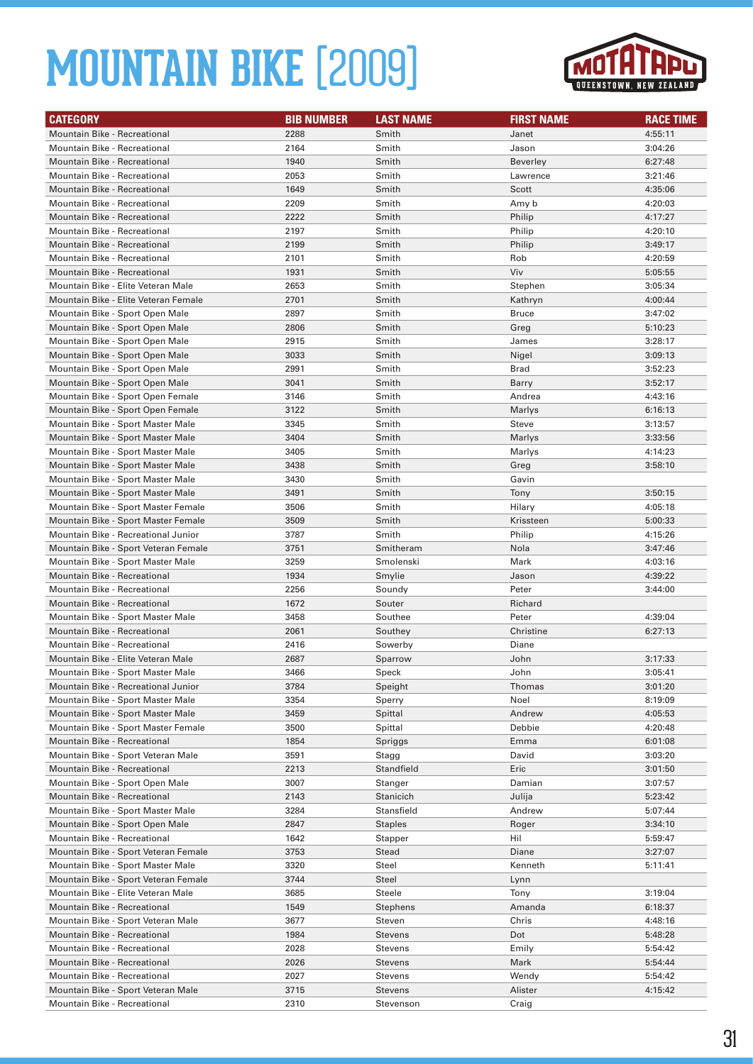# MOUNTAIN BIKE [2009]

| CATEGORY | BIB NUMBER | LAST NAME | FIRST NAME | RACE TIME |
|---|---|---|---|---|
| Mountain Bike - Recreational | 2288 | Smith | Janet | 4:55:11 |
| Mountain Bike - Recreational | 2164 | Smith | Jason | 3:04:26 |
| Mountain Bike - Recreational | 1940 | Smith | Beverley | 6:27:48 |
| Mountain Bike - Recreational | 2053 | Smith | Lawrence | 3:21:46 |
| Mountain Bike - Recreational | 1649 | Smith | Scott | 4:35:06 |
| Mountain Bike - Recreational | 2209 | Smith | Amy b | 4:20:03 |
| Mountain Bike - Recreational | 2222 | Smith | Philip | 4:17:27 |
| Mountain Bike - Recreational | 2197 | Smith | Philip | 4:20:10 |
| Mountain Bike - Recreational | 2199 | Smith | Philip | 3:49:17 |
| Mountain Bike - Recreational | 2101 | Smith | Rob | 4:20:59 |
| Mountain Bike - Recreational | 1931 | Smith | Viv | 5:05:55 |
| Mountain Bike - Elite Veteran Male | 2653 | Smith | Stephen | 3:05:34 |
| Mountain Bike - Elite Veteran Female | 2701 | Smith | Kathryn | 4:00:44 |
| Mountain Bike - Sport Open Male | 2897 | Smith | Bruce | 3:47:02 |
| Mountain Bike - Sport Open Male | 2806 | Smith | Greg | 5:10:23 |
| Mountain Bike - Sport Open Male | 2915 | Smith | James | 3:28:17 |
| Mountain Bike - Sport Open Male | 3033 | Smith | Nigel | 3:09:13 |
| Mountain Bike - Sport Open Male | 2991 | Smith | Brad | 3:52:23 |
| Mountain Bike - Sport Open Male | 3041 | Smith | Barry | 3:52:17 |
| Mountain Bike - Sport Open Female | 3146 | Smith | Andrea | 4:43:16 |
| Mountain Bike - Sport Open Female | 3122 | Smith | Marlys | 6:16:13 |
| Mountain Bike - Sport Master Male | 3345 | Smith | Steve | 3:13:57 |
| Mountain Bike - Sport Master Male | 3404 | Smith | Marlys | 3:33:56 |
| Mountain Bike - Sport Master Male | 3405 | Smith | Marlys | 4:14:23 |
| Mountain Bike - Sport Master Male | 3438 | Smith | Greg | 3:58:10 |
| Mountain Bike - Sport Master Male | 3430 | Smith | Gavin | |
| Mountain Bike - Sport Master Male | 3491 | Smith | Tony | 3:50:15 |
| Mountain Bike - Sport Master Female | 3506 | Smith | Hilary | 4:05:18 |
| Mountain Bike - Sport Master Female | 3509 | Smith | Krissteen | 5:00:33 |
| Mountain Bike - Recreational Junior | 3787 | Smith | Philip | 4:15:26 |
| Mountain Bike - Sport Veteran Female | 3751 | Smitheram | Nola | 3:47:46 |
| Mountain Bike - Sport Master Male | 3259 | Smolenski | Mark | 4:03:16 |
| Mountain Bike - Recreational | 1934 | Smylie | Jason | 4:39:22 |
| Mountain Bike - Recreational | 2256 | Soundy | Peter | 3:44:00 |
| Mountain Bike - Recreational | 1672 | Souter | Richard | |
| Mountain Bike - Sport Master Male | 3458 | Southee | Peter | 4:39:04 |
| Mountain Bike - Recreational | 2061 | Southey | Christine | 6:27:13 |
| Mountain Bike - Recreational | 2416 | Sowerby | Diane | |
| Mountain Bike - Elite Veteran Male | 2687 | Sparrow | John | 3:17:33 |
| Mountain Bike - Sport Master Male | 3466 | Speck | John | 3:05:41 |
| Mountain Bike - Recreational Junior | 3784 | Speight | Thomas | 3:01:20 |
| Mountain Bike - Sport Master Male | 3354 | Sperry | Noel | 8:19:09 |
| Mountain Bike - Sport Master Male | 3459 | Spittal | Andrew | 4:05:53 |
| Mountain Bike - Sport Master Female | 3500 | Spittal | Debbie | 4:20:48 |
| Mountain Bike - Recreational | 1854 | Spriggs | Emma | 6:01:08 |
| Mountain Bike - Sport Veteran Male | 3591 | Stagg | David | 3:03:20 |
| Mountain Bike - Recreational | 2213 | Standfield | Eric | 3:01:50 |
| Mountain Bike - Sport Open Male | 3007 | Stanger | Damian | 3:07:57 |
| Mountain Bike - Recreational | 2143 | Stanicich | Julija | 5:23:42 |
| Mountain Bike - Sport Master Male | 3284 | Stansfield | Andrew | 5:07:44 |
| Mountain Bike - Sport Open Male | 2847 | Staples | Roger | 3:34:10 |
| Mountain Bike - Recreational | 1642 | Stapper | Hil | 5:59:47 |
| Mountain Bike - Sport Veteran Female | 3753 | Stead | Diane | 3:27:07 |
| Mountain Bike - Sport Master Male | 3320 | Steel | Kenneth | 5:11:41 |
| Mountain Bike - Sport Veteran Female | 3744 | Steel | Lynn | |
| Mountain Bike - Elite Veteran Male | 3685 | Steele | Tony | 3:19:04 |
| Mountain Bike - Recreational | 1549 | Stephens | Amanda | 6:18:37 |
| Mountain Bike - Sport Veteran Male | 3677 | Steven | Chris | 4:48:16 |
| Mountain Bike - Recreational | 1984 | Stevens | Dot | 5:48:28 |
| Mountain Bike - Recreational | 2028 | Stevens | Emily | 5:54:42 |
| Mountain Bike - Recreational | 2026 | Stevens | Mark | 5:54:44 |
| Mountain Bike - Recreational | 2027 | Stevens | Wendy | 5:54:42 |
| Mountain Bike - Sport Veteran Male | 3715 | Stevens | Alister | 4:15:42 |
| Mountain Bike - Recreational | 2310 | Stevenson | Craig | |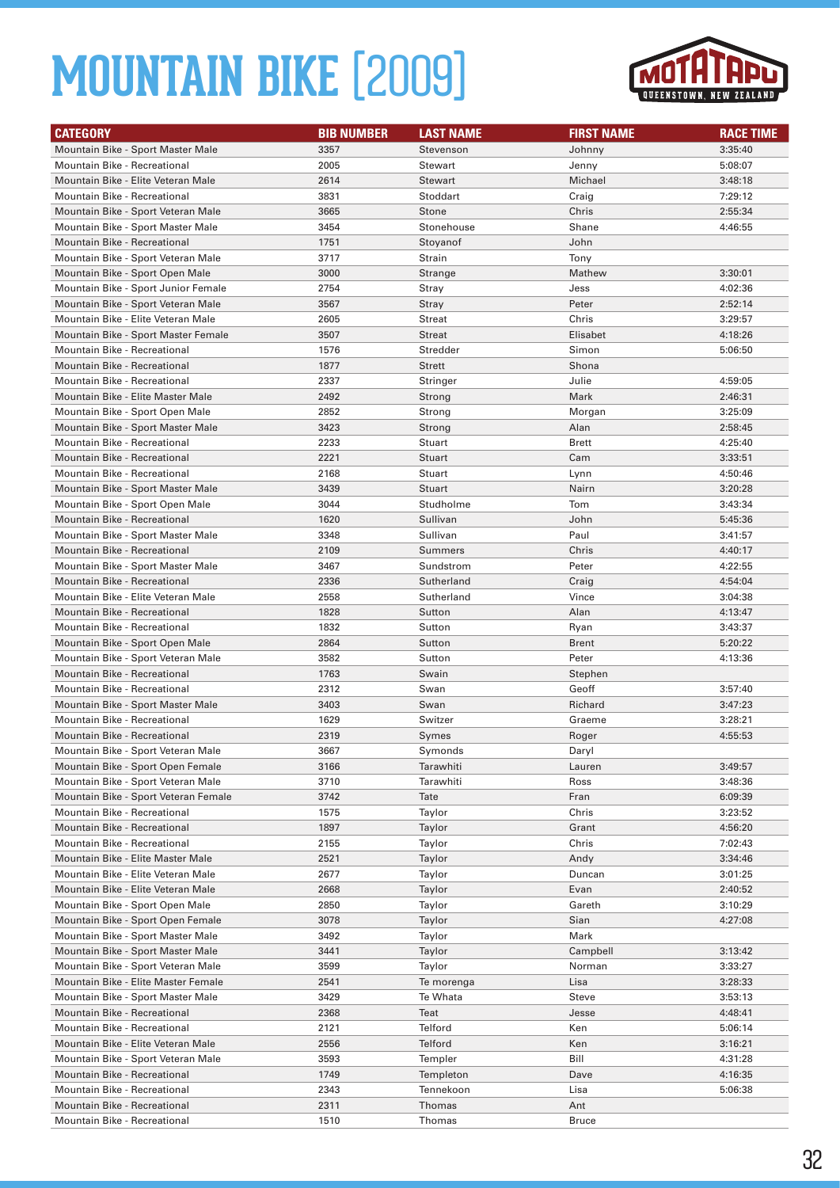# MOUNTAIN BIKE [2009]

| CATEGORY | BIB NUMBER | LAST NAME | FIRST NAME | RACE TIME |
|---|---|---|---|---|
| Mountain Bike - Sport Master Male | 3357 | Stevenson | Johnny | 3:35:40 |
| Mountain Bike - Recreational | 2005 | Stewart | Jenny | 5:08:07 |
| Mountain Bike - Elite Veteran Male | 2614 | Stewart | Michael | 3:48:18 |
| Mountain Bike - Recreational | 3831 | Stoddart | Craig | 7:29:12 |
| Mountain Bike - Sport Veteran Male | 3665 | Stone | Chris | 2:55:34 |
| Mountain Bike - Sport Master Male | 3454 | Stonehouse | Shane | 4:46:55 |
| Mountain Bike - Recreational | 1751 | Stoyanof | John | |
| Mountain Bike - Sport Veteran Male | 3717 | Strain | Tony | |
| Mountain Bike - Sport Open Male | 3000 | Strange | Mathew | 3:30:01 |
| Mountain Bike - Sport Junior Female | 2754 | Stray | Jess | 4:02:36 |
| Mountain Bike - Sport Veteran Male | 3567 | Stray | Peter | 2:52:14 |
| Mountain Bike - Elite Veteran Male | 2605 | Streat | Chris | 3:29:57 |
| Mountain Bike - Sport Master Female | 3507 | Streat | Elisabet | 4:18:26 |
| Mountain Bike - Recreational | 1576 | Stredder | Simon | 5:06:50 |
| Mountain Bike - Recreational | 1877 | Strett | Shona | |
| Mountain Bike - Recreational | 2337 | Stringer | Julie | 4:59:05 |
| Mountain Bike - Elite Master Male | 2492 | Strong | Mark | 2:46:31 |
| Mountain Bike - Sport Open Male | 2852 | Strong | Morgan | 3:25:09 |
| Mountain Bike - Sport Master Male | 3423 | Strong | Alan | 2:58:45 |
| Mountain Bike - Recreational | 2233 | Stuart | Brett | 4:25:40 |
| Mountain Bike - Recreational | 2221 | Stuart | Cam | 3:33:51 |
| Mountain Bike - Recreational | 2168 | Stuart | Lynn | 4:50:46 |
| Mountain Bike - Sport Master Male | 3439 | Stuart | Nairn | 3:20:28 |
| Mountain Bike - Sport Open Male | 3044 | Studholme | Tom | 3:43:34 |
| Mountain Bike - Recreational | 1620 | Sullivan | John | 5:45:36 |
| Mountain Bike - Sport Master Male | 3348 | Sullivan | Paul | 3:41:57 |
| Mountain Bike - Recreational | 2109 | Summers | Chris | 4:40:17 |
| Mountain Bike - Sport Master Male | 3467 | Sundstrom | Peter | 4:22:55 |
| Mountain Bike - Recreational | 2336 | Sutherland | Craig | 4:54:04 |
| Mountain Bike - Elite Veteran Male | 2558 | Sutherland | Vince | 3:04:38 |
| Mountain Bike - Recreational | 1828 | Sutton | Alan | 4:13:47 |
| Mountain Bike - Recreational | 1832 | Sutton | Ryan | 3:43:37 |
| Mountain Bike - Sport Open Male | 2864 | Sutton | Brent | 5:20:22 |
| Mountain Bike - Sport Veteran Male | 3582 | Sutton | Peter | 4:13:36 |
| Mountain Bike - Recreational | 1763 | Swain | Stephen | |
| Mountain Bike - Recreational | 2312 | Swan | Geoff | 3:57:40 |
| Mountain Bike - Sport Master Male | 3403 | Swan | Richard | 3:47:23 |
| Mountain Bike - Recreational | 1629 | Switzer | Graeme | 3:28:21 |
| Mountain Bike - Recreational | 2319 | Symes | Roger | 4:55:53 |
| Mountain Bike - Sport Veteran Male | 3667 | Symonds | Daryl | |
| Mountain Bike - Sport Open Female | 3166 | Tarawhiti | Lauren | 3:49:57 |
| Mountain Bike - Sport Veteran Male | 3710 | Tarawhiti | Ross | 3:48:36 |
| Mountain Bike - Sport Veteran Female | 3742 | Tate | Fran | 6:09:39 |
| Mountain Bike - Recreational | 1575 | Taylor | Chris | 3:23:52 |
| Mountain Bike - Recreational | 1897 | Taylor | Grant | 4:56:20 |
| Mountain Bike - Recreational | 2155 | Taylor | Chris | 7:02:43 |
| Mountain Bike - Elite Master Male | 2521 | Taylor | Andy | 3:34:46 |
| Mountain Bike - Elite Veteran Male | 2677 | Taylor | Duncan | 3:01:25 |
| Mountain Bike - Elite Veteran Male | 2668 | Taylor | Evan | 2:40:52 |
| Mountain Bike - Sport Open Male | 2850 | Taylor | Gareth | 3:10:29 |
| Mountain Bike - Sport Open Female | 3078 | Taylor | Sian | 4:27:08 |
| Mountain Bike - Sport Master Male | 3492 | Taylor | Mark | |
| Mountain Bike - Sport Master Male | 3441 | Taylor | Campbell | 3:13:42 |
| Mountain Bike - Sport Veteran Male | 3599 | Taylor | Norman | 3:33:27 |
| Mountain Bike - Elite Master Female | 2541 | Te morenga | Lisa | 3:28:33 |
| Mountain Bike - Sport Master Male | 3429 | Te Whata | Steve | 3:53:13 |
| Mountain Bike - Recreational | 2368 | Teat | Jesse | 4:48:41 |
| Mountain Bike - Recreational | 2121 | Telford | Ken | 5:06:14 |
| Mountain Bike - Elite Veteran Male | 2556 | Telford | Ken | 3:16:21 |
| Mountain Bike - Sport Veteran Male | 3593 | Templer | Bill | 4:31:28 |
| Mountain Bike - Recreational | 1749 | Templeton | Dave | 4:16:35 |
| Mountain Bike - Recreational | 2343 | Tennekoon | Lisa | 5:06:38 |
| Mountain Bike - Recreational | 2311 | Thomas | Ant | |
| Mountain Bike - Recreational | 1510 | Thomas | Bruce | |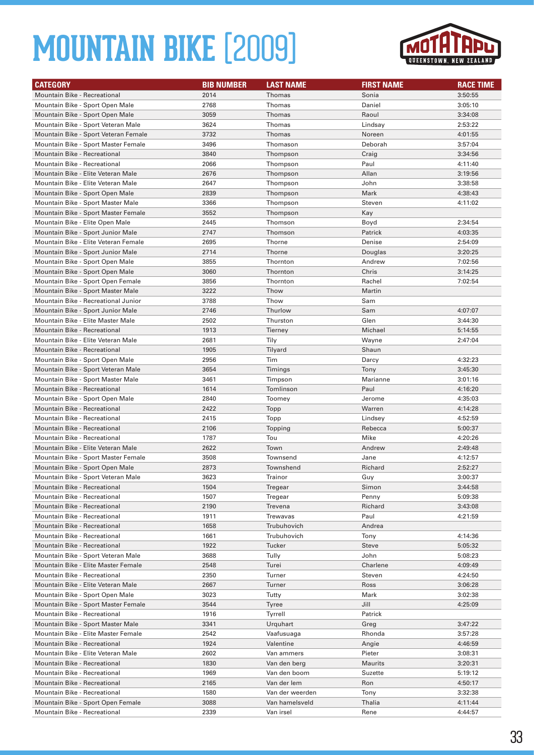# MOUNTAIN BIKE [2009]

| CATEGORY | BIB NUMBER | LAST NAME | FIRST NAME | RACE TIME |
|---|---|---|---|---|
| Mountain Bike - Recreational | 2014 | Thomas | Sonia | 3:50:55 |
| Mountain Bike - Sport Open Male | 2768 | Thomas | Daniel | 3:05:10 |
| Mountain Bike - Sport Open Male | 3059 | Thomas | Raoul | 3:34:08 |
| Mountain Bike - Sport Veteran Male | 3624 | Thomas | Lindsay | 2:53:22 |
| Mountain Bike - Sport Veteran Female | 3732 | Thomas | Noreen | 4:01:55 |
| Mountain Bike - Sport Master Female | 3496 | Thomason | Deborah | 3:57:04 |
| Mountain Bike - Recreational | 3840 | Thompson | Craig | 3:34:56 |
| Mountain Bike - Recreational | 2066 | Thompson | Paul | 4:11:40 |
| Mountain Bike - Elite Veteran Male | 2676 | Thompson | Allan | 3:19:56 |
| Mountain Bike - Elite Veteran Male | 2647 | Thompson | John | 3:38:58 |
| Mountain Bike - Sport Open Male | 2839 | Thompson | Mark | 4:38:43 |
| Mountain Bike - Sport Master Male | 3366 | Thompson | Steven | 4:11:02 |
| Mountain Bike - Sport Master Female | 3552 | Thompson | Kay | |
| Mountain Bike - Elite Open Male | 2445 | Thomson | Boyd | 2:34:54 |
| Mountain Bike - Sport Junior Male | 2747 | Thomson | Patrick | 4:03:35 |
| Mountain Bike - Elite Veteran Female | 2695 | Thorne | Denise | 2:54:09 |
| Mountain Bike - Sport Junior Male | 2714 | Thorne | Douglas | 3:20:25 |
| Mountain Bike - Sport Open Male | 3855 | Thornton | Andrew | 7:02:56 |
| Mountain Bike - Sport Open Male | 3060 | Thornton | Chris | 3:14:25 |
| Mountain Bike - Sport Open Female | 3856 | Thornton | Rachel | 7:02:54 |
| Mountain Bike - Sport Master Male | 3222 | Thow | Martin | |
| Mountain Bike - Recreational Junior | 3788 | Thow | Sam | |
| Mountain Bike - Sport Junior Male | 2746 | Thurlow | Sam | 4:07:07 |
| Mountain Bike - Elite Master Male | 2502 | Thurston | Glen | 3:44:30 |
| Mountain Bike - Recreational | 1913 | Tierney | Michael | 5:14:55 |
| Mountain Bike - Elite Veteran Male | 2681 | Tily | Wayne | 2:47:04 |
| Mountain Bike - Recreational | 1905 | Tilyard | Shaun | |
| Mountain Bike - Sport Open Male | 2956 | Tim | Darcy | 4:32:23 |
| Mountain Bike - Sport Veteran Male | 3654 | Timings | Tony | 3:45:30 |
| Mountain Bike - Sport Master Male | 3461 | Timpson | Marianne | 3:01:16 |
| Mountain Bike - Recreational | 1614 | Tomlinson | Paul | 4:16:20 |
| Mountain Bike - Sport Open Male | 2840 | Toomey | Jerome | 4:35:03 |
| Mountain Bike - Recreational | 2422 | Topp | Warren | 4:14:28 |
| Mountain Bike - Recreational | 2415 | Topp | Lindsey | 4:52:59 |
| Mountain Bike - Recreational | 2106 | Topping | Rebecca | 5:00:37 |
| Mountain Bike - Recreational | 1787 | Tou | Mike | 4:20:26 |
| Mountain Bike - Elite Veteran Male | 2622 | Town | Andrew | 2:49:48 |
| Mountain Bike - Sport Master Female | 3508 | Townsend | Jane | 4:12:57 |
| Mountain Bike - Sport Open Male | 2873 | Townshend | Richard | 2:52:27 |
| Mountain Bike - Sport Veteran Male | 3623 | Trainor | Guy | 3:00:37 |
| Mountain Bike - Recreational | 1504 | Tregear | Simon | 3:44:58 |
| Mountain Bike - Recreational | 1507 | Tregear | Penny | 5:09:38 |
| Mountain Bike - Recreational | 2190 | Trevena | Richard | 3:43:08 |
| Mountain Bike - Recreational | 1911 | Trewavas | Paul | 4:21:59 |
| Mountain Bike - Recreational | 1658 | Trubuhovich | Andrea | |
| Mountain Bike - Recreational | 1661 | Trubuhovich | Tony | 4:14:36 |
| Mountain Bike - Recreational | 1922 | Tucker | Steve | 5:05:32 |
| Mountain Bike - Sport Veteran Male | 3688 | Tully | John | 5:08:23 |
| Mountain Bike - Elite Master Female | 2548 | Turei | Charlene | 4:09:49 |
| Mountain Bike - Recreational | 2350 | Turner | Steven | 4:24:50 |
| Mountain Bike - Elite Veteran Male | 2667 | Turner | Ross | 3:06:28 |
| Mountain Bike - Sport Open Male | 3023 | Tutty | Mark | 3:02:38 |
| Mountain Bike - Sport Master Female | 3544 | Tyree | Jill | 4:25:09 |
| Mountain Bike - Recreational | 1916 | Tyrrell | Patrick | |
| Mountain Bike - Sport Master Male | 3341 | Urquhart | Greg | 3:47:22 |
| Mountain Bike - Elite Master Female | 2542 | Vaafusuaga | Rhonda | 3:57:28 |
| Mountain Bike - Recreational | 1924 | Valentine | Angie | 4:46:59 |
| Mountain Bike - Elite Veteran Male | 2602 | Van ammers | Pieter | 3:08:31 |
| Mountain Bike - Recreational | 1830 | Van den berg | Maurits | 3:20:31 |
| Mountain Bike - Recreational | 1969 | Van den boom | Suzette | 5:19:12 |
| Mountain Bike - Recreational | 2165 | Van der lem | Ron | 4:50:17 |
| Mountain Bike - Recreational | 1580 | Van der weerden | Tony | 3:32:38 |
| Mountain Bike - Sport Open Female | 3088 | Van hamelsveld | Thalia | 4:11:44 |
| Mountain Bike - Recreational | 2339 | Van irsel | Rene | 4:44:57 |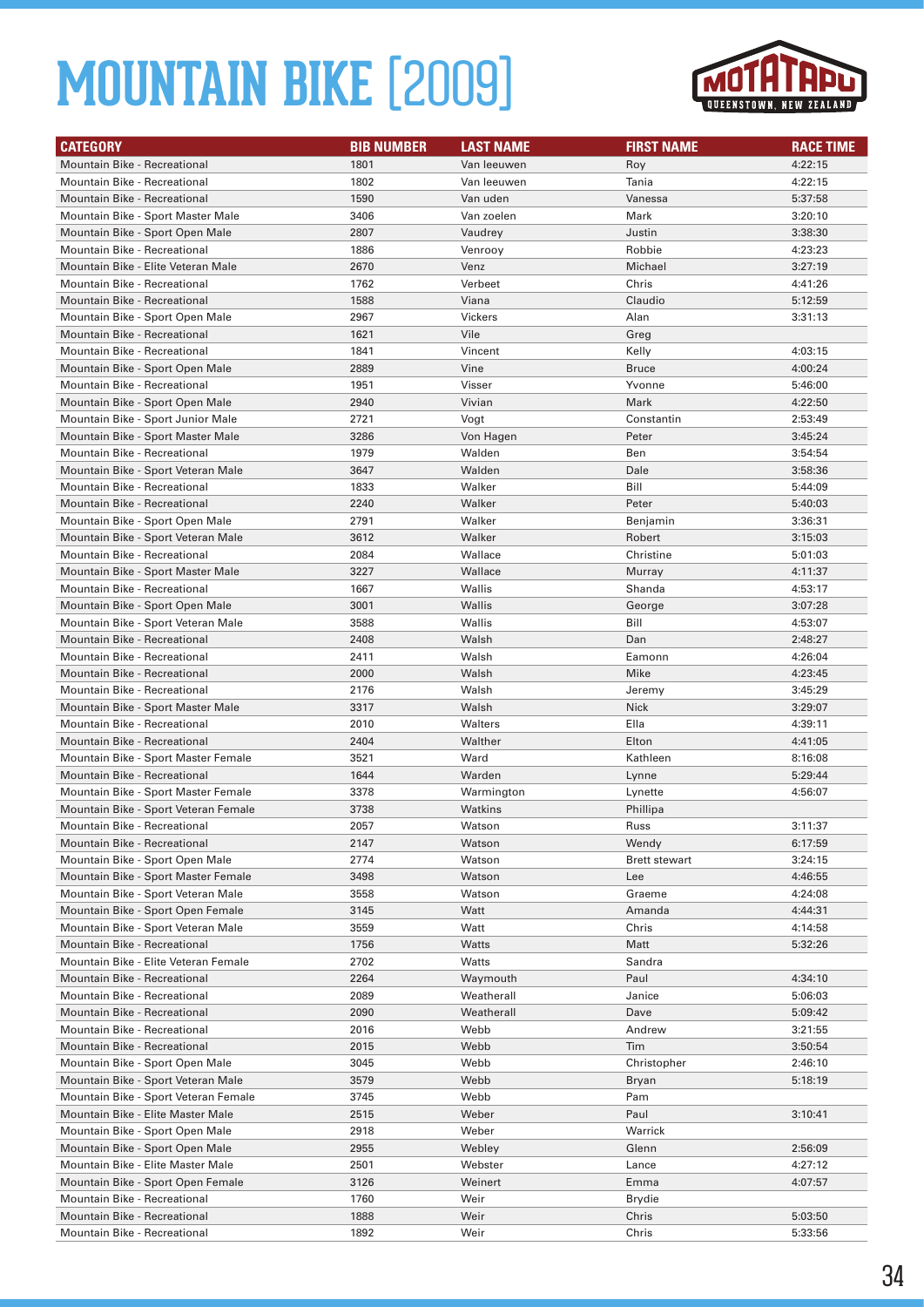# MOUNTAIN BIKE [2009]

| CATEGORY | BIB NUMBER | LAST NAME | FIRST NAME | RACE TIME |
|---|---|---|---|---|
| Mountain Bike - Recreational | 1801 | Van leeuwen | Roy | 4:22:15 |
| Mountain Bike - Recreational | 1802 | Van leeuwen | Tania | 4:22:15 |
| Mountain Bike - Recreational | 1590 | Van uden | Vanessa | 5:37:58 |
| Mountain Bike - Sport Master Male | 3406 | Van zoelen | Mark | 3:20:10 |
| Mountain Bike - Sport Open Male | 2807 | Vaudrey | Justin | 3:38:30 |
| Mountain Bike - Recreational | 1886 | Venrooy | Robbie | 4:23:23 |
| Mountain Bike - Elite Veteran Male | 2670 | Venz | Michael | 3:27:19 |
| Mountain Bike - Recreational | 1762 | Verbeet | Chris | 4:41:26 |
| Mountain Bike - Recreational | 1588 | Viana | Claudio | 5:12:59 |
| Mountain Bike - Sport Open Male | 2967 | Vickers | Alan | 3:31:13 |
| Mountain Bike - Recreational | 1621 | Vile | Greg | |
| Mountain Bike - Recreational | 1841 | Vincent | Kelly | 4:03:15 |
| Mountain Bike - Sport Open Male | 2889 | Vine | Bruce | 4:00:24 |
| Mountain Bike - Recreational | 1951 | Visser | Yvonne | 5:46:00 |
| Mountain Bike - Sport Open Male | 2940 | Vivian | Mark | 4:22:50 |
| Mountain Bike - Sport Junior Male | 2721 | Vogt | Constantin | 2:53:49 |
| Mountain Bike - Sport Master Male | 3286 | Von Hagen | Peter | 3:45:24 |
| Mountain Bike - Recreational | 1979 | Walden | Ben | 3:54:54 |
| Mountain Bike - Sport Veteran Male | 3647 | Walden | Dale | 3:58:36 |
| Mountain Bike - Recreational | 1833 | Walker | Bill | 5:44:09 |
| Mountain Bike - Recreational | 2240 | Walker | Peter | 5:40:03 |
| Mountain Bike - Sport Open Male | 2791 | Walker | Benjamin | 3:36:31 |
| Mountain Bike - Sport Veteran Male | 3612 | Walker | Robert | 3:15:03 |
| Mountain Bike - Recreational | 2084 | Wallace | Christine | 5:01:03 |
| Mountain Bike - Sport Master Male | 3227 | Wallace | Murray | 4:11:37 |
| Mountain Bike - Recreational | 1667 | Wallis | Shanda | 4:53:17 |
| Mountain Bike - Sport Open Male | 3001 | Wallis | George | 3:07:28 |
| Mountain Bike - Sport Veteran Male | 3588 | Wallis | Bill | 4:53:07 |
| Mountain Bike - Recreational | 2408 | Walsh | Dan | 2:48:27 |
| Mountain Bike - Recreational | 2411 | Walsh | Eamonn | 4:26:04 |
| Mountain Bike - Recreational | 2000 | Walsh | Mike | 4:23:45 |
| Mountain Bike - Recreational | 2176 | Walsh | Jeremy | 3:45:29 |
| Mountain Bike - Sport Master Male | 3317 | Walsh | Nick | 3:29:07 |
| Mountain Bike - Recreational | 2010 | Walters | Ella | 4:39:11 |
| Mountain Bike - Recreational | 2404 | Walther | Elton | 4:41:05 |
| Mountain Bike - Sport Master Female | 3521 | Ward | Kathleen | 8:16:08 |
| Mountain Bike - Recreational | 1644 | Warden | Lynne | 5:29:44 |
| Mountain Bike - Sport Master Female | 3378 | Warmington | Lynette | 4:56:07 |
| Mountain Bike - Sport Veteran Female | 3738 | Watkins | Phillipa | |
| Mountain Bike - Recreational | 2057 | Watson | Russ | 3:11:37 |
| Mountain Bike - Recreational | 2147 | Watson | Wendy | 6:17:59 |
| Mountain Bike - Sport Open Male | 2774 | Watson | Brett stewart | 3:24:15 |
| Mountain Bike - Sport Master Female | 3498 | Watson | Lee | 4:46:55 |
| Mountain Bike - Sport Veteran Male | 3558 | Watson | Graeme | 4:24:08 |
| Mountain Bike - Sport Open Female | 3145 | Watt | Amanda | 4:44:31 |
| Mountain Bike - Sport Veteran Male | 3559 | Watt | Chris | 4:14:58 |
| Mountain Bike - Recreational | 1756 | Watts | Matt | 5:32:26 |
| Mountain Bike - Elite Veteran Female | 2702 | Watts | Sandra | |
| Mountain Bike - Recreational | 2264 | Waymouth | Paul | 4:34:10 |
| Mountain Bike - Recreational | 2089 | Weatherall | Janice | 5:06:03 |
| Mountain Bike - Recreational | 2090 | Weatherall | Dave | 5:09:42 |
| Mountain Bike - Recreational | 2016 | Webb | Andrew | 3:21:55 |
| Mountain Bike - Recreational | 2015 | Webb | Tim | 3:50:54 |
| Mountain Bike - Sport Open Male | 3045 | Webb | Christopher | 2:46:10 |
| Mountain Bike - Sport Veteran Male | 3579 | Webb | Bryan | 5:18:19 |
| Mountain Bike - Sport Veteran Female | 3745 | Webb | Pam | |
| Mountain Bike - Elite Master Male | 2515 | Weber | Paul | 3:10:41 |
| Mountain Bike - Sport Open Male | 2918 | Weber | Warrick | |
| Mountain Bike - Sport Open Male | 2955 | Webley | Glenn | 2:56:09 |
| Mountain Bike - Elite Master Male | 2501 | Webster | Lance | 4:27:12 |
| Mountain Bike - Sport Open Female | 3126 | Weinert | Emma | 4:07:57 |
| Mountain Bike - Recreational | 1760 | Weir | Brydie | |
| Mountain Bike - Recreational | 1888 | Weir | Chris | 5:03:50 |
| Mountain Bike - Recreational | 1892 | Weir | Chris | 5:33:56 |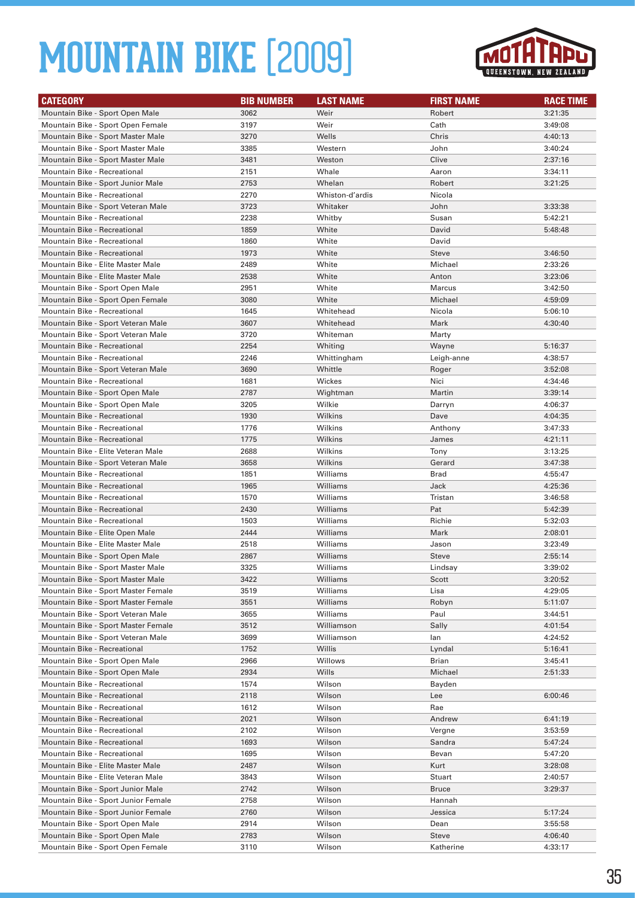# MOUNTAIN BIKE [2009]

| CATEGORY | BIB NUMBER | LAST NAME | FIRST NAME | RACE TIME |
|---|---|---|---|---|
| Mountain Bike - Sport Open Male | 3062 | Weir | Robert | 3:21:35 |
| Mountain Bike - Sport Open Female | 3197 | Weir | Cath | 3:49:08 |
| Mountain Bike - Sport Master Male | 3270 | Wells | Chris | 4:40:13 |
| Mountain Bike - Sport Master Male | 3385 | Western | John | 3:40:24 |
| Mountain Bike - Sport Master Male | 3481 | Weston | Clive | 2:37:16 |
| Mountain Bike - Recreational | 2151 | Whale | Aaron | 3:34:11 |
| Mountain Bike - Sport Junior Male | 2753 | Whelan | Robert | 3:21:25 |
| Mountain Bike - Recreational | 2270 | Whiston-d'ardis | Nicola | |
| Mountain Bike - Sport Veteran Male | 3723 | Whitaker | John | 3:33:38 |
| Mountain Bike - Recreational | 2238 | Whitby | Susan | 5:42:21 |
| Mountain Bike - Recreational | 1859 | White | David | 5:48:48 |
| Mountain Bike - Recreational | 1860 | White | David | |
| Mountain Bike - Recreational | 1973 | White | Steve | 3:46:50 |
| Mountain Bike - Elite Master Male | 2489 | White | Michael | 2:33:26 |
| Mountain Bike - Elite Master Male | 2538 | White | Anton | 3:23:06 |
| Mountain Bike - Sport Open Male | 2951 | White | Marcus | 3:42:50 |
| Mountain Bike - Sport Open Female | 3080 | White | Michael | 4:59:09 |
| Mountain Bike - Recreational | 1645 | Whitehead | Nicola | 5:06:10 |
| Mountain Bike - Sport Veteran Male | 3607 | Whitehead | Mark | 4:30:40 |
| Mountain Bike - Sport Veteran Male | 3720 | Whiteman | Marty | |
| Mountain Bike - Recreational | 2254 | Whiting | Wayne | 5:16:37 |
| Mountain Bike - Recreational | 2246 | Whittingham | Leigh-anne | 4:38:57 |
| Mountain Bike - Sport Veteran Male | 3690 | Whittle | Roger | 3:52:08 |
| Mountain Bike - Recreational | 1681 | Wickes | Nici | 4:34:46 |
| Mountain Bike - Sport Open Male | 2787 | Wightman | Martin | 3:39:14 |
| Mountain Bike - Sport Open Male | 3205 | Wilkie | Darryn | 4:06:37 |
| Mountain Bike - Recreational | 1930 | Wilkins | Dave | 4:04:35 |
| Mountain Bike - Recreational | 1776 | Wilkins | Anthony | 3:47:33 |
| Mountain Bike - Recreational | 1775 | Wilkins | James | 4:21:11 |
| Mountain Bike - Elite Veteran Male | 2688 | Wilkins | Tony | 3:13:25 |
| Mountain Bike - Sport Veteran Male | 3658 | Wilkins | Gerard | 3:47:38 |
| Mountain Bike - Recreational | 1851 | Williams | Brad | 4:55:47 |
| Mountain Bike - Recreational | 1965 | Williams | Jack | 4:25:36 |
| Mountain Bike - Recreational | 1570 | Williams | Tristan | 3:46:58 |
| Mountain Bike - Recreational | 2430 | Williams | Pat | 5:42:39 |
| Mountain Bike - Recreational | 1503 | Williams | Richie | 5:32:03 |
| Mountain Bike - Elite Open Male | 2444 | Williams | Mark | 2:08:01 |
| Mountain Bike - Elite Master Male | 2518 | Williams | Jason | 3:23:49 |
| Mountain Bike - Sport Open Male | 2867 | Williams | Steve | 2:55:14 |
| Mountain Bike - Sport Master Male | 3325 | Williams | Lindsay | 3:39:02 |
| Mountain Bike - Sport Master Male | 3422 | Williams | Scott | 3:20:52 |
| Mountain Bike - Sport Master Female | 3519 | Williams | Lisa | 4:29:05 |
| Mountain Bike - Sport Master Female | 3551 | Williams | Robyn | 5:11:07 |
| Mountain Bike - Sport Veteran Male | 3655 | Williams | Paul | 3:44:51 |
| Mountain Bike - Sport Master Female | 3512 | Williamson | Sally | 4:01:54 |
| Mountain Bike - Sport Veteran Male | 3699 | Williamson | Ian | 4:24:52 |
| Mountain Bike - Recreational | 1752 | Willis | Lyndal | 5:16:41 |
| Mountain Bike - Sport Open Male | 2966 | Willows | Brian | 3:45:41 |
| Mountain Bike - Sport Open Male | 2934 | Wills | Michael | 2:51:33 |
| Mountain Bike - Recreational | 1574 | Wilson | Bayden | |
| Mountain Bike - Recreational | 2118 | Wilson | Lee | 6:00:46 |
| Mountain Bike - Recreational | 1612 | Wilson | Rae | |
| Mountain Bike - Recreational | 2021 | Wilson | Andrew | 6:41:19 |
| Mountain Bike - Recreational | 2102 | Wilson | Vergne | 3:53:59 |
| Mountain Bike - Recreational | 1693 | Wilson | Sandra | 5:47:24 |
| Mountain Bike - Recreational | 1695 | Wilson | Bevan | 5:47:20 |
| Mountain Bike - Elite Master Male | 2487 | Wilson | Kurt | 3:28:08 |
| Mountain Bike - Elite Veteran Male | 3843 | Wilson | Stuart | 2:40:57 |
| Mountain Bike - Sport Junior Male | 2742 | Wilson | Bruce | 3:29:37 |
| Mountain Bike - Sport Junior Female | 2758 | Wilson | Hannah | |
| Mountain Bike - Sport Junior Female | 2760 | Wilson | Jessica | 5:17:24 |
| Mountain Bike - Sport Open Male | 2914 | Wilson | Dean | 3:55:58 |
| Mountain Bike - Sport Open Male | 2783 | Wilson | Steve | 4:06:40 |
| Mountain Bike - Sport Open Female | 3110 | Wilson | Katherine | 4:33:17 |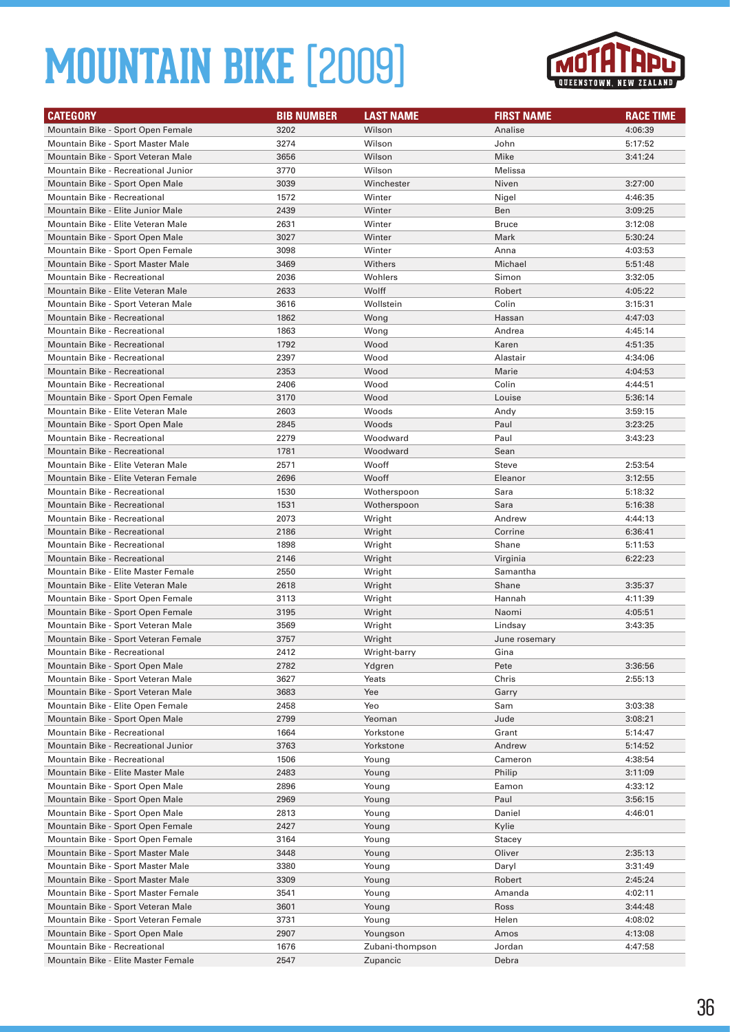# MOUNTAIN BIKE [2009]

| CATEGORY | BIB NUMBER | LAST NAME | FIRST NAME | RACE TIME |
|---|---|---|---|---|
| Mountain Bike - Sport Open Female | 3202 | Wilson | Analise | 4:06:39 |
| Mountain Bike - Sport Master Male | 3274 | Wilson | John | 5:17:52 |
| Mountain Bike - Sport Veteran Male | 3656 | Wilson | Mike | 3:41:24 |
| Mountain Bike - Recreational Junior | 3770 | Wilson | Melissa | |
| Mountain Bike - Sport Open Male | 3039 | Winchester | Niven | 3:27:00 |
| Mountain Bike - Recreational | 1572 | Winter | Nigel | 4:46:35 |
| Mountain Bike - Elite Junior Male | 2439 | Winter | Ben | 3:09:25 |
| Mountain Bike - Elite Veteran Male | 2631 | Winter | Bruce | 3:12:08 |
| Mountain Bike - Sport Open Male | 3027 | Winter | Mark | 5:30:24 |
| Mountain Bike - Sport Open Female | 3098 | Winter | Anna | 4:03:53 |
| Mountain Bike - Sport Master Male | 3469 | Withers | Michael | 5:51:48 |
| Mountain Bike - Recreational | 2036 | Wohlers | Simon | 3:32:05 |
| Mountain Bike - Elite Veteran Male | 2633 | Wolff | Robert | 4:05:22 |
| Mountain Bike - Sport Veteran Male | 3616 | Wollstein | Colin | 3:15:31 |
| Mountain Bike - Recreational | 1862 | Wong | Hassan | 4:47:03 |
| Mountain Bike - Recreational | 1863 | Wong | Andrea | 4:45:14 |
| Mountain Bike - Recreational | 1792 | Wood | Karen | 4:51:35 |
| Mountain Bike - Recreational | 2397 | Wood | Alastair | 4:34:06 |
| Mountain Bike - Recreational | 2353 | Wood | Marie | 4:04:53 |
| Mountain Bike - Recreational | 2406 | Wood | Colin | 4:44:51 |
| Mountain Bike - Sport Open Female | 3170 | Wood | Louise | 5:36:14 |
| Mountain Bike - Elite Veteran Male | 2603 | Woods | Andy | 3:59:15 |
| Mountain Bike - Sport Open Male | 2845 | Woods | Paul | 3:23:25 |
| Mountain Bike - Recreational | 2279 | Woodward | Paul | 3:43:23 |
| Mountain Bike - Recreational | 1781 | Woodward | Sean | |
| Mountain Bike - Elite Veteran Male | 2571 | Wooff | Steve | 2:53:54 |
| Mountain Bike - Elite Veteran Female | 2696 | Wooff | Eleanor | 3:12:55 |
| Mountain Bike - Recreational | 1530 | Wotherspoon | Sara | 5:18:32 |
| Mountain Bike - Recreational | 1531 | Wotherspoon | Sara | 5:16:38 |
| Mountain Bike - Recreational | 2073 | Wright | Andrew | 4:44:13 |
| Mountain Bike - Recreational | 2186 | Wright | Corrine | 6:36:41 |
| Mountain Bike - Recreational | 1898 | Wright | Shane | 5:11:53 |
| Mountain Bike - Recreational | 2146 | Wright | Virginia | 6:22:23 |
| Mountain Bike - Elite Master Female | 2550 | Wright | Samantha | |
| Mountain Bike - Elite Veteran Male | 2618 | Wright | Shane | 3:35:37 |
| Mountain Bike - Sport Open Female | 3113 | Wright | Hannah | 4:11:39 |
| Mountain Bike - Sport Open Female | 3195 | Wright | Naomi | 4:05:51 |
| Mountain Bike - Sport Veteran Male | 3569 | Wright | Lindsay | 3:43:35 |
| Mountain Bike - Sport Veteran Female | 3757 | Wright | June rosemary | |
| Mountain Bike - Recreational | 2412 | Wright-barry | Gina | |
| Mountain Bike - Sport Open Male | 2782 | Ydgren | Pete | 3:36:56 |
| Mountain Bike - Sport Veteran Male | 3627 | Yeats | Chris | 2:55:13 |
| Mountain Bike - Sport Veteran Male | 3683 | Yee | Garry | |
| Mountain Bike - Elite Open Female | 2458 | Yeo | Sam | 3:03:38 |
| Mountain Bike - Sport Open Male | 2799 | Yeoman | Jude | 3:08:21 |
| Mountain Bike - Recreational | 1664 | Yorkstone | Grant | 5:14:47 |
| Mountain Bike - Recreational Junior | 3763 | Yorkstone | Andrew | 5:14:52 |
| Mountain Bike - Recreational | 1506 | Young | Cameron | 4:38:54 |
| Mountain Bike - Elite Master Male | 2483 | Young | Philip | 3:11:09 |
| Mountain Bike - Sport Open Male | 2896 | Young | Eamon | 4:33:12 |
| Mountain Bike - Sport Open Male | 2969 | Young | Paul | 3:56:15 |
| Mountain Bike - Sport Open Male | 2813 | Young | Daniel | 4:46:01 |
| Mountain Bike - Sport Open Female | 2427 | Young | Kylie | |
| Mountain Bike - Sport Open Female | 3164 | Young | Stacey | |
| Mountain Bike - Sport Master Male | 3448 | Young | Oliver | 2:35:13 |
| Mountain Bike - Sport Master Male | 3380 | Young | Daryl | 3:31:49 |
| Mountain Bike - Sport Master Male | 3309 | Young | Robert | 2:45:24 |
| Mountain Bike - Sport Master Female | 3541 | Young | Amanda | 4:02:11 |
| Mountain Bike - Sport Veteran Male | 3601 | Young | Ross | 3:44:48 |
| Mountain Bike - Sport Veteran Female | 3731 | Young | Helen | 4:08:02 |
| Mountain Bike - Sport Open Male | 2907 | Youngson | Amos | 4:13:08 |
| Mountain Bike - Recreational | 1676 | Zubani-thompson | Jordan | 4:47:58 |
| Mountain Bike - Elite Master Female | 2547 | Zupancic | Debra | |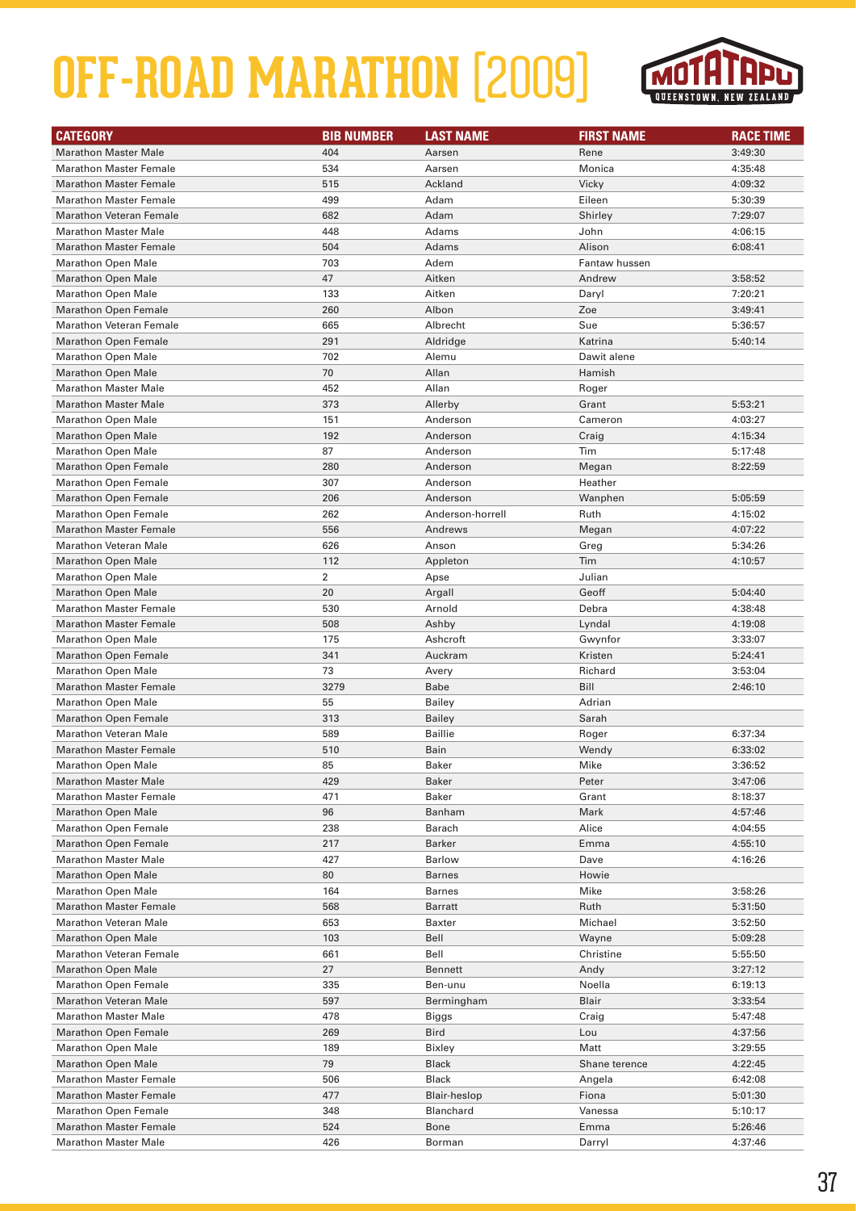# OFF-ROAD MARATHON [2009]

| CATEGORY | BIB NUMBER | LAST NAME | FIRST NAME | RACE TIME |
| --- | --- | --- | --- | --- |
| Marathon Master Male | 404 | Aarsen | Rene | 3:49:30 |
| Marathon Master Female | 534 | Aarsen | Monica | 4:35:48 |
| Marathon Master Female | 515 | Ackland | Vicky | 4:09:32 |
| Marathon Master Female | 499 | Adam | Eileen | 5:30:39 |
| Marathon Veteran Female | 682 | Adam | Shirley | 7:29:07 |
| Marathon Master Male | 448 | Adams | John | 4:06:15 |
| Marathon Master Female | 504 | Adams | Alison | 6:08:41 |
| Marathon Open Male | 703 | Adem | Fantaw hussen | |
| Marathon Open Male | 47 | Aitken | Andrew | 3:58:52 |
| Marathon Open Male | 133 | Aitken | Daryl | 7:20:21 |
| Marathon Open Female | 260 | Albon | Zoe | 3:49:41 |
| Marathon Veteran Female | 665 | Albrecht | Sue | 5:36:57 |
| Marathon Open Female | 291 | Aldridge | Katrina | 5:40:14 |
| Marathon Open Male | 702 | Alemu | Dawit alene | |
| Marathon Open Male | 70 | Allan | Hamish | |
| Marathon Master Male | 452 | Allan | Roger | |
| Marathon Master Male | 373 | Allerby | Grant | 5:53:21 |
| Marathon Open Male | 151 | Anderson | Cameron | 4:03:27 |
| Marathon Open Male | 192 | Anderson | Craig | 4:15:34 |
| Marathon Open Male | 87 | Anderson | Tim | 5:17:48 |
| Marathon Open Female | 280 | Anderson | Megan | 8:22:59 |
| Marathon Open Female | 307 | Anderson | Heather | |
| Marathon Open Female | 206 | Anderson | Wanphen | 5:05:59 |
| Marathon Open Female | 262 | Anderson-horrell | Ruth | 4:15:02 |
| Marathon Master Female | 556 | Andrews | Megan | 4:07:22 |
| Marathon Veteran Male | 626 | Anson | Greg | 5:34:26 |
| Marathon Open Male | 112 | Appleton | Tim | 4:10:57 |
| Marathon Open Male | 2 | Apse | Julian | |
| Marathon Open Male | 20 | Argall | Geoff | 5:04:40 |
| Marathon Master Female | 530 | Arnold | Debra | 4:38:48 |
| Marathon Master Female | 508 | Ashby | Lyndal | 4:19:08 |
| Marathon Open Male | 175 | Ashcroft | Gwynfor | 3:33:07 |
| Marathon Open Female | 341 | Auckram | Kristen | 5:24:41 |
| Marathon Open Male | 73 | Avery | Richard | 3:53:04 |
| Marathon Master Female | 3279 | Babe | Bill | 2:46:10 |
| Marathon Open Male | 55 | Bailey | Adrian | |
| Marathon Open Female | 313 | Bailey | Sarah | |
| Marathon Veteran Male | 589 | Baillie | Roger | 6:37:34 |
| Marathon Master Female | 510 | Bain | Wendy | 6:33:02 |
| Marathon Open Male | 85 | Baker | Mike | 3:36:52 |
| Marathon Master Male | 429 | Baker | Peter | 3:47:06 |
| Marathon Master Female | 471 | Baker | Grant | 8:18:37 |
| Marathon Open Male | 96 | Banham | Mark | 4:57:46 |
| Marathon Open Female | 238 | Barach | Alice | 4:04:55 |
| Marathon Open Female | 217 | Barker | Emma | 4:55:10 |
| Marathon Master Male | 427 | Barlow | Dave | 4:16:26 |
| Marathon Open Male | 80 | Barnes | Howie | |
| Marathon Open Male | 164 | Barnes | Mike | 3:58:26 |
| Marathon Master Female | 568 | Barratt | Ruth | 5:31:50 |
| Marathon Veteran Male | 653 | Baxter | Michael | 3:52:50 |
| Marathon Open Male | 103 | Bell | Wayne | 5:09:28 |
| Marathon Veteran Female | 661 | Bell | Christine | 5:55:50 |
| Marathon Open Male | 27 | Bennett | Andy | 3:27:12 |
| Marathon Open Female | 335 | Ben-unu | Noella | 6:19:13 |
| Marathon Veteran Male | 597 | Bermingham | Blair | 3:33:54 |
| Marathon Master Male | 478 | Biggs | Craig | 5:47:48 |
| Marathon Open Female | 269 | Bird | Lou | 4:37:56 |
| Marathon Open Male | 189 | Bixley | Matt | 3:29:55 |
| Marathon Open Male | 79 | Black | Shane terence | 4:22:45 |
| Marathon Master Female | 506 | Black | Angela | 6:42:08 |
| Marathon Master Female | 477 | Blair-heslop | Fiona | 5:01:30 |
| Marathon Open Female | 348 | Blanchard | Vanessa | 5:10:17 |
| Marathon Master Female | 524 | Bone | Emma | 5:26:46 |
| Marathon Master Male | 426 | Borman | Darryl | 4:37:46 |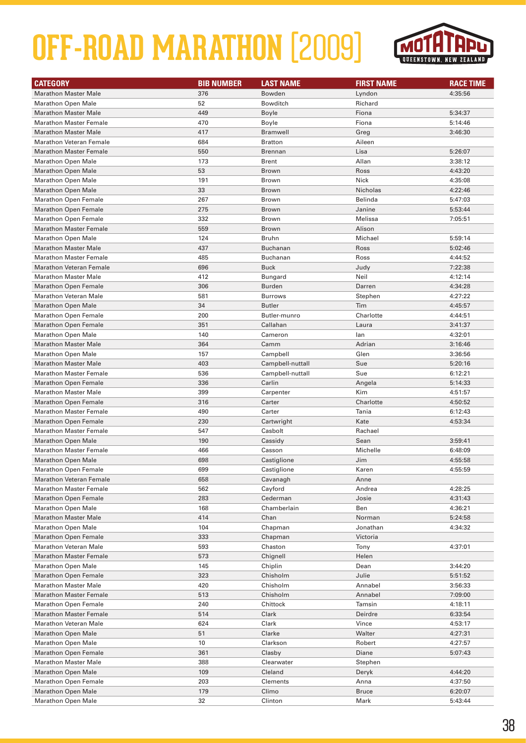# OFF-ROAD MARATHON [2009]

| CATEGORY | BIB NUMBER | LAST NAME | FIRST NAME | RACE TIME |
|---|---|---|---|---|
| Marathon Master Male | 376 | Bowden | Lyndon | 4:35:56 |
| Marathon Open Male | 52 | Bowditch | Richard | |
| Marathon Master Male | 449 | Boyle | Fiona | 5:34:37 |
| Marathon Master Female | 470 | Boyle | Fiona | 5:14:46 |
| Marathon Master Male | 417 | Bramwell | Greg | 3:46:30 |
| Marathon Veteran Female | 684 | Bratton | Aileen | |
| Marathon Master Female | 550 | Brennan | Lisa | 5:26:07 |
| Marathon Open Male | 173 | Brent | Allan | 3:38:12 |
| Marathon Open Male | 53 | Brown | Ross | 4:43:20 |
| Marathon Open Male | 191 | Brown | Nick | 4:35:08 |
| Marathon Open Male | 33 | Brown | Nicholas | 4:22:46 |
| Marathon Open Female | 267 | Brown | Belinda | 5:47:03 |
| Marathon Open Female | 275 | Brown | Janine | 5:53:44 |
| Marathon Open Female | 332 | Brown | Melissa | 7:05:51 |
| Marathon Master Female | 559 | Brown | Alison | |
| Marathon Open Male | 124 | Bruhn | Michael | 5:59:14 |
| Marathon Master Male | 437 | Buchanan | Ross | 5:02:46 |
| Marathon Master Female | 485 | Buchanan | Ross | 4:44:52 |
| Marathon Veteran Female | 696 | Buck | Judy | 7:22:38 |
| Marathon Master Male | 412 | Bungard | Neil | 4:12:14 |
| Marathon Open Female | 306 | Burden | Darren | 4:34:28 |
| Marathon Veteran Male | 581 | Burrows | Stephen | 4:27:22 |
| Marathon Open Male | 34 | Butler | Tim | 4:45:57 |
| Marathon Open Female | 200 | Butler-munro | Charlotte | 4:44:51 |
| Marathon Open Female | 351 | Callahan | Laura | 3:41:37 |
| Marathon Open Male | 140 | Cameron | Ian | 4:32:01 |
| Marathon Master Male | 364 | Camm | Adrian | 3:16:46 |
| Marathon Open Male | 157 | Campbell | Glen | 3:36:56 |
| Marathon Master Male | 403 | Campbell-nuttall | Sue | 5:20:16 |
| Marathon Master Female | 536 | Campbell-nuttall | Sue | 6:12:21 |
| Marathon Open Female | 336 | Carlin | Angela | 5:14:33 |
| Marathon Master Male | 399 | Carpenter | Kim | 4:51:57 |
| Marathon Open Female | 316 | Carter | Charlotte | 4:50:52 |
| Marathon Master Female | 490 | Carter | Tania | 6:12:43 |
| Marathon Open Female | 230 | Cartwright | Kate | 4:53:34 |
| Marathon Master Female | 547 | Casbolt | Rachael | |
| Marathon Open Male | 190 | Cassidy | Sean | 3:59:41 |
| Marathon Master Female | 466 | Casson | Michelle | 6:48:09 |
| Marathon Open Male | 698 | Castiglione | Jim | 4:55:58 |
| Marathon Open Female | 699 | Castiglione | Karen | 4:55:59 |
| Marathon Veteran Female | 658 | Cavanagh | Anne | |
| Marathon Master Female | 562 | Cayford | Andrea | 4:28:25 |
| Marathon Open Female | 283 | Cederman | Josie | 4:31:43 |
| Marathon Open Male | 168 | Chamberlain | Ben | 4:36:21 |
| Marathon Master Male | 414 | Chan | Norman | 5:24:58 |
| Marathon Open Male | 104 | Chapman | Jonathan | 4:34:32 |
| Marathon Open Female | 333 | Chapman | Victoria | |
| Marathon Veteran Male | 593 | Chaston | Tony | 4:37:01 |
| Marathon Master Female | 573 | Chignell | Helen | |
| Marathon Open Male | 145 | Chiplin | Dean | 3:44:20 |
| Marathon Open Female | 323 | Chisholm | Julie | 5:51:52 |
| Marathon Master Male | 420 | Chisholm | Annabel | 3:56:33 |
| Marathon Master Female | 513 | Chisholm | Annabel | 7:09:00 |
| Marathon Open Female | 240 | Chittock | Tamsin | 4:18:11 |
| Marathon Master Female | 514 | Clark | Deirdre | 6:33:54 |
| Marathon Veteran Male | 624 | Clark | Vince | 4:53:17 |
| Marathon Open Male | 51 | Clarke | Walter | 4:27:31 |
| Marathon Open Male | 10 | Clarkson | Robert | 4:27:57 |
| Marathon Open Female | 361 | Clasby | Diane | 5:07:43 |
| Marathon Master Male | 388 | Clearwater | Stephen | |
| Marathon Open Male | 109 | Cleland | Deryk | 4:44:20 |
| Marathon Open Female | 203 | Clements | Anna | 4:37:50 |
| Marathon Open Male | 179 | Climo | Bruce | 6:20:07 |
| Marathon Open Male | 32 | Clinton | Mark | 5:43:44 |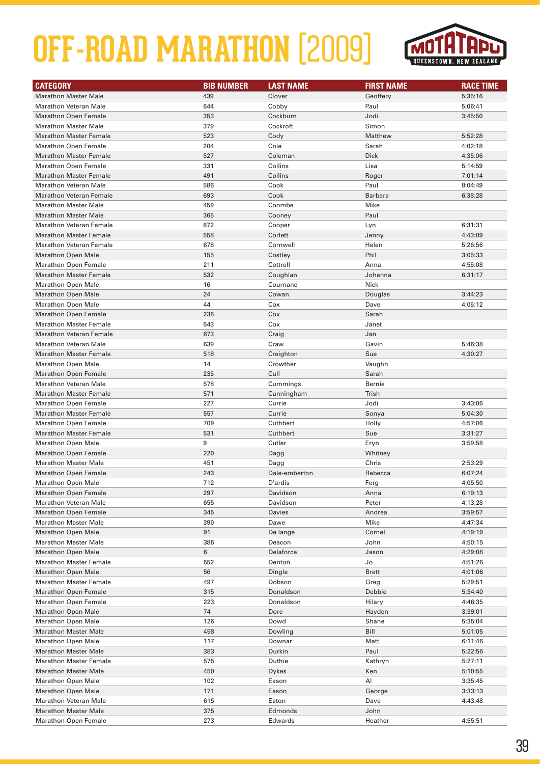# OFF-ROAD MARATHON [2009]

| CATEGORY | BIB NUMBER | LAST NAME | FIRST NAME | RACE TIME |
|---|---|---|---|---|
| Marathon Master Male | 439 | Clover | Geoffery | 5:35:16 |
| Marathon Veteran Male | 644 | Cobby | Paul | 5:06:41 |
| Marathon Open Female | 353 | Cockburn | Jodi | 3:45:50 |
| Marathon Master Male | 379 | Cockroft | Simon | |
| Marathon Master Female | 523 | Cody | Matthew | 5:52:28 |
| Marathon Open Female | 204 | Cole | Sarah | 4:02:18 |
| Marathon Master Female | 527 | Coleman | Dick | 4:35:06 |
| Marathon Open Female | 331 | Collins | Lisa | 5:14:59 |
| Marathon Master Female | 491 | Collins | Roger | 7:01:14 |
| Marathon Veteran Male | 586 | Cook | Paul | 8:04:49 |
| Marathon Veteran Female | 693 | Cook | Barbara | 6:38:28 |
| Marathon Master Male | 459 | Coombe | Mike | |
| Marathon Master Male | 365 | Cooney | Paul | |
| Marathon Veteran Female | 672 | Cooper | Lyn | 6:31:31 |
| Marathon Master Female | 558 | Corlett | Jenny | 4:43:09 |
| Marathon Veteran Female | 678 | Cornwell | Helen | 5:26:56 |
| Marathon Open Male | 155 | Costley | Phil | 3:05:33 |
| Marathon Open Female | 211 | Cottrell | Anna | 4:55:08 |
| Marathon Master Female | 532 | Coughlan | Johanna | 6:31:17 |
| Marathon Open Male | 16 | Cournane | Nick | |
| Marathon Open Male | 24 | Cowan | Douglas | 3:44:23 |
| Marathon Open Male | 44 | Cox | Dave | 4:05:12 |
| Marathon Open Female | 236 | Cox | Sarah | |
| Marathon Master Female | 543 | Cox | Janet | |
| Marathon Veteran Female | 673 | Craig | Jan | |
| Marathon Veteran Male | 639 | Craw | Gavin | 5:46:38 |
| Marathon Master Female | 518 | Creighton | Sue | 4:30:27 |
| Marathon Open Male | 14 | Crowther | Vaughn | |
| Marathon Open Female | 235 | Cull | Sarah | |
| Marathon Veteran Male | 578 | Cummings | Bernie | |
| Marathon Master Female | 571 | Cunningham | Trish | |
| Marathon Open Female | 227 | Currie | Jodi | 3:43:06 |
| Marathon Master Female | 557 | Currie | Sonya | 5:04:30 |
| Marathon Open Female | 709 | Cuthbert | Holly | 4:57:06 |
| Marathon Master Female | 531 | Cuthbert | Sue | 3:31:27 |
| Marathon Open Male | 9 | Cutler | Eryn | 3:59:58 |
| Marathon Open Female | 220 | Dagg | Whitney | |
| Marathon Master Male | 451 | Dagg | Chris | 2:53:29 |
| Marathon Open Female | 243 | Dale-emberton | Rebecca | 6:07:24 |
| Marathon Open Male | 712 | D'ardis | Ferg | 4:05:50 |
| Marathon Open Female | 297 | Davidson | Anna | 6:19:13 |
| Marathon Veteran Male | 655 | Davidson | Peter | 4:13:28 |
| Marathon Open Female | 345 | Davies | Andrea | 3:59:57 |
| Marathon Master Male | 390 | Dawe | Mike | 4:47:34 |
| Marathon Open Male | 91 | De lange | Cornel | 4:19:19 |
| Marathon Master Male | 386 | Deacon | John | 4:50:15 |
| Marathon Open Male | 6 | Delaforce | Jason | 4:29:08 |
| Marathon Master Female | 552 | Denton | Jo | 4:51:26 |
| Marathon Open Male | 56 | Dingle | Brett | 4:01:06 |
| Marathon Master Female | 497 | Dobson | Greg | 5:29:51 |
| Marathon Open Female | 315 | Donaldson | Debbie | 5:34:40 |
| Marathon Open Female | 223 | Donaldson | Hilary | 4:46:35 |
| Marathon Open Male | 74 | Dore | Hayden | 3:39:01 |
| Marathon Open Male | 126 | Dowd | Shane | 5:35:04 |
| Marathon Master Male | 458 | Dowling | Bill | 5:01:05 |
| Marathon Open Male | 117 | Downar | Matt | 6:11:46 |
| Marathon Master Male | 383 | Durkin | Paul | 5:22:56 |
| Marathon Master Female | 575 | Duthie | Kathryn | 5:27:11 |
| Marathon Master Male | 450 | Dykes | Ken | 5:10:55 |
| Marathon Open Male | 102 | Eason | Al | 3:35:45 |
| Marathon Open Male | 171 | Eason | George | 3:33:13 |
| Marathon Veteran Male | 615 | Eaton | Dave | 4:43:48 |
| Marathon Master Male | 375 | Edmonds | John | |
| Marathon Open Female | 273 | Edwards | Heather | 4:55:51 |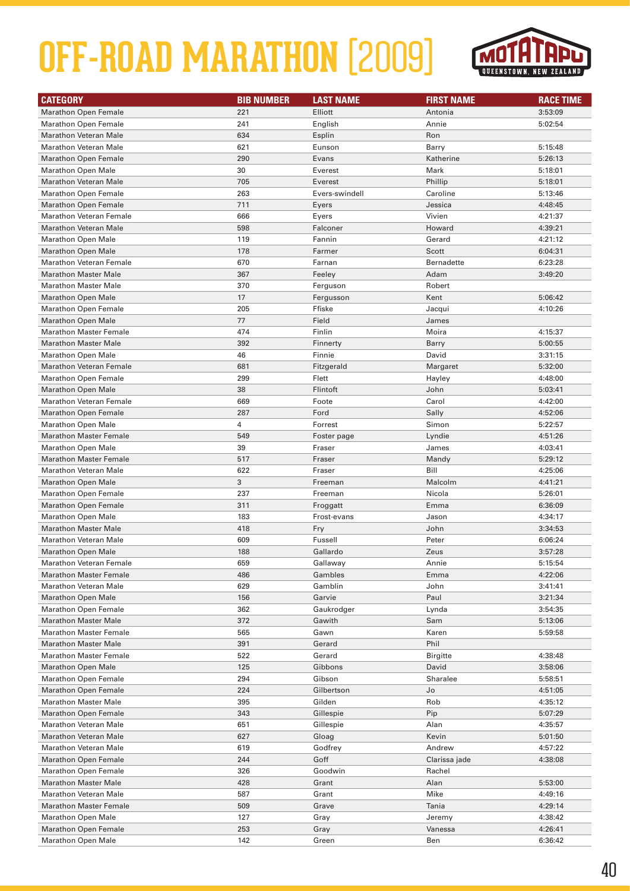# OFF-ROAD MARATHON [2009]

| CATEGORY | BIB NUMBER | LAST NAME | FIRST NAME | RACE TIME |
|---|---|---|---|---|
| Marathon Open Female | 221 | Elliott | Antonia | 3:53:09 |
| Marathon Open Female | 241 | English | Annie | 5:02:54 |
| Marathon Veteran Male | 634 | Esplin | Ron | |
| Marathon Veteran Male | 621 | Eunson | Barry | 5:15:48 |
| Marathon Open Female | 290 | Evans | Katherine | 5:26:13 |
| Marathon Open Male | 30 | Everest | Mark | 5:18:01 |
| Marathon Veteran Male | 705 | Everest | Phillip | 5:18:01 |
| Marathon Open Female | 263 | Evers-swindell | Caroline | 5:13:46 |
| Marathon Open Female | 711 | Eyers | Jessica | 4:48:45 |
| Marathon Veteran Female | 666 | Eyers | Vivien | 4:21:37 |
| Marathon Veteran Male | 598 | Falconer | Howard | 4:39:21 |
| Marathon Open Male | 119 | Fannin | Gerard | 4:21:12 |
| Marathon Open Male | 178 | Farmer | Scott | 6:04:31 |
| Marathon Veteran Female | 670 | Farnan | Bernadette | 6:23:28 |
| Marathon Master Male | 367 | Feeley | Adam | 3:49:20 |
| Marathon Master Male | 370 | Ferguson | Robert | |
| Marathon Open Male | 17 | Fergusson | Kent | 5:06:42 |
| Marathon Open Female | 205 | Ffiske | Jacqui | 4:10:26 |
| Marathon Open Male | 77 | Field | James | |
| Marathon Master Female | 474 | Finlin | Moira | 4:15:37 |
| Marathon Master Male | 392 | Finnerty | Barry | 5:00:55 |
| Marathon Open Male | 46 | Finnie | David | 3:31:15 |
| Marathon Veteran Female | 681 | Fitzgerald | Margaret | 5:32:00 |
| Marathon Open Female | 299 | Flett | Hayley | 4:48:00 |
| Marathon Open Male | 38 | Flintoft | John | 5:03:41 |
| Marathon Veteran Female | 669 | Foote | Carol | 4:42:00 |
| Marathon Open Female | 287 | Ford | Sally | 4:52:06 |
| Marathon Open Male | 4 | Forrest | Simon | 5:22:57 |
| Marathon Master Female | 549 | Foster page | Lyndie | 4:51:26 |
| Marathon Open Male | 39 | Fraser | James | 4:03:41 |
| Marathon Master Female | 517 | Fraser | Mandy | 5:29:12 |
| Marathon Veteran Male | 622 | Fraser | Bill | 4:25:06 |
| Marathon Open Male | 3 | Freeman | Malcolm | 4:41:21 |
| Marathon Open Female | 237 | Freeman | Nicola | 5:26:01 |
| Marathon Open Female | 311 | Froggatt | Emma | 6:36:09 |
| Marathon Open Male | 183 | Frost-evans | Jason | 4:34:17 |
| Marathon Master Male | 418 | Fry | John | 3:34:53 |
| Marathon Veteran Male | 609 | Fussell | Peter | 6:06:24 |
| Marathon Open Male | 188 | Gallardo | Zeus | 3:57:28 |
| Marathon Veteran Female | 659 | Gallaway | Annie | 5:15:54 |
| Marathon Master Female | 486 | Gambles | Emma | 4:22:06 |
| Marathon Veteran Male | 629 | Gamblin | John | 3:41:41 |
| Marathon Open Male | 156 | Garvie | Paul | 3:21:34 |
| Marathon Open Female | 362 | Gaukrodger | Lynda | 3:54:35 |
| Marathon Master Male | 372 | Gawith | Sam | 5:13:06 |
| Marathon Master Female | 565 | Gawn | Karen | 5:59:58 |
| Marathon Master Male | 391 | Gerard | Phil | |
| Marathon Master Female | 522 | Gerard | Birgitte | 4:38:48 |
| Marathon Open Male | 125 | Gibbons | David | 3:58:06 |
| Marathon Open Female | 294 | Gibson | Sharalee | 5:58:51 |
| Marathon Open Female | 224 | Gilbertson | Jo | 4:51:05 |
| Marathon Master Male | 395 | Gilden | Rob | 4:35:12 |
| Marathon Open Female | 343 | Gillespie | Pip | 5:07:29 |
| Marathon Veteran Male | 651 | Gillespie | Alan | 4:35:57 |
| Marathon Veteran Male | 627 | Gloag | Kevin | 5:01:50 |
| Marathon Veteran Male | 619 | Godfrey | Andrew | 4:57:22 |
| Marathon Open Female | 244 | Goff | Clarissa jade | 4:38:08 |
| Marathon Open Female | 326 | Goodwin | Rachel | |
| Marathon Master Male | 428 | Grant | Alan | 5:53:00 |
| Marathon Veteran Male | 587 | Grant | Mike | 4:49:16 |
| Marathon Master Female | 509 | Grave | Tania | 4:29:14 |
| Marathon Open Male | 127 | Gray | Jeremy | 4:38:42 |
| Marathon Open Female | 253 | Gray | Vanessa | 4:26:41 |
| Marathon Open Male | 142 | Green | Ben | 6:36:42 |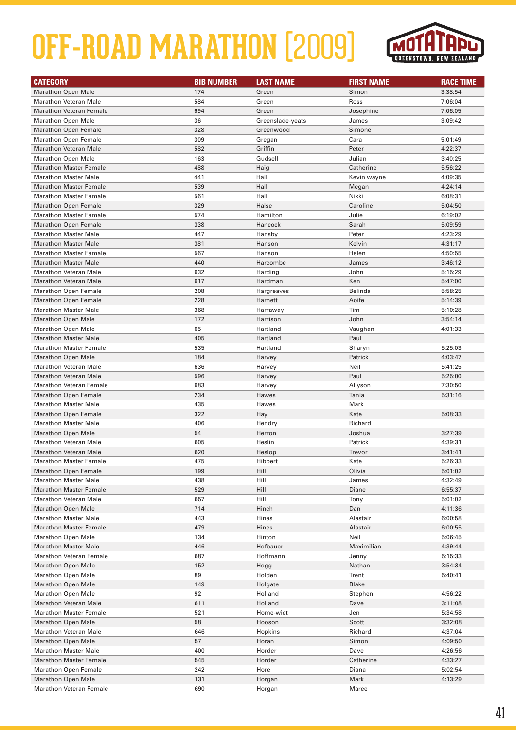# OFF-ROAD MARATHON [2009]

MOTATAPU QUEENSTOWN, NEW ZEALAND

| CATEGORY | BIB NUMBER | LAST NAME | FIRST NAME | RACE TIME |
|---|---|---|---|---|
| Marathon Open Male | 174 | Green | Simon | 3:38:54 |
| Marathon Veteran Male | 584 | Green | Ross | 7:06:04 |
| Marathon Veteran Female | 694 | Green | Josephine | 7:06:05 |
| Marathon Open Male | 36 | Greenslade-yeats | James | 3:09:42 |
| Marathon Open Female | 328 | Greenwood | Simone | |
| Marathon Open Female | 309 | Gregan | Cara | 5:01:49 |
| Marathon Veteran Male | 582 | Griffin | Peter | 4:22:37 |
| Marathon Open Male | 163 | Gudsell | Julian | 3:40:25 |
| Marathon Master Female | 488 | Haig | Catherine | 5:56:22 |
| Marathon Master Male | 441 | Hall | Kevin wayne | 4:09:35 |
| Marathon Master Female | 539 | Hall | Megan | 4:24:14 |
| Marathon Master Female | 561 | Hall | Nikki | 6:08:31 |
| Marathon Open Female | 329 | Halse | Caroline | 5:04:50 |
| Marathon Master Female | 574 | Hamilton | Julie | 6:19:02 |
| Marathon Open Female | 338 | Hancock | Sarah | 5:09:59 |
| Marathon Master Male | 447 | Hansby | Peter | 4:23:29 |
| Marathon Master Male | 381 | Hanson | Kelvin | 4:31:17 |
| Marathon Master Female | 567 | Hanson | Helen | 4:50:55 |
| Marathon Master Male | 440 | Harcombe | James | 3:46:12 |
| Marathon Veteran Male | 632 | Harding | John | 5:15:29 |
| Marathon Veteran Male | 617 | Hardman | Ken | 5:47:00 |
| Marathon Open Female | 208 | Hargreaves | Belinda | 5:58:25 |
| Marathon Open Female | 228 | Harnett | Aoife | 5:14:39 |
| Marathon Master Male | 368 | Harraway | Tim | 5:10:28 |
| Marathon Open Male | 172 | Harrison | John | 3:54:14 |
| Marathon Open Male | 65 | Hartland | Vaughan | 4:01:33 |
| Marathon Master Male | 405 | Hartland | Paul | |
| Marathon Master Female | 535 | Hartland | Sharyn | 5:25:03 |
| Marathon Open Male | 184 | Harvey | Patrick | 4:03:47 |
| Marathon Veteran Male | 636 | Harvey | Neil | 5:41:25 |
| Marathon Veteran Male | 596 | Harvey | Paul | 5:25:00 |
| Marathon Veteran Female | 683 | Harvey | Allyson | 7:30:50 |
| Marathon Open Female | 234 | Hawes | Tania | 5:31:16 |
| Marathon Master Male | 435 | Hawes | Mark | |
| Marathon Open Female | 322 | Hay | Kate | 5:08:33 |
| Marathon Master Male | 406 | Hendry | Richard | |
| Marathon Open Male | 54 | Herron | Joshua | 3:27:39 |
| Marathon Veteran Male | 605 | Heslin | Patrick | 4:39:31 |
| Marathon Veteran Male | 620 | Heslop | Trevor | 3:41:41 |
| Marathon Master Female | 475 | Hibbert | Kate | 5:26:33 |
| Marathon Open Female | 199 | Hill | Olivia | 5:01:02 |
| Marathon Master Male | 438 | Hill | James | 4:32:49 |
| Marathon Master Female | 529 | Hill | Diane | 6:55:37 |
| Marathon Veteran Male | 657 | Hill | Tony | 5:01:02 |
| Marathon Open Male | 714 | Hinch | Dan | 4:11:36 |
| Marathon Master Male | 443 | Hines | Alastair | 6:00:58 |
| Marathon Master Female | 479 | Hines | Alastair | 6:00:55 |
| Marathon Open Male | 134 | Hinton | Neil | 5:06:45 |
| Marathon Master Male | 446 | Hofbauer | Maximilian | 4:39:44 |
| Marathon Veteran Female | 687 | Hoffmann | Jenny | 5:15:33 |
| Marathon Open Male | 152 | Hogg | Nathan | 3:54:34 |
| Marathon Open Male | 89 | Holden | Trent | 5:40:41 |
| Marathon Open Male | 149 | Holgate | Blake | |
| Marathon Open Male | 92 | Holland | Stephen | 4:56:22 |
| Marathon Veteran Male | 611 | Holland | Dave | 3:11:08 |
| Marathon Master Female | 521 | Home-wiet | Jen | 5:34:58 |
| Marathon Open Male | 58 | Hooson | Scott | 3:32:08 |
| Marathon Veteran Male | 646 | Hopkins | Richard | 4:37:04 |
| Marathon Open Male | 57 | Horan | Simon | 4:09:50 |
| Marathon Master Male | 400 | Horder | Dave | 4:26:56 |
| Marathon Master Female | 545 | Horder | Catherine | 4:33:27 |
| Marathon Open Female | 242 | Hore | Diana | 5:02:54 |
| Marathon Open Male | 131 | Horgan | Mark | 4:13:29 |
| Marathon Veteran Female | 690 | Horgan | Maree | |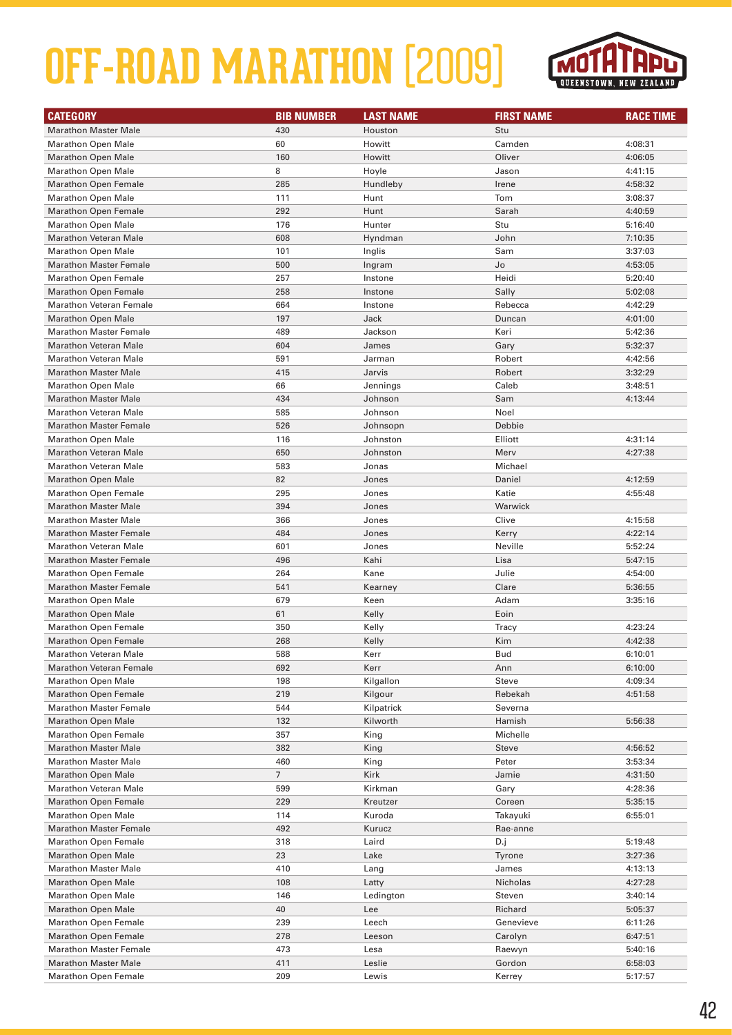# OFF-ROAD MARATHON [2009]

| CATEGORY | BIB NUMBER | LAST NAME | FIRST NAME | RACE TIME |
|---|---|---|---|---|
| Marathon Master Male | 430 | Houston | Stu | |
| Marathon Open Male | 60 | Howitt | Camden | 4:08:31 |
| Marathon Open Male | 160 | Howitt | Oliver | 4:06:05 |
| Marathon Open Male | 8 | Hoyle | Jason | 4:41:15 |
| Marathon Open Female | 285 | Hundleby | Irene | 4:58:32 |
| Marathon Open Male | 111 | Hunt | Tom | 3:08:37 |
| Marathon Open Female | 292 | Hunt | Sarah | 4:40:59 |
| Marathon Open Male | 176 | Hunter | Stu | 5:16:40 |
| Marathon Veteran Male | 608 | Hyndman | John | 7:10:35 |
| Marathon Open Male | 101 | Inglis | Sam | 3:37:03 |
| Marathon Master Female | 500 | Ingram | Jo | 4:53:05 |
| Marathon Open Female | 257 | Instone | Heidi | 5:20:40 |
| Marathon Open Female | 258 | Instone | Sally | 5:02:08 |
| Marathon Veteran Female | 664 | Instone | Rebecca | 4:42:29 |
| Marathon Open Male | 197 | Jack | Duncan | 4:01:00 |
| Marathon Master Female | 489 | Jackson | Keri | 5:42:36 |
| Marathon Veteran Male | 604 | James | Gary | 5:32:37 |
| Marathon Veteran Male | 591 | Jarman | Robert | 4:42:56 |
| Marathon Master Male | 415 | Jarvis | Robert | 3:32:29 |
| Marathon Open Male | 66 | Jennings | Caleb | 3:48:51 |
| Marathon Master Male | 434 | Johnson | Sam | 4:13:44 |
| Marathon Veteran Male | 585 | Johnson | Noel | |
| Marathon Master Female | 526 | Johnsopn | Debbie | |
| Marathon Open Male | 116 | Johnston | Elliott | 4:31:14 |
| Marathon Veteran Male | 650 | Johnston | Merv | 4:27:38 |
| Marathon Veteran Male | 583 | Jonas | Michael | |
| Marathon Open Male | 82 | Jones | Daniel | 4:12:59 |
| Marathon Open Female | 295 | Jones | Katie | 4:55:48 |
| Marathon Master Male | 394 | Jones | Warwick | |
| Marathon Master Male | 366 | Jones | Clive | 4:15:58 |
| Marathon Master Female | 484 | Jones | Kerry | 4:22:14 |
| Marathon Veteran Male | 601 | Jones | Neville | 5:52:24 |
| Marathon Master Female | 496 | Kahi | Lisa | 5:47:15 |
| Marathon Open Female | 264 | Kane | Julie | 4:54:00 |
| Marathon Master Female | 541 | Kearney | Clare | 5:36:55 |
| Marathon Open Male | 679 | Keen | Adam | 3:35:16 |
| Marathon Open Male | 61 | Kelly | Eoin | |
| Marathon Open Female | 350 | Kelly | Tracy | 4:23:24 |
| Marathon Open Female | 268 | Kelly | Kim | 4:42:38 |
| Marathon Veteran Male | 588 | Kerr | Bud | 6:10:01 |
| Marathon Veteran Female | 692 | Kerr | Ann | 6:10:00 |
| Marathon Open Male | 198 | Kilgallon | Steve | 4:09:34 |
| Marathon Open Female | 219 | Kilgour | Rebekah | 4:51:58 |
| Marathon Master Female | 544 | Kilpatrick | Severna | |
| Marathon Open Male | 132 | Kilworth | Hamish | 5:56:38 |
| Marathon Open Female | 357 | King | Michelle | |
| Marathon Master Male | 382 | King | Steve | 4:56:52 |
| Marathon Master Male | 460 | King | Peter | 3:53:34 |
| Marathon Open Male | 7 | Kirk | Jamie | 4:31:50 |
| Marathon Veteran Male | 599 | Kirkman | Gary | 4:28:36 |
| Marathon Open Female | 229 | Kreutzer | Coreen | 5:35:15 |
| Marathon Open Male | 114 | Kuroda | Takayuki | 6:55:01 |
| Marathon Master Female | 492 | Kurucz | Rae-anne | |
| Marathon Open Female | 318 | Laird | D.j | 5:19:48 |
| Marathon Open Male | 23 | Lake | Tyrone | 3:27:36 |
| Marathon Master Male | 410 | Lang | James | 4:13:13 |
| Marathon Open Male | 108 | Latty | Nicholas | 4:27:28 |
| Marathon Open Male | 146 | Ledington | Steven | 3:40:14 |
| Marathon Open Male | 40 | Lee | Richard | 5:05:37 |
| Marathon Open Female | 239 | Leech | Genevieve | 6:11:26 |
| Marathon Open Female | 278 | Leeson | Carolyn | 6:47:51 |
| Marathon Master Female | 473 | Lesa | Raewyn | 5:40:16 |
| Marathon Master Male | 411 | Leslie | Gordon | 6:58:03 |
| Marathon Open Female | 209 | Lewis | Kerrey | 5:17:57 |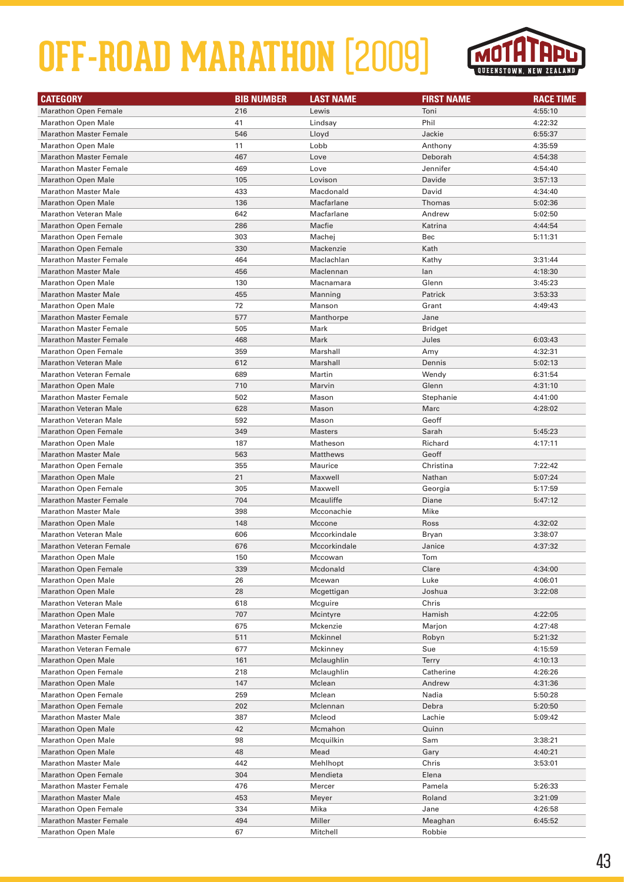# OFF-ROAD MARATHON [2009]

| CATEGORY | BIB NUMBER | LAST NAME | FIRST NAME | RACE TIME |
|---|---|---|---|---|
| Marathon Open Female | 216 | Lewis | Toni | 4:55:10 |
| Marathon Open Male | 41 | Lindsay | Phil | 4:22:32 |
| Marathon Master Female | 546 | Lloyd | Jackie | 6:55:37 |
| Marathon Open Male | 11 | Lobb | Anthony | 4:35:59 |
| Marathon Master Female | 467 | Love | Deborah | 4:54:38 |
| Marathon Master Female | 469 | Love | Jennifer | 4:54:40 |
| Marathon Open Male | 105 | Lovison | Davide | 3:57:13 |
| Marathon Master Male | 433 | Macdonald | David | 4:34:40 |
| Marathon Open Male | 136 | Macfarlane | Thomas | 5:02:36 |
| Marathon Veteran Male | 642 | Macfarlane | Andrew | 5:02:50 |
| Marathon Open Female | 286 | Macfie | Katrina | 4:44:54 |
| Marathon Open Female | 303 | Machej | Bec | 5:11:31 |
| Marathon Open Female | 330 | Mackenzie | Kath | |
| Marathon Master Female | 464 | Maclachlan | Kathy | 3:31:44 |
| Marathon Master Male | 456 | Maclennan | Ian | 4:18:30 |
| Marathon Open Male | 130 | Macnamara | Glenn | 3:45:23 |
| Marathon Master Male | 455 | Manning | Patrick | 3:53:33 |
| Marathon Open Male | 72 | Manson | Grant | 4:49:43 |
| Marathon Master Female | 577 | Manthorpe | Jane | |
| Marathon Master Female | 505 | Mark | Bridget | |
| Marathon Master Female | 468 | Mark | Jules | 6:03:43 |
| Marathon Open Female | 359 | Marshall | Amy | 4:32:31 |
| Marathon Veteran Male | 612 | Marshall | Dennis | 5:02:13 |
| Marathon Veteran Female | 689 | Martin | Wendy | 6:31:54 |
| Marathon Open Male | 710 | Marvin | Glenn | 4:31:10 |
| Marathon Master Female | 502 | Mason | Stephanie | 4:41:00 |
| Marathon Veteran Male | 628 | Mason | Marc | 4:28:02 |
| Marathon Veteran Male | 592 | Mason | Geoff | |
| Marathon Open Female | 349 | Masters | Sarah | 5:45:23 |
| Marathon Open Male | 187 | Matheson | Richard | 4:17:11 |
| Marathon Master Male | 563 | Matthews | Geoff | |
| Marathon Open Female | 355 | Maurice | Christina | 7:22:42 |
| Marathon Open Male | 21 | Maxwell | Nathan | 5:07:24 |
| Marathon Open Female | 305 | Maxwell | Georgia | 5:17:59 |
| Marathon Master Female | 704 | Mcauliffe | Diane | 5:47:12 |
| Marathon Master Male | 398 | Mcconachie | Mike | |
| Marathon Open Male | 148 | Mccone | Ross | 4:32:02 |
| Marathon Veteran Male | 606 | Mccorkindale | Bryan | 3:38:07 |
| Marathon Veteran Female | 676 | Mccorkindale | Janice | 4:37:32 |
| Marathon Open Male | 150 | Mccowan | Tom | |
| Marathon Open Female | 339 | Mcdonald | Clare | 4:34:00 |
| Marathon Open Male | 26 | Mcewan | Luke | 4:06:01 |
| Marathon Open Male | 28 | Mcgettigan | Joshua | 3:22:08 |
| Marathon Veteran Male | 618 | Mcguire | Chris | |
| Marathon Open Male | 707 | Mcintyre | Hamish | 4:22:05 |
| Marathon Veteran Female | 675 | Mckenzie | Marjon | 4:27:48 |
| Marathon Master Female | 511 | Mckinnel | Robyn | 5:21:32 |
| Marathon Veteran Female | 677 | Mckinney | Sue | 4:15:59 |
| Marathon Open Male | 161 | Mclaughlin | Terry | 4:10:13 |
| Marathon Open Female | 218 | Mclaughlin | Catherine | 4:26:26 |
| Marathon Open Male | 147 | Mclean | Andrew | 4:31:36 |
| Marathon Open Female | 259 | Mclean | Nadia | 5:50:28 |
| Marathon Open Female | 202 | Mclennan | Debra | 5:20:50 |
| Marathon Master Male | 387 | Mcleod | Lachie | 5:09:42 |
| Marathon Open Male | 42 | Mcmahon | Quinn | |
| Marathon Open Male | 98 | Mcquilkin | Sam | 3:38:21 |
| Marathon Open Male | 48 | Mead | Gary | 4:40:21 |
| Marathon Master Male | 442 | Mehlhopt | Chris | 3:53:01 |
| Marathon Open Female | 304 | Mendieta | Elena | |
| Marathon Master Female | 476 | Mercer | Pamela | 5:26:33 |
| Marathon Master Male | 453 | Meyer | Roland | 3:21:09 |
| Marathon Open Female | 334 | Mika | Jane | 4:26:58 |
| Marathon Master Female | 494 | Miller | Meaghan | 6:45:52 |
| Marathon Open Male | 67 | Mitchell | Robbie | |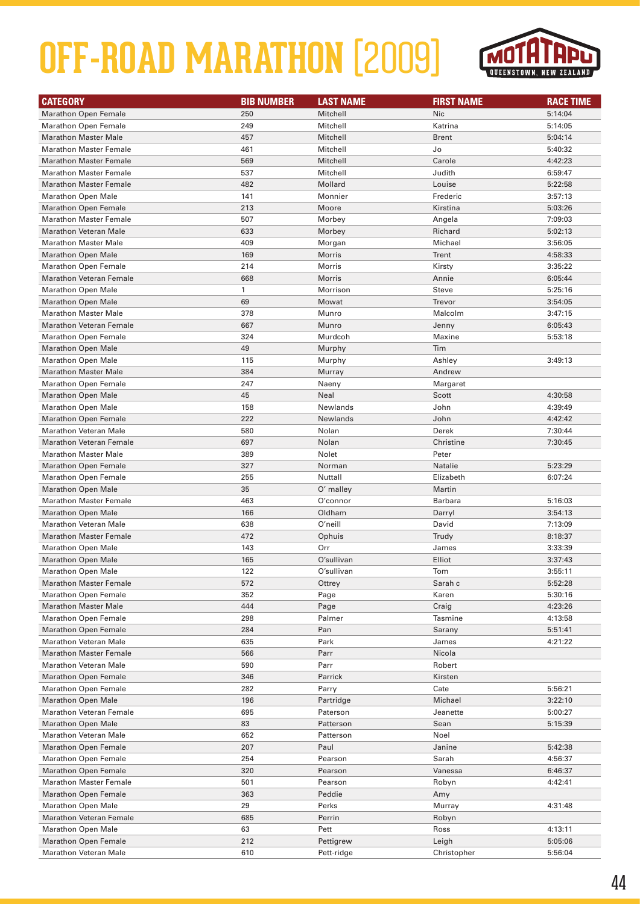# OFF-ROAD MARATHON [2009]

| CATEGORY | BIB NUMBER | LAST NAME | FIRST NAME | RACE TIME |
|---|---|---|---|---|
| Marathon Open Female | 250 | Mitchell | Nic | 5:14:04 |
| Marathon Open Female | 249 | Mitchell | Katrina | 5:14:05 |
| Marathon Master Male | 457 | Mitchell | Brent | 5:04:14 |
| Marathon Master Female | 461 | Mitchell | Jo | 5:40:32 |
| Marathon Master Female | 569 | Mitchell | Carole | 4:42:23 |
| Marathon Master Female | 537 | Mitchell | Judith | 6:59:47 |
| Marathon Master Female | 482 | Mollard | Louise | 5:22:58 |
| Marathon Open Male | 141 | Monnier | Frederic | 3:57:13 |
| Marathon Open Female | 213 | Moore | Kirstina | 5:03:26 |
| Marathon Master Female | 507 | Morbey | Angela | 7:09:03 |
| Marathon Veteran Male | 633 | Morbey | Richard | 5:02:13 |
| Marathon Master Male | 409 | Morgan | Michael | 3:56:05 |
| Marathon Open Male | 169 | Morris | Trent | 4:58:33 |
| Marathon Open Female | 214 | Morris | Kirsty | 3:35:22 |
| Marathon Veteran Female | 668 | Morris | Annie | 6:05:44 |
| Marathon Open Male | 1 | Morrison | Steve | 5:25:16 |
| Marathon Open Male | 69 | Mowat | Trevor | 3:54:05 |
| Marathon Master Male | 378 | Munro | Malcolm | 3:47:15 |
| Marathon Veteran Female | 667 | Munro | Jenny | 6:05:43 |
| Marathon Open Female | 324 | Murdcoh | Maxine | 5:53:18 |
| Marathon Open Male | 49 | Murphy | Tim | |
| Marathon Open Male | 115 | Murphy | Ashley | 3:49:13 |
| Marathon Master Male | 384 | Murray | Andrew | |
| Marathon Open Female | 247 | Naeny | Margaret | |
| Marathon Open Male | 45 | Neal | Scott | 4:30:58 |
| Marathon Open Male | 158 | Newlands | John | 4:39:49 |
| Marathon Open Female | 222 | Newlands | John | 4:42:42 |
| Marathon Veteran Male | 580 | Nolan | Derek | 7:30:44 |
| Marathon Veteran Female | 697 | Nolan | Christine | 7:30:45 |
| Marathon Master Male | 389 | Nolet | Peter | |
| Marathon Open Female | 327 | Norman | Natalie | 5:23:29 |
| Marathon Open Female | 255 | Nuttall | Elizabeth | 6:07:24 |
| Marathon Open Male | 35 | O' malley | Martin | |
| Marathon Master Female | 463 | O'connor | Barbara | 5:16:03 |
| Marathon Open Male | 166 | Oldham | Darryl | 3:54:13 |
| Marathon Veteran Male | 638 | O'neill | David | 7:13:09 |
| Marathon Master Female | 472 | Ophuis | Trudy | 8:18:37 |
| Marathon Open Male | 143 | Orr | James | 3:33:39 |
| Marathon Open Male | 165 | O'sullivan | Elliot | 3:37:43 |
| Marathon Open Male | 122 | O'sullivan | Tom | 3:55:11 |
| Marathon Master Female | 572 | Ottrey | Sarah c | 5:52:28 |
| Marathon Open Female | 352 | Page | Karen | 5:30:16 |
| Marathon Master Male | 444 | Page | Craig | 4:23:26 |
| Marathon Open Female | 298 | Palmer | Tasmine | 4:13:58 |
| Marathon Open Female | 284 | Pan | Sarany | 5:51:41 |
| Marathon Veteran Male | 635 | Park | James | 4:21:22 |
| Marathon Master Female | 566 | Parr | Nicola | |
| Marathon Veteran Male | 590 | Parr | Robert | |
| Marathon Open Female | 346 | Parrick | Kirsten | |
| Marathon Open Female | 282 | Parry | Cate | 5:56:21 |
| Marathon Open Male | 196 | Partridge | Michael | 3:22:10 |
| Marathon Veteran Female | 695 | Paterson | Jeanette | 5:00:27 |
| Marathon Open Male | 83 | Patterson | Sean | 5:15:39 |
| Marathon Veteran Male | 652 | Patterson | Noel | |
| Marathon Open Female | 207 | Paul | Janine | 5:42:38 |
| Marathon Open Female | 254 | Pearson | Sarah | 4:56:37 |
| Marathon Open Female | 320 | Pearson | Vanessa | 6:46:37 |
| Marathon Master Female | 501 | Pearson | Robyn | 4:42:41 |
| Marathon Open Female | 363 | Peddie | Amy | |
| Marathon Open Male | 29 | Perks | Murray | 4:31:48 |
| Marathon Veteran Female | 685 | Perrin | Robyn | |
| Marathon Open Male | 63 | Pett | Ross | 4:13:11 |
| Marathon Open Female | 212 | Pettigrew | Leigh | 5:05:06 |
| Marathon Veteran Male | 610 | Pett-ridge | Christopher | 5:56:04 |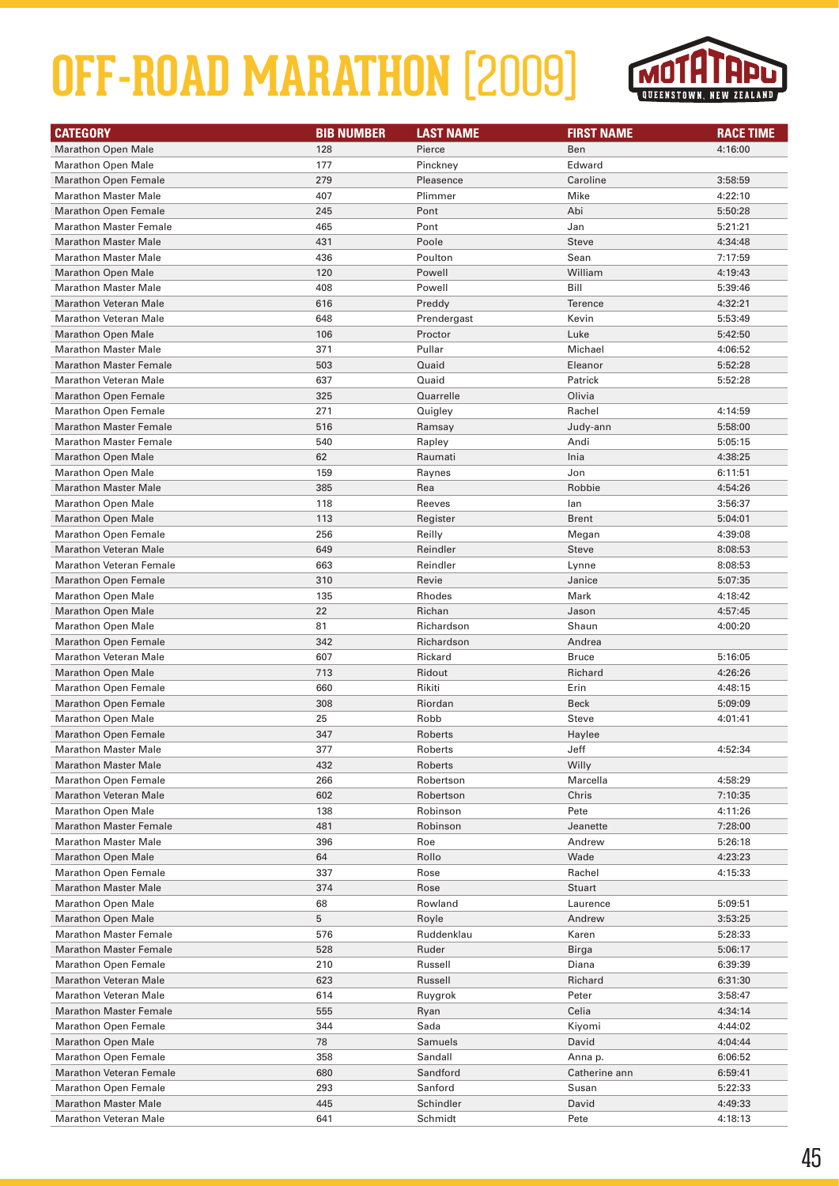# OFF-ROAD MARATHON [2009]

| CATEGORY | BIB NUMBER | LAST NAME | FIRST NAME | RACE TIME |
|---|---|---|---|---|
| Marathon Open Male | 128 | Pierce | Ben | 4:16:00 |
| Marathon Open Male | 177 | Pinckney | Edward | |
| Marathon Open Female | 279 | Pleasence | Caroline | 3:58:59 |
| Marathon Master Male | 407 | Plimmer | Mike | 4:22:10 |
| Marathon Open Female | 245 | Pont | Abi | 5:50:28 |
| Marathon Master Female | 465 | Pont | Jan | 5:21:21 |
| Marathon Master Male | 431 | Poole | Steve | 4:34:48 |
| Marathon Master Male | 436 | Poulton | Sean | 7:17:59 |
| Marathon Open Male | 120 | Powell | William | 4:19:43 |
| Marathon Master Male | 408 | Powell | Bill | 5:39:46 |
| Marathon Veteran Male | 616 | Preddy | Terence | 4:32:21 |
| Marathon Veteran Male | 648 | Prendergast | Kevin | 5:53:49 |
| Marathon Open Male | 106 | Proctor | Luke | 5:42:50 |
| Marathon Master Male | 371 | Pullar | Michael | 4:06:52 |
| Marathon Master Female | 503 | Quaid | Eleanor | 5:52:28 |
| Marathon Veteran Male | 637 | Quaid | Patrick | 5:52:28 |
| Marathon Open Female | 325 | Quarrelle | Olivia | |
| Marathon Open Female | 271 | Quigley | Rachel | 4:14:59 |
| Marathon Master Female | 516 | Ramsay | Judy-ann | 5:58:00 |
| Marathon Master Female | 540 | Rapley | Andi | 5:05:15 |
| Marathon Open Male | 62 | Raumati | Inia | 4:38:25 |
| Marathon Open Male | 159 | Raynes | Jon | 6:11:51 |
| Marathon Master Male | 385 | Rea | Robbie | 4:54:26 |
| Marathon Open Male | 118 | Reeves | Ian | 3:56:37 |
| Marathon Open Male | 113 | Register | Brent | 5:04:01 |
| Marathon Open Female | 256 | Reilly | Megan | 4:39:08 |
| Marathon Veteran Male | 649 | Reindler | Steve | 8:08:53 |
| Marathon Veteran Female | 663 | Reindler | Lynne | 8:08:53 |
| Marathon Open Female | 310 | Revie | Janice | 5:07:35 |
| Marathon Open Male | 135 | Rhodes | Mark | 4:18:42 |
| Marathon Open Male | 22 | Richan | Jason | 4:57:45 |
| Marathon Open Male | 81 | Richardson | Shaun | 4:00:20 |
| Marathon Open Female | 342 | Richardson | Andrea | |
| Marathon Veteran Male | 607 | Rickard | Bruce | 5:16:05 |
| Marathon Open Male | 713 | Ridout | Richard | 4:26:26 |
| Marathon Open Female | 660 | Rikiti | Erin | 4:48:15 |
| Marathon Open Female | 308 | Riordan | Beck | 5:09:09 |
| Marathon Open Male | 25 | Robb | Steve | 4:01:41 |
| Marathon Open Female | 347 | Roberts | Haylee | |
| Marathon Master Male | 377 | Roberts | Jeff | 4:52:34 |
| Marathon Master Male | 432 | Roberts | Willy | |
| Marathon Open Female | 266 | Robertson | Marcella | 4:58:29 |
| Marathon Veteran Male | 602 | Robertson | Chris | 7:10:35 |
| Marathon Open Male | 138 | Robinson | Pete | 4:11:26 |
| Marathon Master Female | 481 | Robinson | Jeanette | 7:28:00 |
| Marathon Master Male | 396 | Roe | Andrew | 5:26:18 |
| Marathon Open Male | 64 | Rollo | Wade | 4:23:23 |
| Marathon Open Female | 337 | Rose | Rachel | 4:15:33 |
| Marathon Master Male | 374 | Rose | Stuart | |
| Marathon Open Male | 68 | Rowland | Laurence | 5:09:51 |
| Marathon Open Male | 5 | Royle | Andrew | 3:53:25 |
| Marathon Master Female | 576 | Ruddenklau | Karen | 5:28:33 |
| Marathon Master Female | 528 | Ruder | Birga | 5:06:17 |
| Marathon Open Female | 210 | Russell | Diana | 6:39:39 |
| Marathon Veteran Male | 623 | Russell | Richard | 6:31:30 |
| Marathon Veteran Male | 614 | Ruygrok | Peter | 3:58:47 |
| Marathon Master Female | 555 | Ryan | Celia | 4:34:14 |
| Marathon Open Female | 344 | Sada | Kiyomi | 4:44:02 |
| Marathon Open Male | 78 | Samuels | David | 4:04:44 |
| Marathon Open Female | 358 | Sandall | Anna p. | 6:06:52 |
| Marathon Veteran Female | 680 | Sandford | Catherine ann | 6:59:41 |
| Marathon Open Female | 293 | Sanford | Susan | 5:22:33 |
| Marathon Master Male | 445 | Schindler | David | 4:49:33 |
| Marathon Veteran Male | 641 | Schmidt | Pete | 4:18:13 |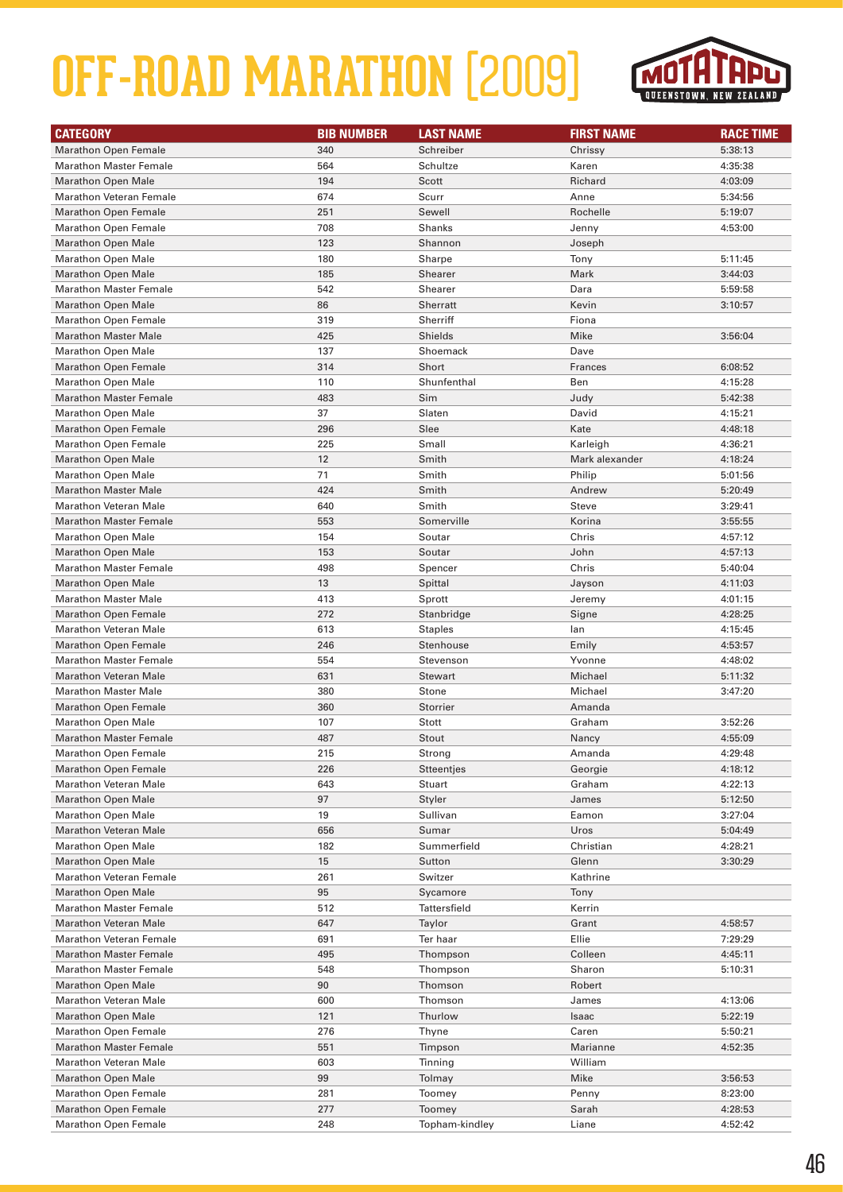# OFF-ROAD MARATHON [2009]

| CATEGORY | BIB NUMBER | LAST NAME | FIRST NAME | RACE TIME |
|---|---|---|---|---|
| Marathon Open Female | 340 | Schreiber | Chrissy | 5:38:13 |
| Marathon Master Female | 564 | Schultze | Karen | 4:35:38 |
| Marathon Open Male | 194 | Scott | Richard | 4:03:09 |
| Marathon Veteran Female | 674 | Scurr | Anne | 5:34:56 |
| Marathon Open Female | 251 | Sewell | Rochelle | 5:19:07 |
| Marathon Open Female | 708 | Shanks | Jenny | 4:53:00 |
| Marathon Open Male | 123 | Shannon | Joseph | |
| Marathon Open Male | 180 | Sharpe | Tony | 5:11:45 |
| Marathon Open Male | 185 | Shearer | Mark | 3:44:03 |
| Marathon Master Female | 542 | Shearer | Dara | 5:59:58 |
| Marathon Open Male | 86 | Sherratt | Kevin | 3:10:57 |
| Marathon Open Female | 319 | Sherriff | Fiona | |
| Marathon Master Male | 425 | Shields | Mike | 3:56:04 |
| Marathon Open Male | 137 | Shoemack | Dave | |
| Marathon Open Female | 314 | Short | Frances | 6:08:52 |
| Marathon Open Male | 110 | Shunfenthal | Ben | 4:15:28 |
| Marathon Master Female | 483 | Sim | Judy | 5:42:38 |
| Marathon Open Male | 37 | Slaten | David | 4:15:21 |
| Marathon Open Female | 296 | Slee | Kate | 4:48:18 |
| Marathon Open Female | 225 | Small | Karleigh | 4:36:21 |
| Marathon Open Male | 12 | Smith | Mark alexander | 4:18:24 |
| Marathon Open Male | 71 | Smith | Philip | 5:01:56 |
| Marathon Master Male | 424 | Smith | Andrew | 5:20:49 |
| Marathon Veteran Male | 640 | Smith | Steve | 3:29:41 |
| Marathon Master Female | 553 | Somerville | Korina | 3:55:55 |
| Marathon Open Male | 154 | Soutar | Chris | 4:57:12 |
| Marathon Open Male | 153 | Soutar | John | 4:57:13 |
| Marathon Master Female | 498 | Spencer | Chris | 5:40:04 |
| Marathon Open Male | 13 | Spittal | Jayson | 4:11:03 |
| Marathon Master Male | 413 | Sprott | Jeremy | 4:01:15 |
| Marathon Open Female | 272 | Stanbridge | Signe | 4:28:25 |
| Marathon Veteran Male | 613 | Staples | Ian | 4:15:45 |
| Marathon Open Female | 246 | Stenhouse | Emily | 4:53:57 |
| Marathon Master Female | 554 | Stevenson | Yvonne | 4:48:02 |
| Marathon Veteran Male | 631 | Stewart | Michael | 5:11:32 |
| Marathon Master Male | 380 | Stone | Michael | 3:47:20 |
| Marathon Open Female | 360 | Storrier | Amanda | |
| Marathon Open Male | 107 | Stott | Graham | 3:52:26 |
| Marathon Master Female | 487 | Stout | Nancy | 4:55:09 |
| Marathon Open Female | 215 | Strong | Amanda | 4:29:48 |
| Marathon Open Female | 226 | Stteentjes | Georgie | 4:18:12 |
| Marathon Veteran Male | 643 | Stuart | Graham | 4:22:13 |
| Marathon Open Male | 97 | Styler | James | 5:12:50 |
| Marathon Open Male | 19 | Sullivan | Eamon | 3:27:04 |
| Marathon Veteran Male | 656 | Sumar | Uros | 5:04:49 |
| Marathon Open Male | 182 | Summerfield | Christian | 4:28:21 |
| Marathon Open Male | 15 | Sutton | Glenn | 3:30:29 |
| Marathon Veteran Female | 261 | Switzer | Kathrine | |
| Marathon Open Male | 95 | Sycamore | Tony | |
| Marathon Master Female | 512 | Tattersfield | Kerrin | |
| Marathon Veteran Male | 647 | Taylor | Grant | 4:58:57 |
| Marathon Veteran Female | 691 | Ter haar | Ellie | 7:29:29 |
| Marathon Master Female | 495 | Thompson | Colleen | 4:45:11 |
| Marathon Master Female | 548 | Thompson | Sharon | 5:10:31 |
| Marathon Open Male | 90 | Thomson | Robert | |
| Marathon Veteran Male | 600 | Thomson | James | 4:13:06 |
| Marathon Open Male | 121 | Thurlow | Isaac | 5:22:19 |
| Marathon Open Female | 276 | Thyne | Caren | 5:50:21 |
| Marathon Master Female | 551 | Timpson | Marianne | 4:52:35 |
| Marathon Veteran Male | 603 | Tinning | William | |
| Marathon Open Male | 99 | Tolmay | Mike | 3:56:53 |
| Marathon Open Female | 281 | Toomey | Penny | 8:23:00 |
| Marathon Open Female | 277 | Toomey | Sarah | 4:28:53 |
| Marathon Open Female | 248 | Topham-kindley | Liane | 4:52:42 |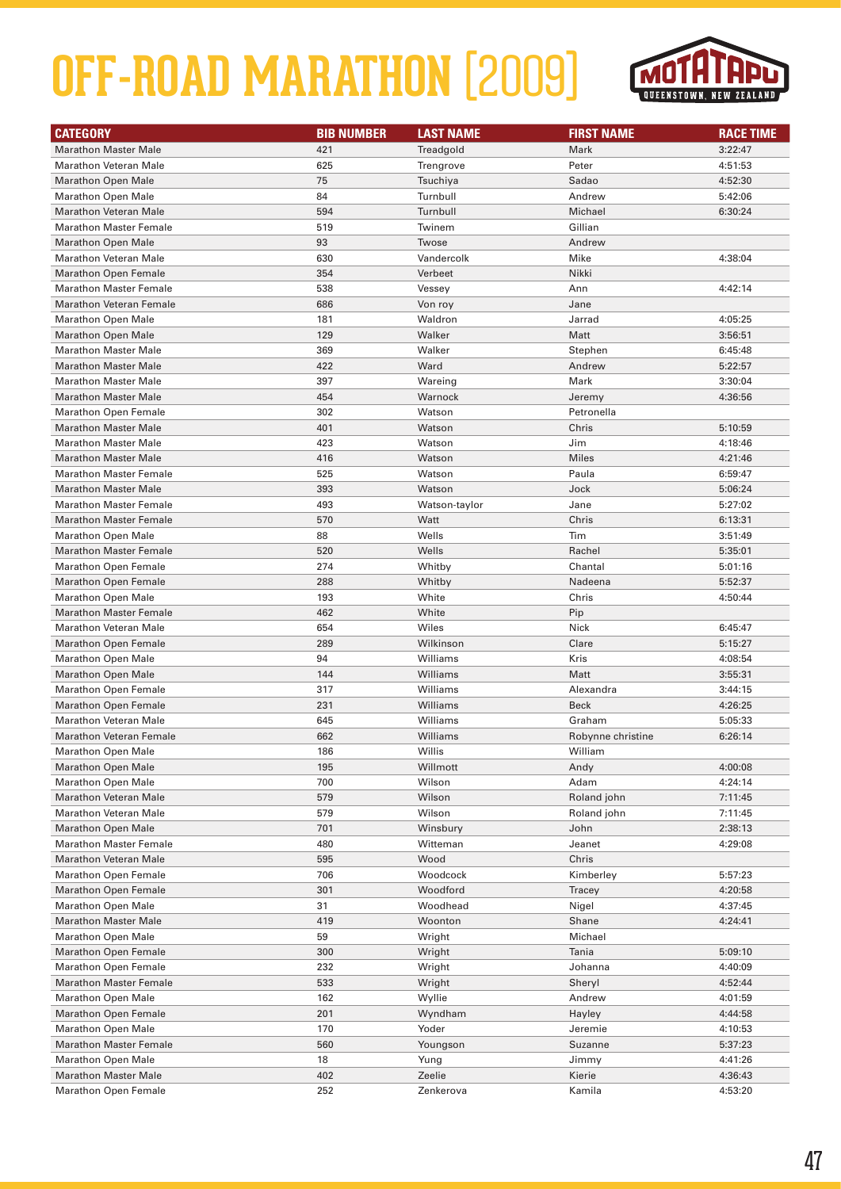# OFF-ROAD MARATHON [2009]

MOTATAPU QUEENSTOWN, NEW ZEALAND

| CATEGORY | BIB NUMBER | LAST NAME | FIRST NAME | RACE TIME |
|---|---|---|---|---|
| Marathon Master Male | 421 | Treadgold | Mark | 3:22:47 |
| Marathon Veteran Male | 625 | Trengrove | Peter | 4:51:53 |
| Marathon Open Male | 75 | Tsuchiya | Sadao | 4:52:30 |
| Marathon Open Male | 84 | Turnbull | Andrew | 5:42:06 |
| Marathon Veteran Male | 594 | Turnbull | Michael | 6:30:24 |
| Marathon Master Female | 519 | Twinem | Gillian | |
| Marathon Open Male | 93 | Twose | Andrew | |
| Marathon Veteran Male | 630 | Vandercolk | Mike | 4:38:04 |
| Marathon Open Female | 354 | Verbeet | Nikki | |
| Marathon Master Female | 538 | Vessey | Ann | 4:42:14 |
| Marathon Veteran Female | 686 | Von roy | Jane | |
| Marathon Open Male | 181 | Waldron | Jarrad | 4:05:25 |
| Marathon Open Male | 129 | Walker | Matt | 3:56:51 |
| Marathon Master Male | 369 | Walker | Stephen | 6:45:48 |
| Marathon Master Male | 422 | Ward | Andrew | 5:22:57 |
| Marathon Master Male | 397 | Wareing | Mark | 3:30:04 |
| Marathon Master Male | 454 | Warnock | Jeremy | 4:36:56 |
| Marathon Open Female | 302 | Watson | Petronella | |
| Marathon Master Male | 401 | Watson | Chris | 5:10:59 |
| Marathon Master Male | 423 | Watson | Jim | 4:18:46 |
| Marathon Master Male | 416 | Watson | Miles | 4:21:46 |
| Marathon Master Female | 525 | Watson | Paula | 6:59:47 |
| Marathon Master Male | 393 | Watson | Jock | 5:06:24 |
| Marathon Master Female | 493 | Watson-taylor | Jane | 5:27:02 |
| Marathon Master Female | 570 | Watt | Chris | 6:13:31 |
| Marathon Open Male | 88 | Wells | Tim | 3:51:49 |
| Marathon Master Female | 520 | Wells | Rachel | 5:35:01 |
| Marathon Open Female | 274 | Whitby | Chantal | 5:01:16 |
| Marathon Open Female | 288 | Whitby | Nadeena | 5:52:37 |
| Marathon Open Male | 193 | White | Chris | 4:50:44 |
| Marathon Master Female | 462 | White | Pip | |
| Marathon Veteran Male | 654 | Wiles | Nick | 6:45:47 |
| Marathon Open Female | 289 | Wilkinson | Clare | 5:15:27 |
| Marathon Open Male | 94 | Williams | Kris | 4:08:54 |
| Marathon Open Male | 144 | Williams | Matt | 3:55:31 |
| Marathon Open Female | 317 | Williams | Alexandra | 3:44:15 |
| Marathon Open Female | 231 | Williams | Beck | 4:26:25 |
| Marathon Veteran Male | 645 | Williams | Graham | 5:05:33 |
| Marathon Veteran Female | 662 | Williams | Robynne christine | 6:26:14 |
| Marathon Open Male | 186 | Willis | William | |
| Marathon Open Male | 195 | Willmott | Andy | 4:00:08 |
| Marathon Open Male | 700 | Wilson | Adam | 4:24:14 |
| Marathon Veteran Male | 579 | Wilson | Roland john | 7:11:45 |
| Marathon Veteran Male | 579 | Wilson | Roland john | 7:11:45 |
| Marathon Open Male | 701 | Winsbury | John | 2:38:13 |
| Marathon Master Female | 480 | Witteman | Jeanet | 4:29:08 |
| Marathon Veteran Male | 595 | Wood | Chris | |
| Marathon Open Female | 706 | Woodcock | Kimberley | 5:57:23 |
| Marathon Open Female | 301 | Woodford | Tracey | 4:20:58 |
| Marathon Open Male | 31 | Woodhead | Nigel | 4:37:45 |
| Marathon Master Male | 419 | Woonton | Shane | 4:24:41 |
| Marathon Open Male | 59 | Wright | Michael | |
| Marathon Open Female | 300 | Wright | Tania | 5:09:10 |
| Marathon Open Female | 232 | Wright | Johanna | 4:40:09 |
| Marathon Master Female | 533 | Wright | Sheryl | 4:52:44 |
| Marathon Open Male | 162 | Wyllie | Andrew | 4:01:59 |
| Marathon Open Female | 201 | Wyndham | Hayley | 4:44:58 |
| Marathon Open Male | 170 | Yoder | Jeremie | 4:10:53 |
| Marathon Master Female | 560 | Youngson | Suzanne | 5:37:23 |
| Marathon Open Male | 18 | Yung | Jimmy | 4:41:26 |
| Marathon Master Male | 402 | Zeelie | Kierie | 4:36:43 |
| Marathon Open Female | 252 | Zenkerova | Kamila | 4:53:20 |